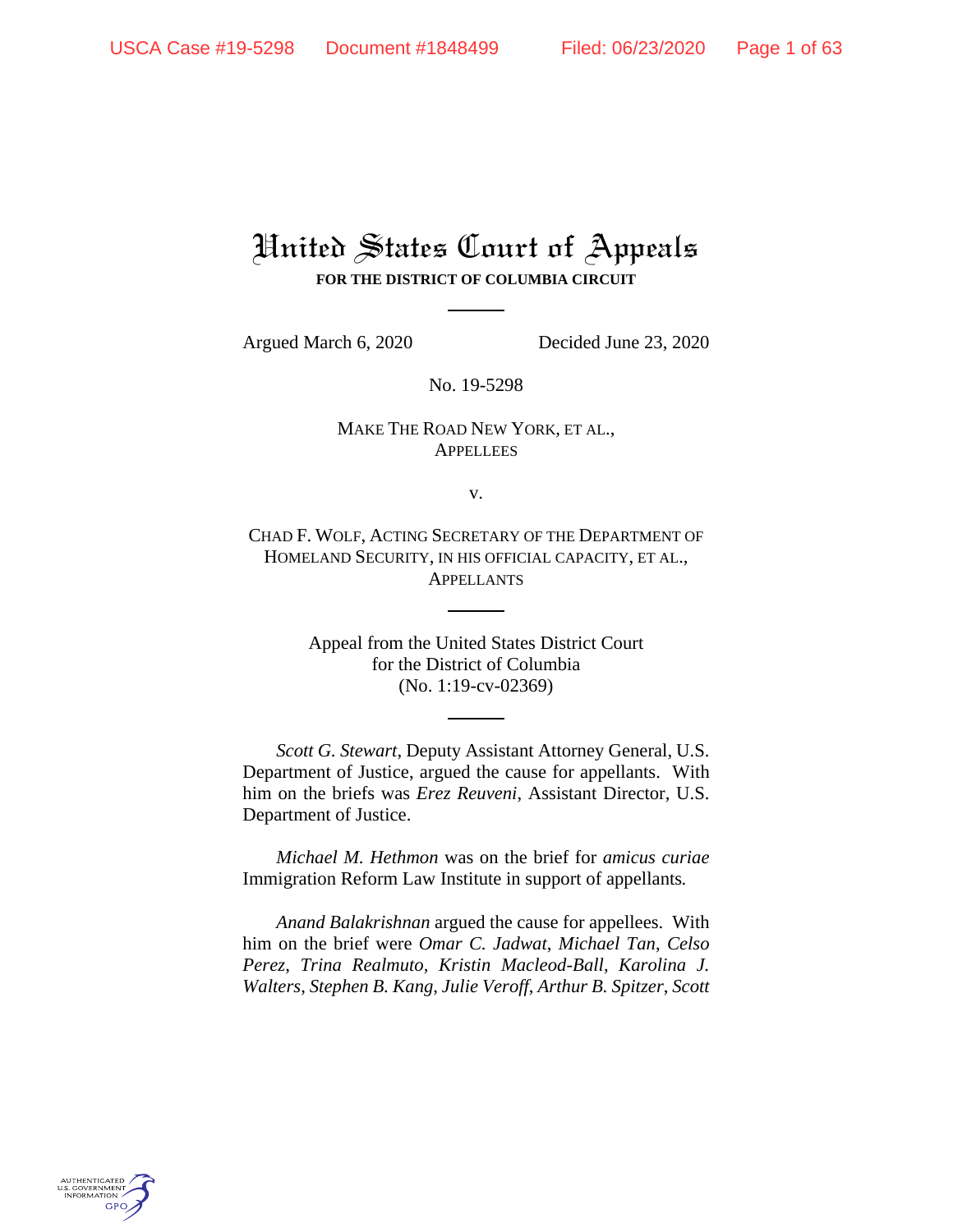# United States Court of Appeals

**FOR THE DISTRICT OF COLUMBIA CIRCUIT**

Argued March 6, 2020 Decided June 23, 2020

No. 19-5298

MAKE THE ROAD NEW YORK, ET AL.,
APPELLEES

v.

CHAD F. WOLF, ACTING SECRETARY OF THE DEPARTMENT OF HOMELAND SECURITY, IN HIS OFFICIAL CAPACITY, ET AL.,
APPELLANTS

Appeal from the United States District Court
for the District of Columbia
(No. 1:19-cv-02369)

*Scott G. Stewart*, Deputy Assistant Attorney General, U.S. Department of Justice, argued the cause for appellants. With him on the briefs was *Erez Reuveni*, Assistant Director, U.S. Department of Justice.

*Michael M. Hethmon* was on the brief for *amicus curiae* Immigration Reform Law Institute in support of appellants.

*Anand Balakrishnan* argued the cause for appellees. With him on the brief were *Omar C. Jadwat*, *Michael Tan*, *Celso Perez*, *Trina Realmuto*, *Kristin Macleod-Ball*, *Karolina J. Walters*, *Stephen B. Kang*, *Julie Veroff*, *Arthur B. Spitzer*, *Scott*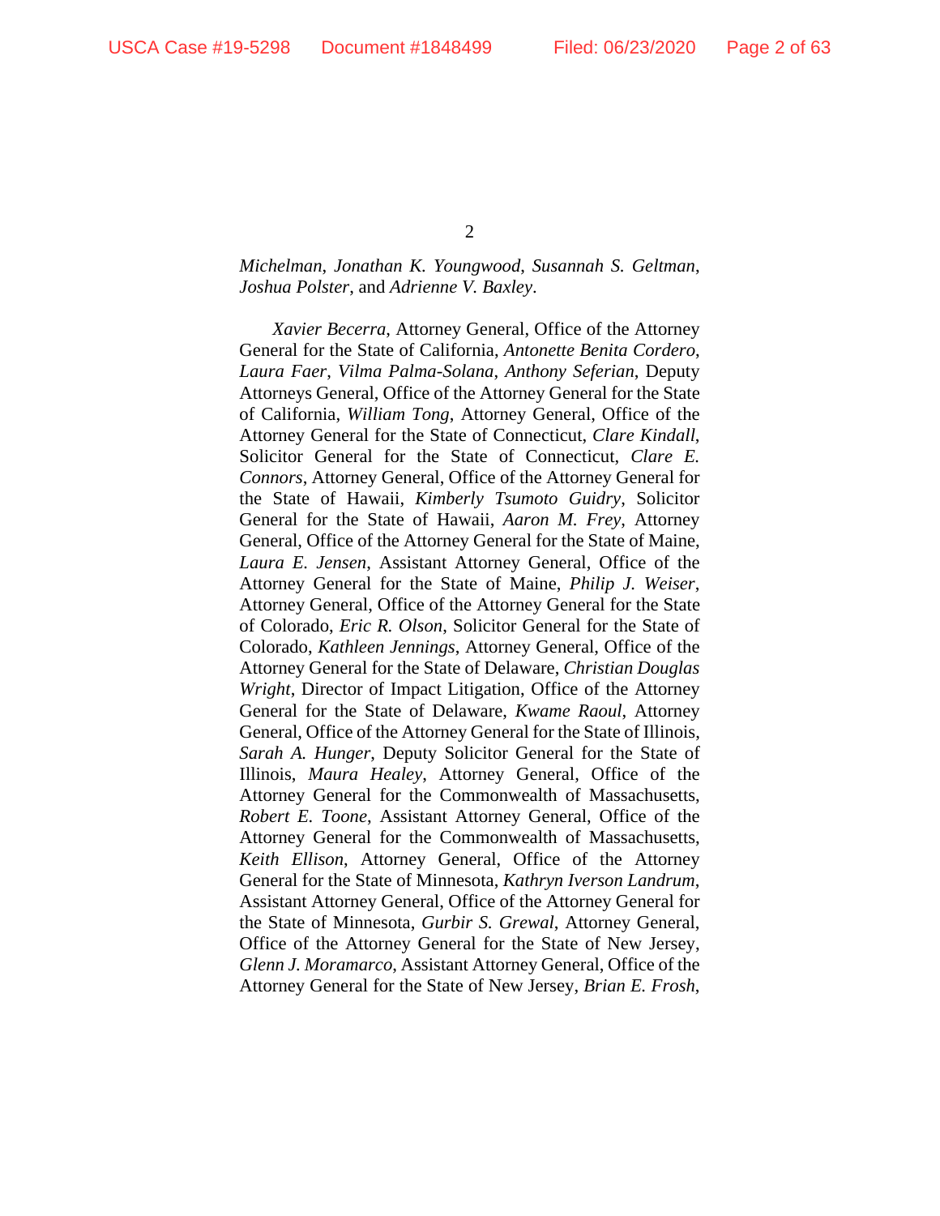*Michelman*, *Jonathan K. Youngwood*, *Susannah S. Geltman*, *Joshua Polster*, and *Adrienne V. Baxley*.

*Xavier Becerra*, Attorney General, Office of the Attorney General for the State of California, *Antonette Benita Cordero*, *Laura Faer*, *Vilma Palma-Solana*, *Anthony Seferian*, Deputy Attorneys General, Office of the Attorney General for the State of California, *William Tong*, Attorney General, Office of the Attorney General for the State of Connecticut, *Clare Kindall*, Solicitor General for the State of Connecticut, *Clare E. Connors*, Attorney General, Office of the Attorney General for the State of Hawaii, *Kimberly Tsumoto Guidry*, Solicitor General for the State of Hawaii, *Aaron M. Frey*, Attorney General, Office of the Attorney General for the State of Maine, *Laura E. Jensen*, Assistant Attorney General, Office of the Attorney General for the State of Maine, *Philip J. Weiser*, Attorney General, Office of the Attorney General for the State of Colorado, *Eric R. Olson*, Solicitor General for the State of Colorado, *Kathleen Jennings*, Attorney General, Office of the Attorney General for the State of Delaware, *Christian Douglas Wright*, Director of Impact Litigation, Office of the Attorney General for the State of Delaware, *Kwame Raoul*, Attorney General, Office of the Attorney General for the State of Illinois, *Sarah A. Hunger*, Deputy Solicitor General for the State of Illinois, *Maura Healey*, Attorney General, Office of the Attorney General for the Commonwealth of Massachusetts, *Robert E. Toone*, Assistant Attorney General, Office of the Attorney General for the Commonwealth of Massachusetts, *Keith Ellison*, Attorney General, Office of the Attorney General for the State of Minnesota, *Kathryn Iverson Landrum*, Assistant Attorney General, Office of the Attorney General for the State of Minnesota, *Gurbir S. Grewal*, Attorney General, Office of the Attorney General for the State of New Jersey, *Glenn J. Moramarco*, Assistant Attorney General, Office of the Attorney General for the State of New Jersey, *Brian E. Frosh*,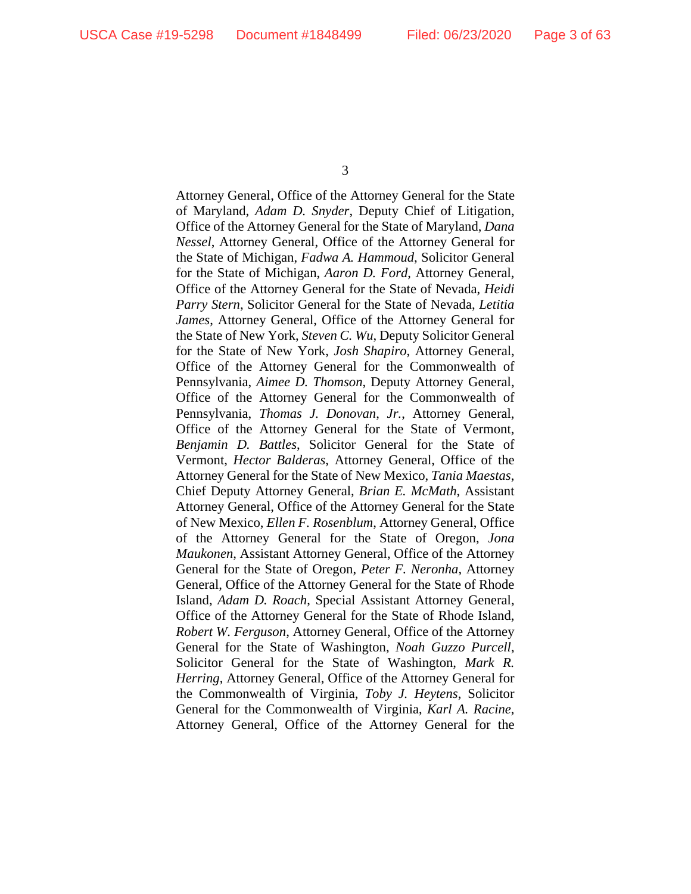Attorney General, Office of the Attorney General for the State of Maryland, *Adam D. Snyder*, Deputy Chief of Litigation, Office of the Attorney General for the State of Maryland, *Dana Nessel*, Attorney General, Office of the Attorney General for the State of Michigan, *Fadwa A. Hammoud*, Solicitor General for the State of Michigan, *Aaron D. Ford*, Attorney General, Office of the Attorney General for the State of Nevada, *Heidi Parry Stern*, Solicitor General for the State of Nevada, *Letitia James*, Attorney General, Office of the Attorney General for the State of New York, *Steven C. Wu*, Deputy Solicitor General for the State of New York, *Josh Shapiro*, Attorney General, Office of the Attorney General for the Commonwealth of Pennsylvania, *Aimee D. Thomson*, Deputy Attorney General, Office of the Attorney General for the Commonwealth of Pennsylvania, *Thomas J. Donovan, Jr.*, Attorney General, Office of the Attorney General for the State of Vermont, *Benjamin D. Battles*, Solicitor General for the State of Vermont, *Hector Balderas*, Attorney General, Office of the Attorney General for the State of New Mexico, *Tania Maestas*, Chief Deputy Attorney General, *Brian E. McMath*, Assistant Attorney General, Office of the Attorney General for the State of New Mexico, *Ellen F. Rosenblum*, Attorney General, Office of the Attorney General for the State of Oregon, *Jona Maukonen*, Assistant Attorney General, Office of the Attorney General for the State of Oregon, *Peter F. Neronha*, Attorney General, Office of the Attorney General for the State of Rhode Island, *Adam D. Roach*, Special Assistant Attorney General, Office of the Attorney General for the State of Rhode Island, *Robert W. Ferguson*, Attorney General, Office of the Attorney General for the State of Washington, *Noah Guzzo Purcell*, Solicitor General for the State of Washington, *Mark R. Herring*, Attorney General, Office of the Attorney General for the Commonwealth of Virginia, *Toby J. Heytens*, Solicitor General for the Commonwealth of Virginia, *Karl A. Racine*, Attorney General, Office of the Attorney General for the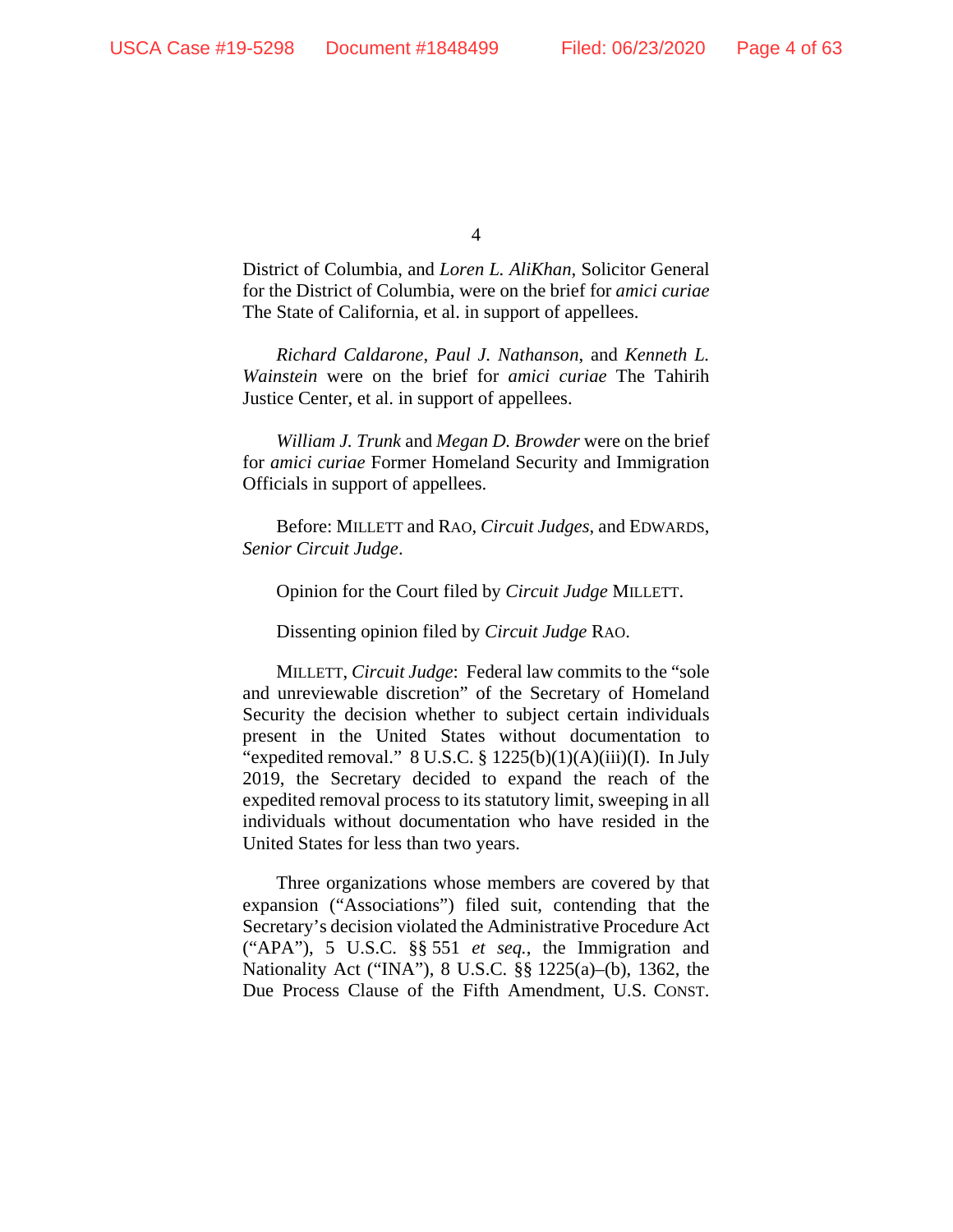District of Columbia, and *Loren L. AliKhan*, Solicitor General for the District of Columbia, were on the brief for *amici curiae* The State of California, et al. in support of appellees.

*Richard Caldarone*, *Paul J. Nathanson*, and *Kenneth L. Wainstein* were on the brief for *amici curiae* The Tahirih Justice Center, et al. in support of appellees.

*William J. Trunk* and *Megan D. Browder* were on the brief for *amici curiae* Former Homeland Security and Immigration Officials in support of appellees.

Before: MILLETT and RAO, *Circuit Judges*, and EDWARDS, *Senior Circuit Judge*.

Opinion for the Court filed by *Circuit Judge* MILLETT.

Dissenting opinion filed by *Circuit Judge* RAO.

MILLETT, *Circuit Judge*: Federal law commits to the "sole and unreviewable discretion" of the Secretary of Homeland Security the decision whether to subject certain individuals present in the United States without documentation to "expedited removal." 8 U.S.C. § 1225(b)(1)(A)(iii)(I). In July 2019, the Secretary decided to expand the reach of the expedited removal process to its statutory limit, sweeping in all individuals without documentation who have resided in the United States for less than two years.

Three organizations whose members are covered by that expansion ("Associations") filed suit, contending that the Secretary's decision violated the Administrative Procedure Act ("APA"), 5 U.S.C. §§ 551 *et seq.*, the Immigration and Nationality Act ("INA"), 8 U.S.C. §§ 1225(a)–(b), 1362, the Due Process Clause of the Fifth Amendment, U.S. CONST.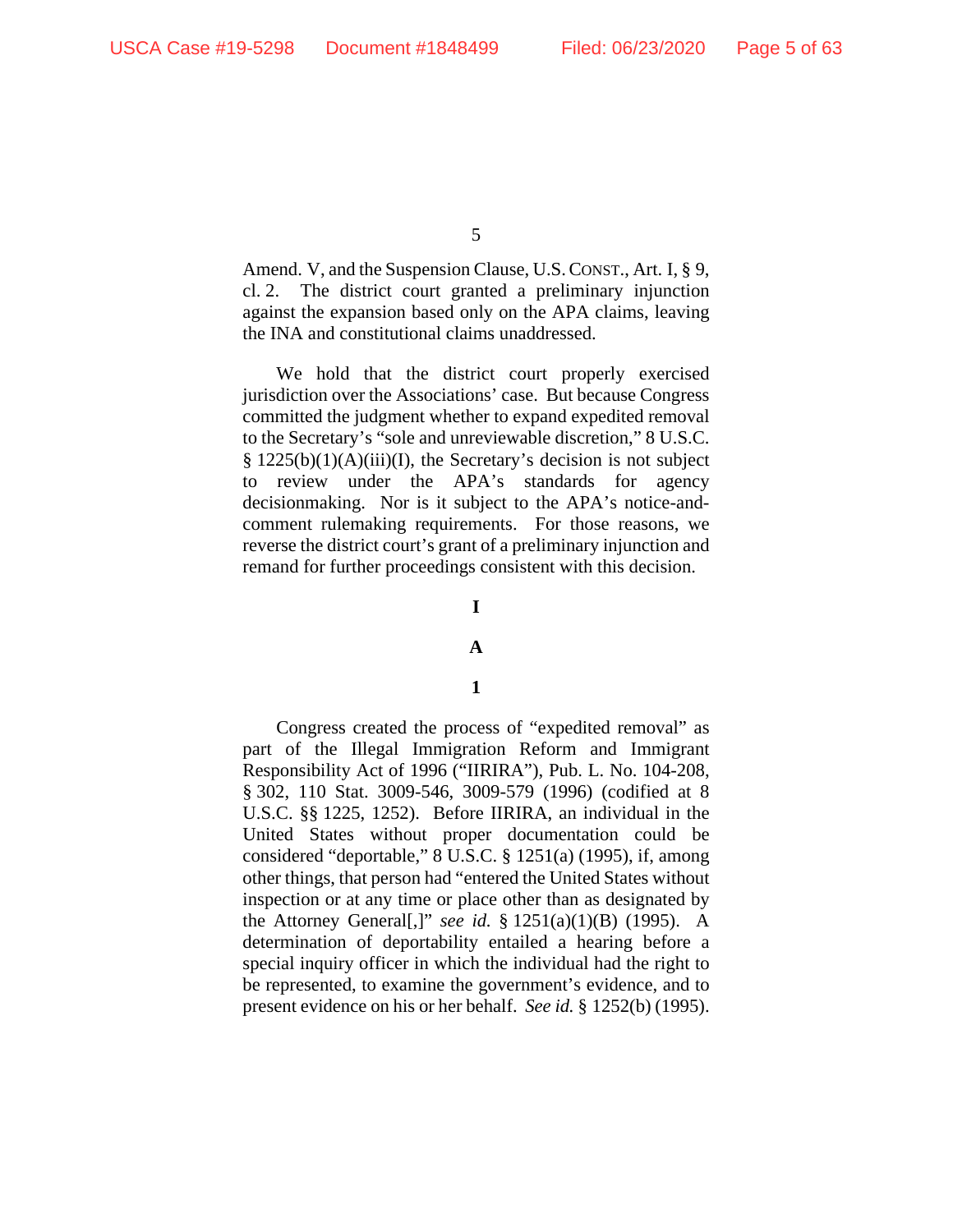Amend. V, and the Suspension Clause, U.S. CONST., Art. I, § 9, cl. 2. The district court granted a preliminary injunction against the expansion based only on the APA claims, leaving the INA and constitutional claims unaddressed.

We hold that the district court properly exercised jurisdiction over the Associations' case. But because Congress committed the judgment whether to expand expedited removal to the Secretary's "sole and unreviewable discretion," 8 U.S.C. § 1225(b)(1)(A)(iii)(I), the Secretary's decision is not subject to review under the APA's standards for agency decisionmaking. Nor is it subject to the APA's notice-and-comment rulemaking requirements. For those reasons, we reverse the district court's grant of a preliminary injunction and remand for further proceedings consistent with this decision.

# I

## A

### 1

Congress created the process of "expedited removal" as part of the Illegal Immigration Reform and Immigrant Responsibility Act of 1996 ("IIRIRA"), Pub. L. No. 104-208, § 302, 110 Stat. 3009-546, 3009-579 (1996) (codified at 8 U.S.C. §§ 1225, 1252). Before IIRIRA, an individual in the United States without proper documentation could be considered "deportable," 8 U.S.C. § 1251(a) (1995), if, among other things, that person had "entered the United States without inspection or at any time or place other than as designated by the Attorney General[,]" *see id.* § 1251(a)(1)(B) (1995). A determination of deportability entailed a hearing before a special inquiry officer in which the individual had the right to be represented, to examine the government's evidence, and to present evidence on his or her behalf. *See id.* § 1252(b) (1995).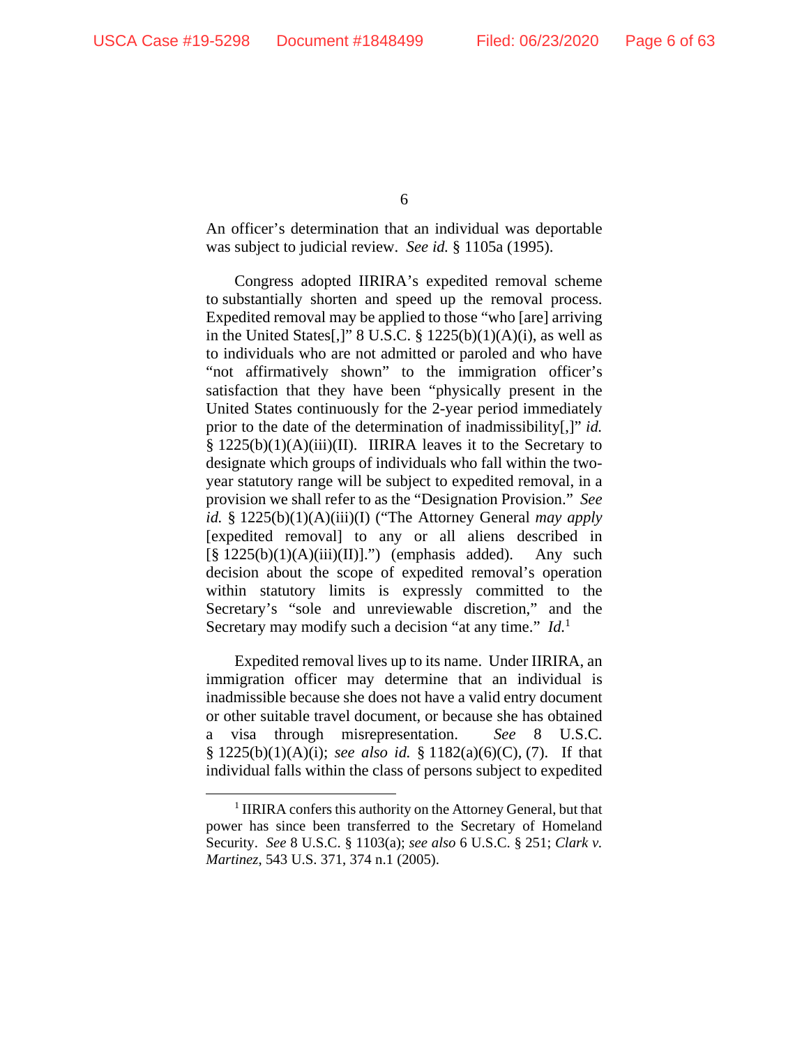An officer's determination that an individual was deportable was subject to judicial review. *See id.* § 1105a (1995).

Congress adopted IIRIRA's expedited removal scheme to substantially shorten and speed up the removal process. Expedited removal may be applied to those "who [are] arriving in the United States[,]" 8 U.S.C. § 1225(b)(1)(A)(i), as well as to individuals who are not admitted or paroled and who have "not affirmatively shown" to the immigration officer's satisfaction that they have been "physically present in the United States continuously for the 2-year period immediately prior to the date of the determination of inadmissibility[,]" *id.* § 1225(b)(1)(A)(iii)(II). IIRIRA leaves it to the Secretary to designate which groups of individuals who fall within the two-year statutory range will be subject to expedited removal, in a provision we shall refer to as the "Designation Provision." *See id.* § 1225(b)(1)(A)(iii)(I) ("The Attorney General *may apply* [expedited removal] to any or all aliens described in [§ 1225(b)(1)(A)(iii)(II)].") (emphasis added). Any such decision about the scope of expedited removal's operation within statutory limits is expressly committed to the Secretary's "sole and unreviewable discretion," and the Secretary may modify such a decision "at any time." *Id.*[1]

Expedited removal lives up to its name. Under IIRIRA, an immigration officer may determine that an individual is inadmissible because she does not have a valid entry document or other suitable travel document, or because she has obtained a visa through misrepresentation. *See* 8 U.S.C. § 1225(b)(1)(A)(i); *see also id.* § 1182(a)(6)(C), (7). If that individual falls within the class of persons subject to expedited

---

[1] IIRIRA confers this authority on the Attorney General, but that power has since been transferred to the Secretary of Homeland Security. *See* 8 U.S.C. § 1103(a); *see also* 6 U.S.C. § 251; *Clark v. Martinez*, 543 U.S. 371, 374 n.1 (2005).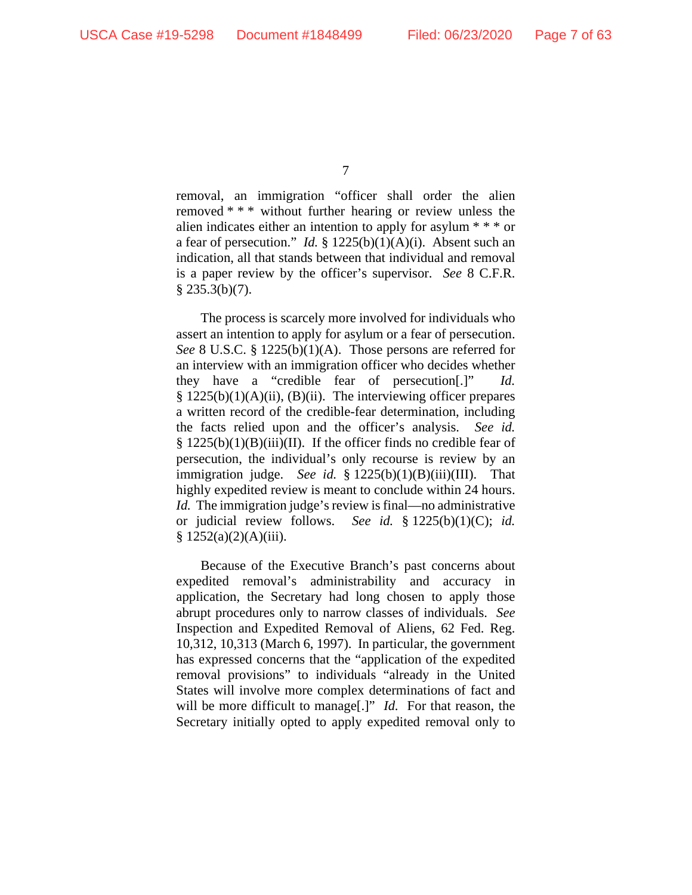removal, an immigration "officer shall order the alien removed * * * without further hearing or review unless the alien indicates either an intention to apply for asylum * * * or a fear of persecution." *Id.* § 1225(b)(1)(A)(i). Absent such an indication, all that stands between that individual and removal is a paper review by the officer's supervisor. *See* 8 C.F.R. § 235.3(b)(7).

The process is scarcely more involved for individuals who assert an intention to apply for asylum or a fear of persecution. *See* 8 U.S.C. § 1225(b)(1)(A). Those persons are referred for an interview with an immigration officer who decides whether they have a "credible fear of persecution[.]" *Id.* § 1225(b)(1)(A)(ii), (B)(ii). The interviewing officer prepares a written record of the credible-fear determination, including the facts relied upon and the officer's analysis. *See id.* § 1225(b)(1)(B)(iii)(II). If the officer finds no credible fear of persecution, the individual's only recourse is review by an immigration judge. *See id.* § 1225(b)(1)(B)(iii)(III). That highly expedited review is meant to conclude within 24 hours. *Id.* The immigration judge's review is final—no administrative or judicial review follows. *See id.* § 1225(b)(1)(C); *id.* § 1252(a)(2)(A)(iii).

Because of the Executive Branch's past concerns about expedited removal's administrability and accuracy in application, the Secretary had long chosen to apply those abrupt procedures only to narrow classes of individuals. *See* Inspection and Expedited Removal of Aliens, 62 Fed. Reg. 10,312, 10,313 (March 6, 1997). In particular, the government has expressed concerns that the "application of the expedited removal provisions" to individuals "already in the United States will involve more complex determinations of fact and will be more difficult to manage[.]" *Id.* For that reason, the Secretary initially opted to apply expedited removal only to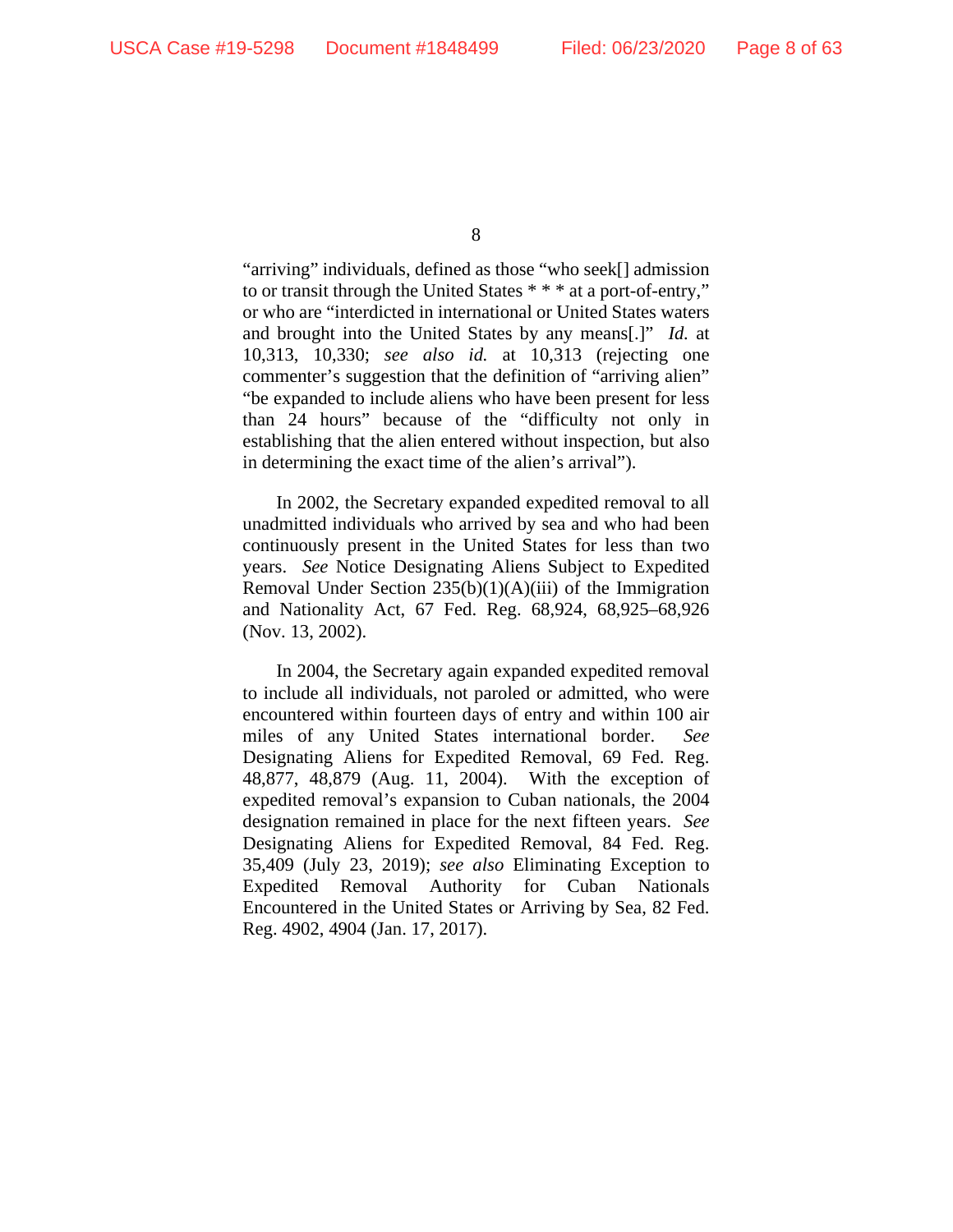"arriving" individuals, defined as those "who seek[] admission to or transit through the United States * * * at a port-of-entry," or who are "interdicted in international or United States waters and brought into the United States by any means[.]" *Id.* at 10,313, 10,330; *see also id.* at 10,313 (rejecting one commenter's suggestion that the definition of "arriving alien" "be expanded to include aliens who have been present for less than 24 hours" because of the "difficulty not only in establishing that the alien entered without inspection, but also in determining the exact time of the alien's arrival").

In 2002, the Secretary expanded expedited removal to all unadmitted individuals who arrived by sea and who had been continuously present in the United States for less than two years. *See* Notice Designating Aliens Subject to Expedited Removal Under Section 235(b)(1)(A)(iii) of the Immigration and Nationality Act, 67 Fed. Reg. 68,924, 68,925–68,926 (Nov. 13, 2002).

In 2004, the Secretary again expanded expedited removal to include all individuals, not paroled or admitted, who were encountered within fourteen days of entry and within 100 air miles of any United States international border. *See* Designating Aliens for Expedited Removal, 69 Fed. Reg. 48,877, 48,879 (Aug. 11, 2004). With the exception of expedited removal's expansion to Cuban nationals, the 2004 designation remained in place for the next fifteen years. *See* Designating Aliens for Expedited Removal, 84 Fed. Reg. 35,409 (July 23, 2019); *see also* Eliminating Exception to Expedited Removal Authority for Cuban Nationals Encountered in the United States or Arriving by Sea, 82 Fed. Reg. 4902, 4904 (Jan. 17, 2017).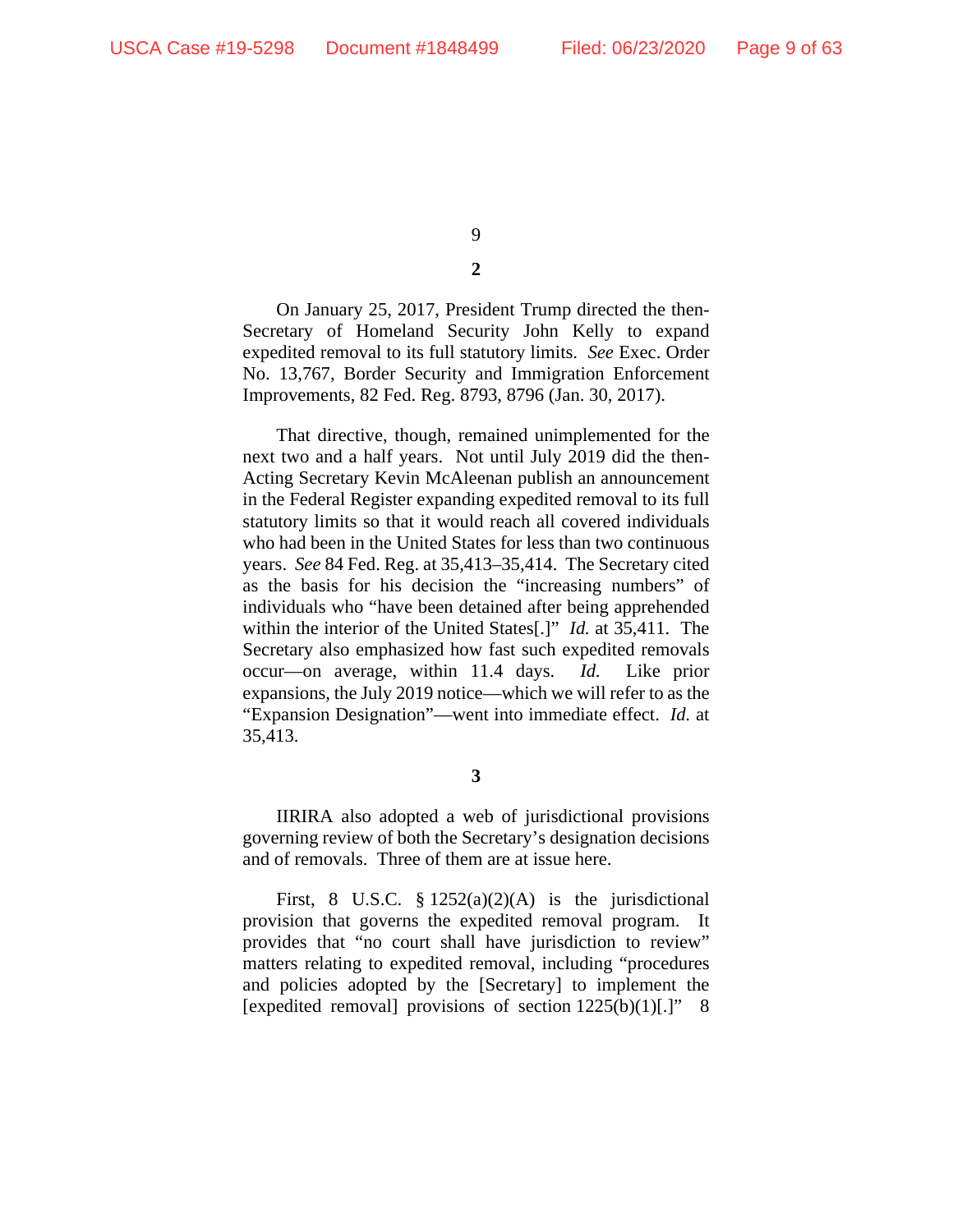**2**

On January 25, 2017, President Trump directed the then-Secretary of Homeland Security John Kelly to expand expedited removal to its full statutory limits. *See* Exec. Order No. 13,767, Border Security and Immigration Enforcement Improvements, 82 Fed. Reg. 8793, 8796 (Jan. 30, 2017).

That directive, though, remained unimplemented for the next two and a half years. Not until July 2019 did the then-Acting Secretary Kevin McAleenan publish an announcement in the Federal Register expanding expedited removal to its full statutory limits so that it would reach all covered individuals who had been in the United States for less than two continuous years. *See* 84 Fed. Reg. at 35,413–35,414. The Secretary cited as the basis for his decision the "increasing numbers" of individuals who "have been detained after being apprehended within the interior of the United States[.]" *Id.* at 35,411. The Secretary also emphasized how fast such expedited removals occur—on average, within 11.4 days. *Id.* Like prior expansions, the July 2019 notice—which we will refer to as the "Expansion Designation"—went into immediate effect. *Id.* at 35,413.

**3**

IIRIRA also adopted a web of jurisdictional provisions governing review of both the Secretary's designation decisions and of removals. Three of them are at issue here.

First, 8 U.S.C. § 1252(a)(2)(A) is the jurisdictional provision that governs the expedited removal program. It provides that "no court shall have jurisdiction to review" matters relating to expedited removal, including "procedures and policies adopted by the [Secretary] to implement the [expedited removal] provisions of section 1225(b)(1)[.]" 8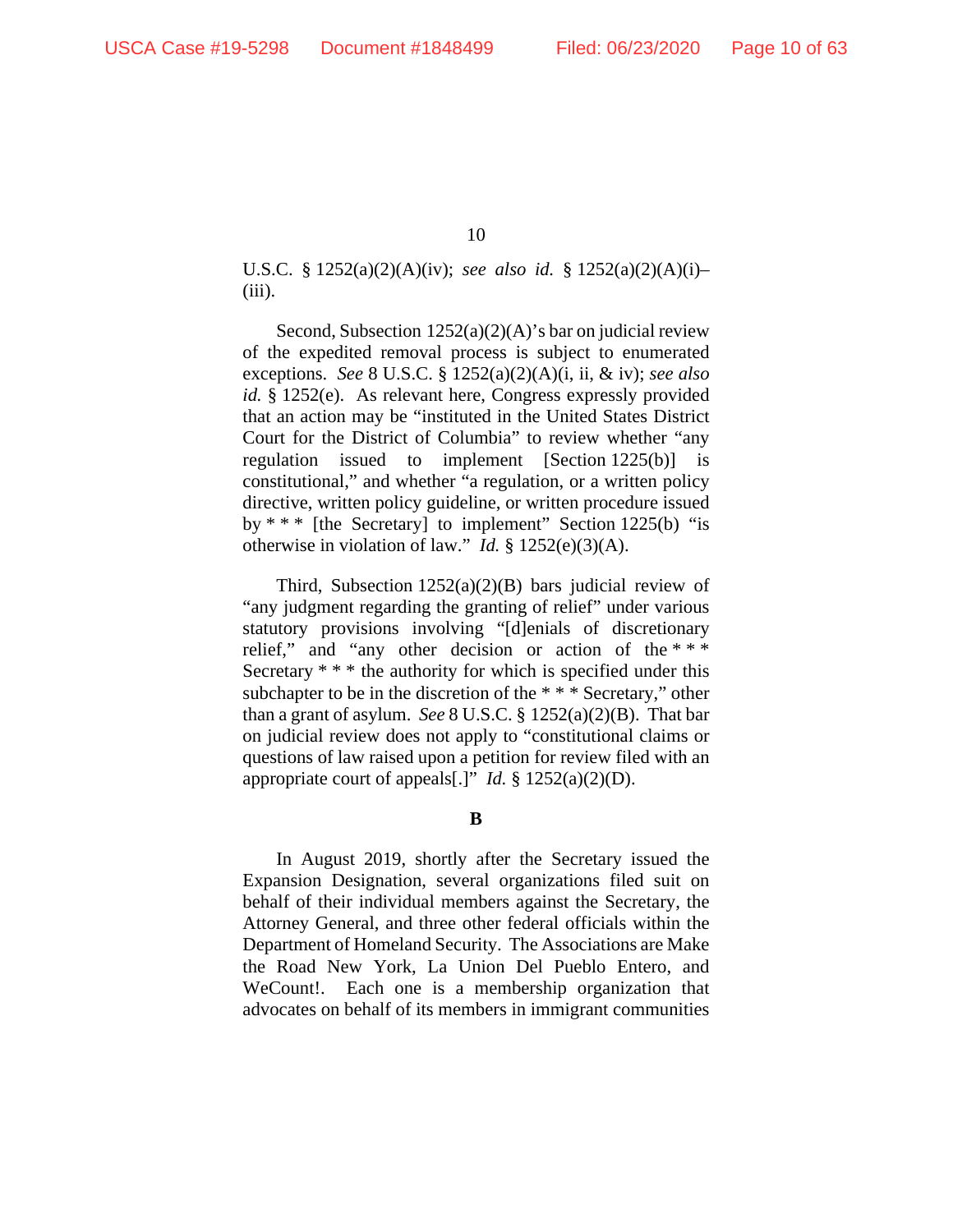U.S.C. § 1252(a)(2)(A)(iv); *see also id.* § 1252(a)(2)(A)(i)–(iii).

Second, Subsection 1252(a)(2)(A)'s bar on judicial review of the expedited removal process is subject to enumerated exceptions. *See* 8 U.S.C. § 1252(a)(2)(A)(i, ii, & iv); *see also id.* § 1252(e). As relevant here, Congress expressly provided that an action may be "instituted in the United States District Court for the District of Columbia" to review whether "any regulation issued to implement [Section 1225(b)] is constitutional," and whether "a regulation, or a written policy directive, written policy guideline, or written procedure issued by * * * [the Secretary] to implement" Section 1225(b) "is otherwise in violation of law." *Id.* § 1252(e)(3)(A).

Third, Subsection 1252(a)(2)(B) bars judicial review of "any judgment regarding the granting of relief" under various statutory provisions involving "[d]enials of discretionary relief," and "any other decision or action of the * * * Secretary * * * the authority for which is specified under this subchapter to be in the discretion of the * * * Secretary," other than a grant of asylum. *See* 8 U.S.C. § 1252(a)(2)(B). That bar on judicial review does not apply to "constitutional claims or questions of law raised upon a petition for review filed with an appropriate court of appeals[.]" *Id.* § 1252(a)(2)(D).

**B**

In August 2019, shortly after the Secretary issued the Expansion Designation, several organizations filed suit on behalf of their individual members against the Secretary, the Attorney General, and three other federal officials within the Department of Homeland Security. The Associations are Make the Road New York, La Union Del Pueblo Entero, and WeCount!. Each one is a membership organization that advocates on behalf of its members in immigrant communities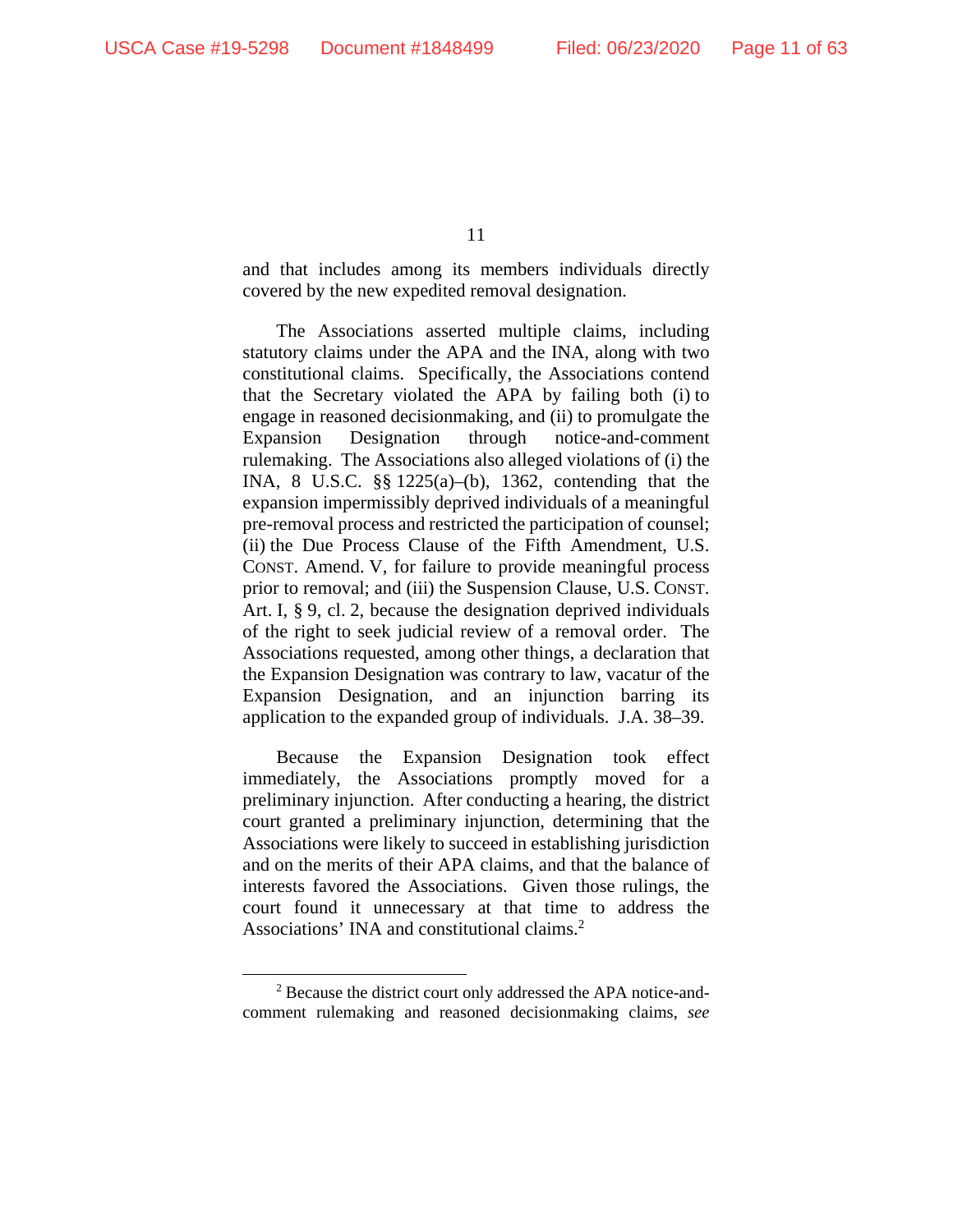and that includes among its members individuals directly covered by the new expedited removal designation.

The Associations asserted multiple claims, including statutory claims under the APA and the INA, along with two constitutional claims. Specifically, the Associations contend that the Secretary violated the APA by failing both (i) to engage in reasoned decisionmaking, and (ii) to promulgate the Expansion Designation through notice-and-comment rulemaking. The Associations also alleged violations of (i) the INA, 8 U.S.C. §§ 1225(a)–(b), 1362, contending that the expansion impermissibly deprived individuals of a meaningful pre-removal process and restricted the participation of counsel; (ii) the Due Process Clause of the Fifth Amendment, U.S. CONST. Amend. V, for failure to provide meaningful process prior to removal; and (iii) the Suspension Clause, U.S. CONST. Art. I, § 9, cl. 2, because the designation deprived individuals of the right to seek judicial review of a removal order. The Associations requested, among other things, a declaration that the Expansion Designation was contrary to law, vacatur of the Expansion Designation, and an injunction barring its application to the expanded group of individuals. J.A. 38–39.

Because the Expansion Designation took effect immediately, the Associations promptly moved for a preliminary injunction. After conducting a hearing, the district court granted a preliminary injunction, determining that the Associations were likely to succeed in establishing jurisdiction and on the merits of their APA claims, and that the balance of interests favored the Associations. Given those rulings, the court found it unnecessary at that time to address the Associations' INA and constitutional claims.[2]

---

[2] Because the district court only addressed the APA notice-and-comment rulemaking and reasoned decisionmaking claims, *see*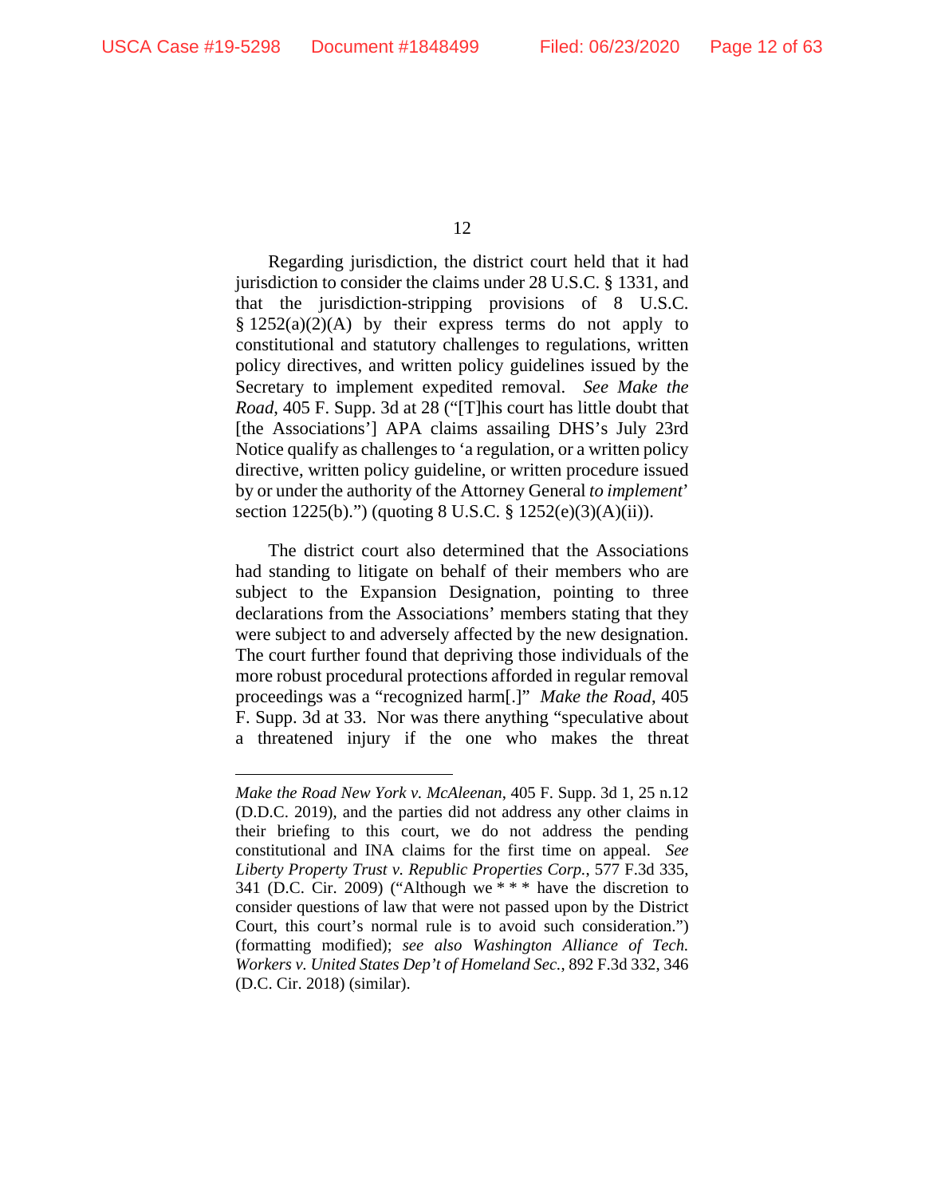Regarding jurisdiction, the district court held that it had jurisdiction to consider the claims under 28 U.S.C. § 1331, and that the jurisdiction-stripping provisions of 8 U.S.C. § 1252(a)(2)(A) by their express terms do not apply to constitutional and statutory challenges to regulations, written policy directives, and written policy guidelines issued by the Secretary to implement expedited removal. *See Make the Road*, 405 F. Supp. 3d at 28 ("[T]his court has little doubt that [the Associations'] APA claims assailing DHS's July 23rd Notice qualify as challenges to 'a regulation, or a written policy directive, written policy guideline, or written procedure issued by or under the authority of the Attorney General *to implement*' section 1225(b).") (quoting 8 U.S.C. § 1252(e)(3)(A)(ii)).

The district court also determined that the Associations had standing to litigate on behalf of their members who are subject to the Expansion Designation, pointing to three declarations from the Associations' members stating that they were subject to and adversely affected by the new designation. The court further found that depriving those individuals of the more robust procedural protections afforded in regular removal proceedings was a "recognized harm[.]" *Make the Road*, 405 F. Supp. 3d at 33. Nor was there anything "speculative about a threatened injury if the one who makes the threat

---

*Make the Road New York v. McAleenan*, 405 F. Supp. 3d 1, 25 n.12 (D.D.C. 2019), and the parties did not address any other claims in their briefing to this court, we do not address the pending constitutional and INA claims for the first time on appeal. *See Liberty Property Trust v. Republic Properties Corp.*, 577 F.3d 335, 341 (D.C. Cir. 2009) ("Although we * * * have the discretion to consider questions of law that were not passed upon by the District Court, this court's normal rule is to avoid such consideration.") (formatting modified); *see also Washington Alliance of Tech. Workers v. United States Dep't of Homeland Sec.*, 892 F.3d 332, 346 (D.C. Cir. 2018) (similar).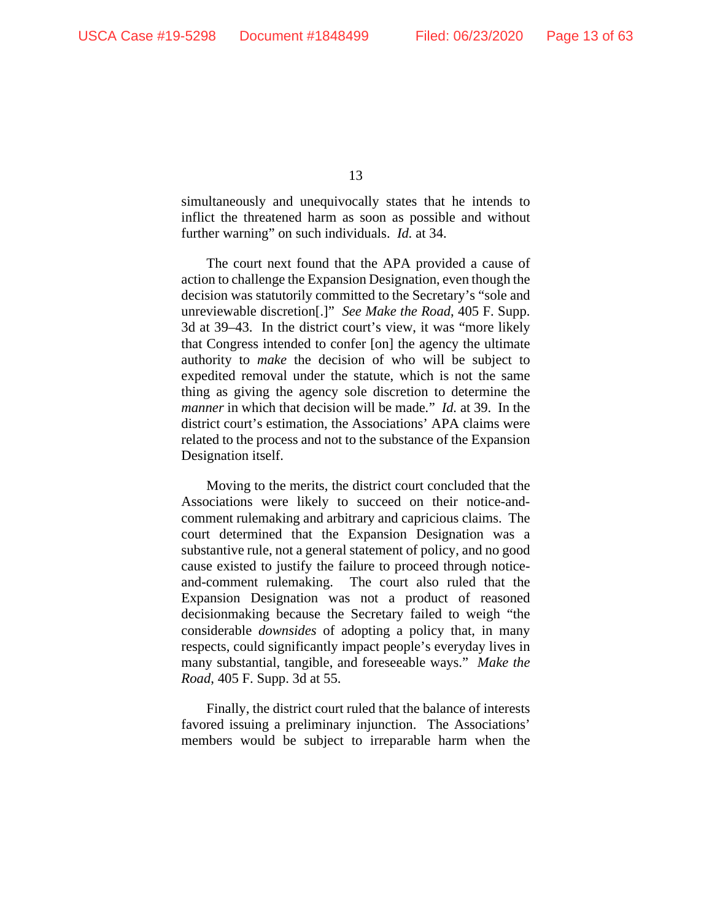simultaneously and unequivocally states that he intends to inflict the threatened harm as soon as possible and without further warning" on such individuals. *Id.* at 34.

The court next found that the APA provided a cause of action to challenge the Expansion Designation, even though the decision was statutorily committed to the Secretary's "sole and unreviewable discretion[.]" *See Make the Road*, 405 F. Supp. 3d at 39–43. In the district court's view, it was "more likely that Congress intended to confer [on] the agency the ultimate authority to *make* the decision of who will be subject to expedited removal under the statute, which is not the same thing as giving the agency sole discretion to determine the *manner* in which that decision will be made." *Id.* at 39. In the district court's estimation, the Associations' APA claims were related to the process and not to the substance of the Expansion Designation itself.

Moving to the merits, the district court concluded that the Associations were likely to succeed on their notice-and-comment rulemaking and arbitrary and capricious claims. The court determined that the Expansion Designation was a substantive rule, not a general statement of policy, and no good cause existed to justify the failure to proceed through notice-and-comment rulemaking. The court also ruled that the Expansion Designation was not a product of reasoned decisionmaking because the Secretary failed to weigh "the considerable *downsides* of adopting a policy that, in many respects, could significantly impact people's everyday lives in many substantial, tangible, and foreseeable ways." *Make the Road*, 405 F. Supp. 3d at 55.

Finally, the district court ruled that the balance of interests favored issuing a preliminary injunction. The Associations' members would be subject to irreparable harm when the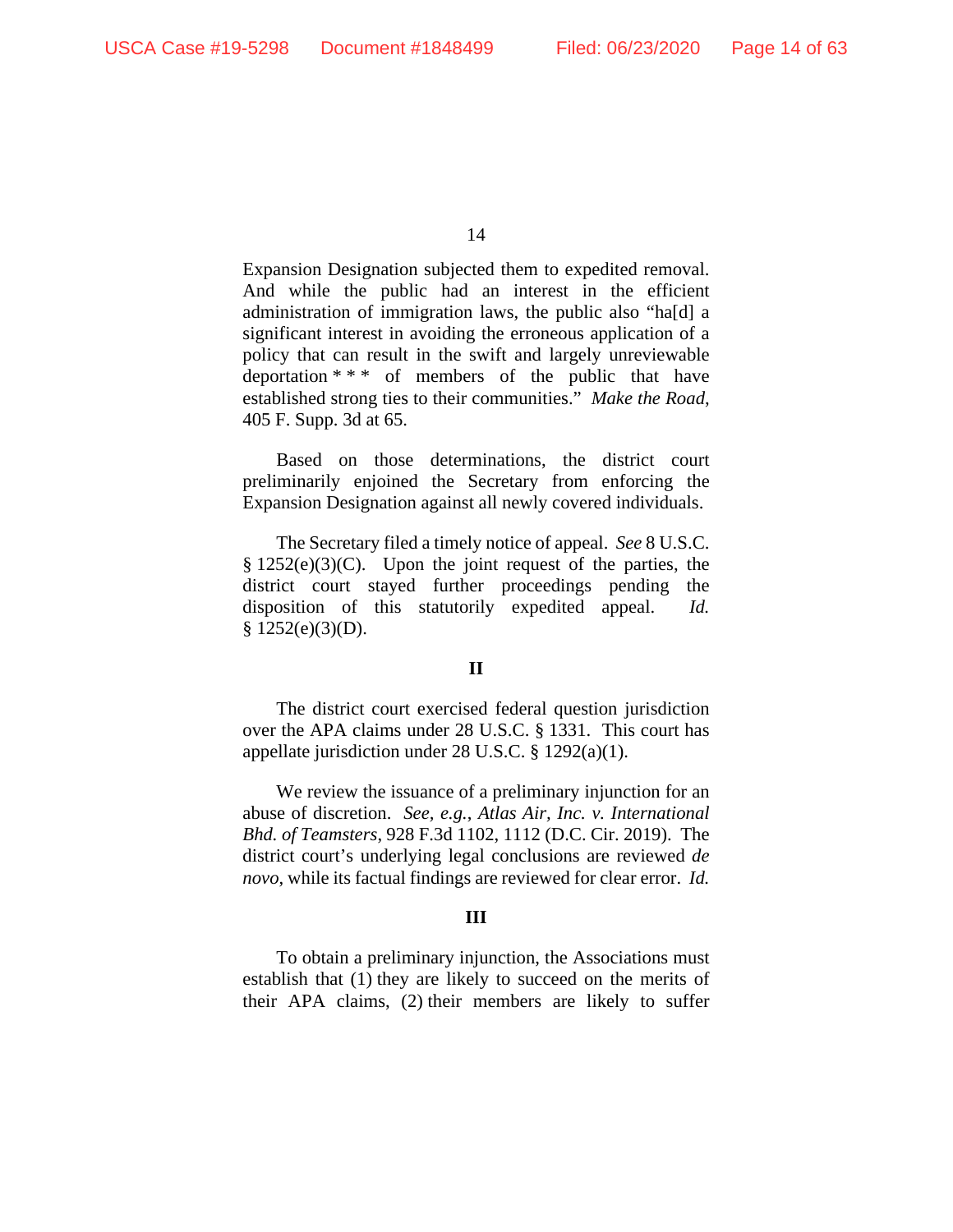Expansion Designation subjected them to expedited removal. And while the public had an interest in the efficient administration of immigration laws, the public also "ha[d] a significant interest in avoiding the erroneous application of a policy that can result in the swift and largely unreviewable deportation * * * of members of the public that have established strong ties to their communities." *Make the Road*, 405 F. Supp. 3d at 65.

Based on those determinations, the district court preliminarily enjoined the Secretary from enforcing the Expansion Designation against all newly covered individuals.

The Secretary filed a timely notice of appeal. *See* 8 U.S.C. § 1252(e)(3)(C). Upon the joint request of the parties, the district court stayed further proceedings pending the disposition of this statutorily expedited appeal. *Id.* § 1252(e)(3)(D).

## II

The district court exercised federal question jurisdiction over the APA claims under 28 U.S.C. § 1331. This court has appellate jurisdiction under 28 U.S.C. § 1292(a)(1).

We review the issuance of a preliminary injunction for an abuse of discretion. *See, e.g.*, *Atlas Air, Inc. v. International Bhd. of Teamsters*, 928 F.3d 1102, 1112 (D.C. Cir. 2019). The district court's underlying legal conclusions are reviewed *de novo*, while its factual findings are reviewed for clear error. *Id.*

## III

To obtain a preliminary injunction, the Associations must establish that (1) they are likely to succeed on the merits of their APA claims, (2) their members are likely to suffer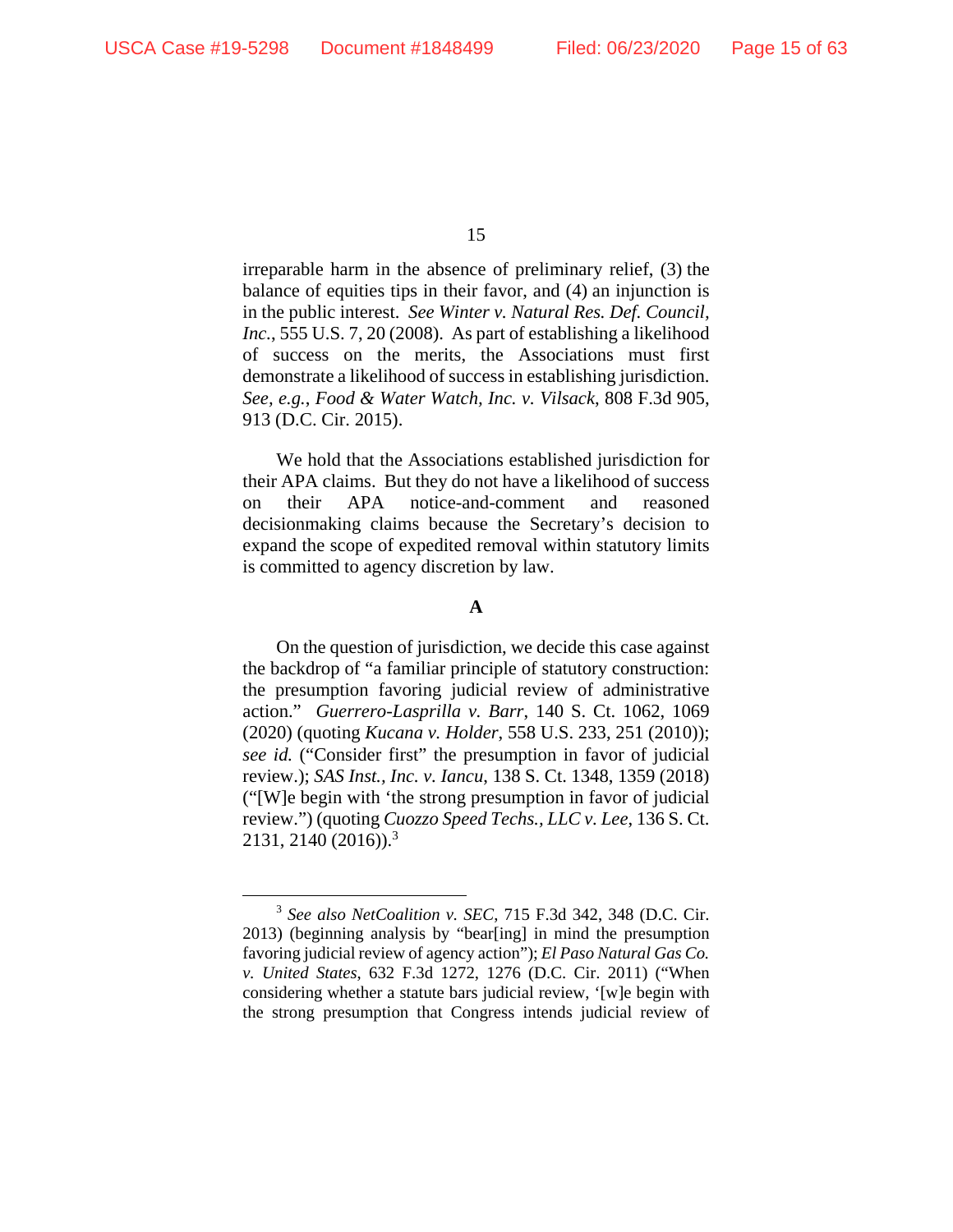irreparable harm in the absence of preliminary relief, (3) the balance of equities tips in their favor, and (4) an injunction is in the public interest. *See Winter v. Natural Res. Def. Council, Inc.*, 555 U.S. 7, 20 (2008). As part of establishing a likelihood of success on the merits, the Associations must first demonstrate a likelihood of success in establishing jurisdiction. *See, e.g.*, *Food & Water Watch, Inc. v. Vilsack*, 808 F.3d 905, 913 (D.C. Cir. 2015).

We hold that the Associations established jurisdiction for their APA claims. But they do not have a likelihood of success on their APA notice-and-comment and reasoned decisionmaking claims because the Secretary's decision to expand the scope of expedited removal within statutory limits is committed to agency discretion by law.

**A**

On the question of jurisdiction, we decide this case against the backdrop of "a familiar principle of statutory construction: the presumption favoring judicial review of administrative action." *Guerrero-Lasprilla v. Barr*, 140 S. Ct. 1062, 1069 (2020) (quoting *Kucana v. Holder*, 558 U.S. 233, 251 (2010)); *see id.* ("Consider first" the presumption in favor of judicial review.); *SAS Inst., Inc. v. Iancu*, 138 S. Ct. 1348, 1359 (2018) ("[W]e begin with 'the strong presumption in favor of judicial review.") (quoting *Cuozzo Speed Techs., LLC v. Lee*, 136 S. Ct. 2131, 2140 (2016)).[3]

---

[3] *See also NetCoalition v. SEC*, 715 F.3d 342, 348 (D.C. Cir. 2013) (beginning analysis by "bear[ing] in mind the presumption favoring judicial review of agency action"); *El Paso Natural Gas Co. v. United States*, 632 F.3d 1272, 1276 (D.C. Cir. 2011) ("When considering whether a statute bars judicial review, '[w]e begin with the strong presumption that Congress intends judicial review of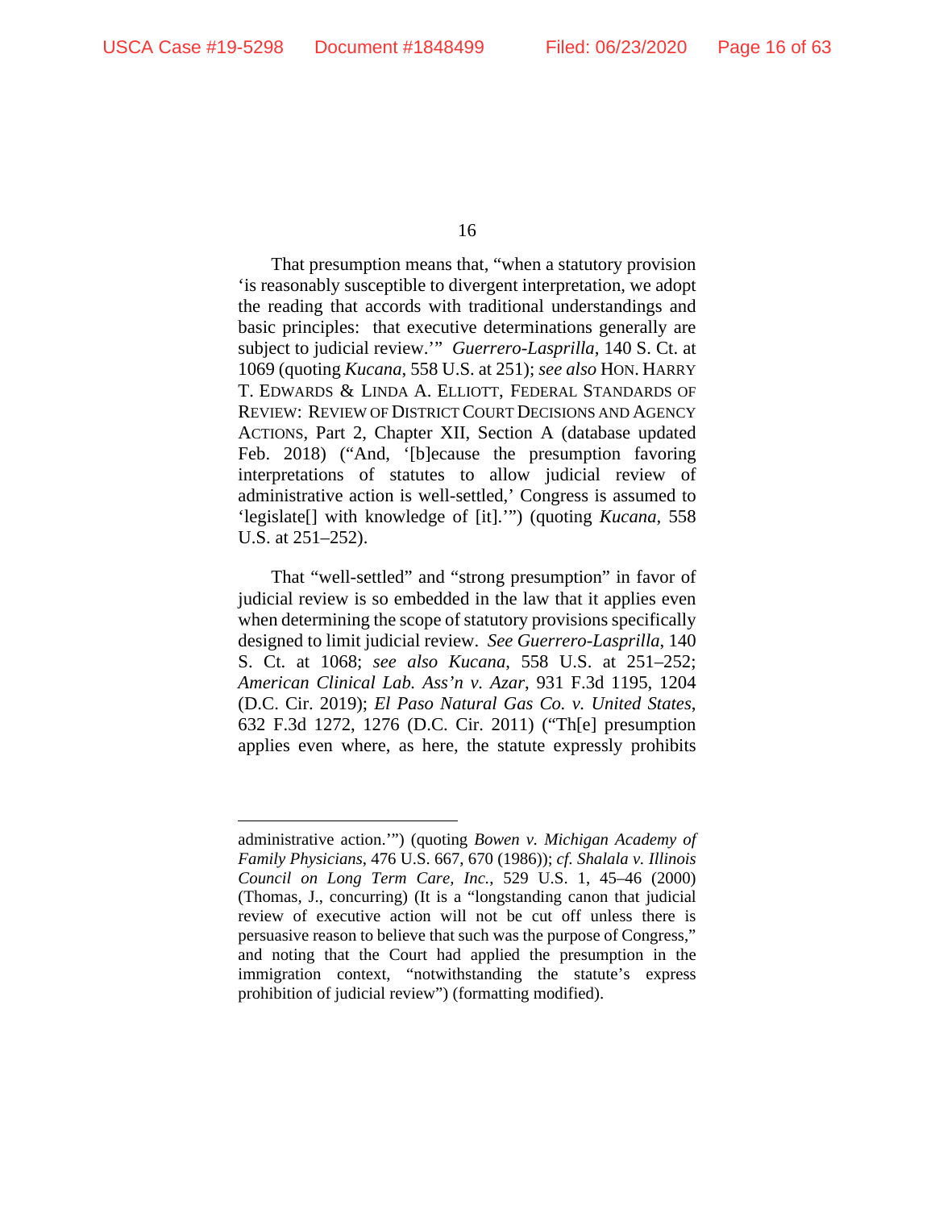That presumption means that, "when a statutory provision 'is reasonably susceptible to divergent interpretation, we adopt the reading that accords with traditional understandings and basic principles: that executive determinations generally are subject to judicial review.'" *Guerrero-Lasprilla*, 140 S. Ct. at 1069 (quoting *Kucana*, 558 U.S. at 251); *see also* HON. HARRY T. EDWARDS & LINDA A. ELLIOTT, FEDERAL STANDARDS OF REVIEW: REVIEW OF DISTRICT COURT DECISIONS AND AGENCY ACTIONS, Part 2, Chapter XII, Section A (database updated Feb. 2018) ("And, '[b]ecause the presumption favoring interpretations of statutes to allow judicial review of administrative action is well-settled,' Congress is assumed to 'legislate[] with knowledge of [it].'") (quoting *Kucana*, 558 U.S. at 251–252).

That "well-settled" and "strong presumption" in favor of judicial review is so embedded in the law that it applies even when determining the scope of statutory provisions specifically designed to limit judicial review. *See Guerrero-Lasprilla*, 140 S. Ct. at 1068; *see also Kucana*, 558 U.S. at 251–252; *American Clinical Lab. Ass'n v. Azar*, 931 F.3d 1195, 1204 (D.C. Cir. 2019); *El Paso Natural Gas Co. v. United States*, 632 F.3d 1272, 1276 (D.C. Cir. 2011) ("Th[e] presumption applies even where, as here, the statute expressly prohibits

---

administrative action.'") (quoting *Bowen v. Michigan Academy of Family Physicians*, 476 U.S. 667, 670 (1986)); *cf. Shalala v. Illinois Council on Long Term Care, Inc.*, 529 U.S. 1, 45–46 (2000) (Thomas, J., concurring) (It is a "longstanding canon that judicial review of executive action will not be cut off unless there is persuasive reason to believe that such was the purpose of Congress," and noting that the Court had applied the presumption in the immigration context, "notwithstanding the statute's express prohibition of judicial review") (formatting modified).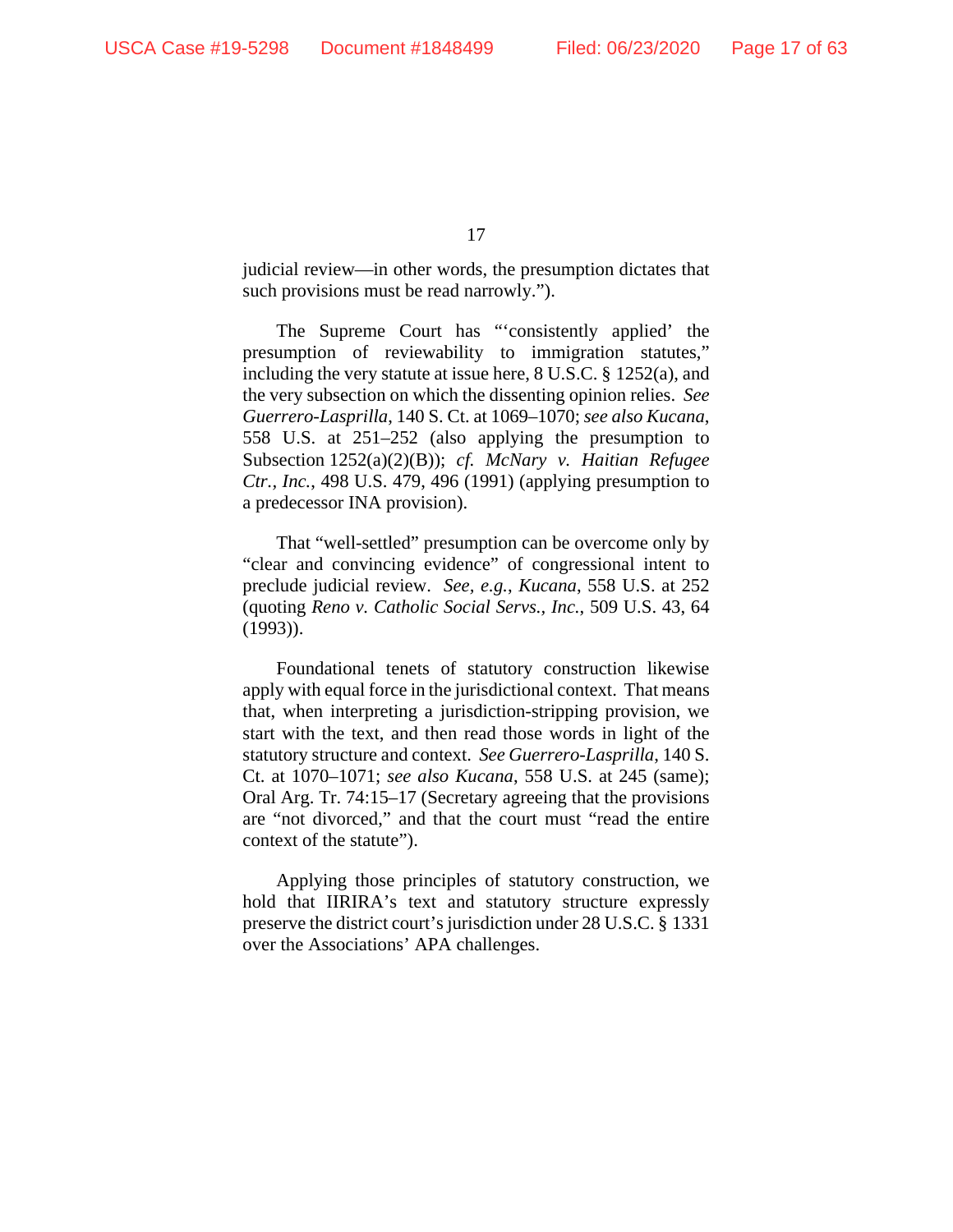judicial review—in other words, the presumption dictates that such provisions must be read narrowly.").

The Supreme Court has "'consistently applied' the presumption of reviewability to immigration statutes," including the very statute at issue here, 8 U.S.C. § 1252(a), and the very subsection on which the dissenting opinion relies. *See Guerrero-Lasprilla*, 140 S. Ct. at 1069–1070; *see also Kucana*, 558 U.S. at 251–252 (also applying the presumption to Subsection 1252(a)(2)(B)); *cf. McNary v. Haitian Refugee Ctr., Inc.*, 498 U.S. 479, 496 (1991) (applying presumption to a predecessor INA provision).

That "well-settled" presumption can be overcome only by "clear and convincing evidence" of congressional intent to preclude judicial review. *See, e.g.*, *Kucana*, 558 U.S. at 252 (quoting *Reno v. Catholic Social Servs., Inc.*, 509 U.S. 43, 64 (1993)).

Foundational tenets of statutory construction likewise apply with equal force in the jurisdictional context. That means that, when interpreting a jurisdiction-stripping provision, we start with the text, and then read those words in light of the statutory structure and context. *See Guerrero-Lasprilla*, 140 S. Ct. at 1070–1071; *see also Kucana*, 558 U.S. at 245 (same); Oral Arg. Tr. 74:15–17 (Secretary agreeing that the provisions are "not divorced," and that the court must "read the entire context of the statute").

Applying those principles of statutory construction, we hold that IIRIRA's text and statutory structure expressly preserve the district court's jurisdiction under 28 U.S.C. § 1331 over the Associations' APA challenges.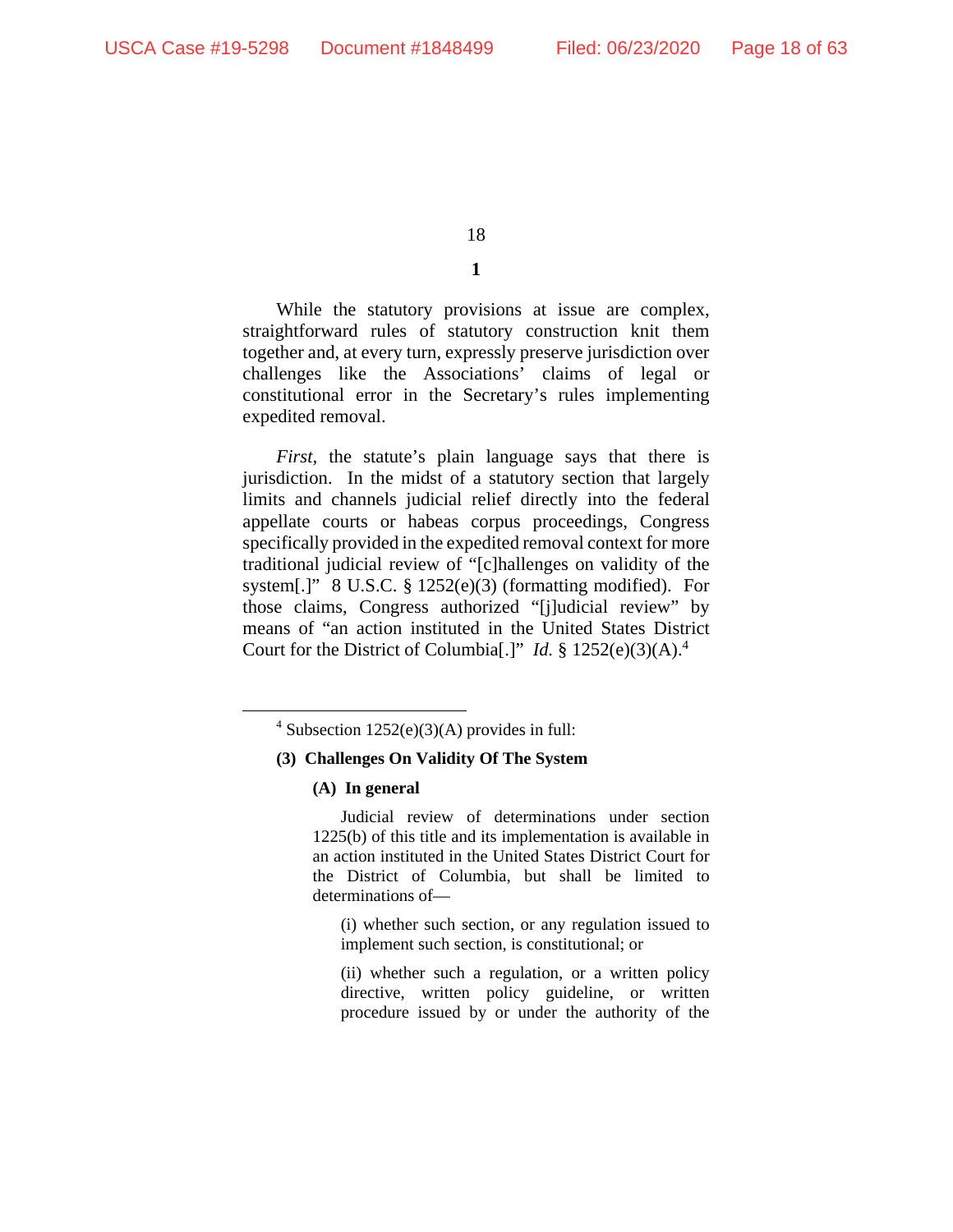**1**

While the statutory provisions at issue are complex, straightforward rules of statutory construction knit them together and, at every turn, expressly preserve jurisdiction over challenges like the Associations' claims of legal or constitutional error in the Secretary's rules implementing expedited removal.

*First*, the statute's plain language says that there is jurisdiction. In the midst of a statutory section that largely limits and channels judicial relief directly into the federal appellate courts or habeas corpus proceedings, Congress specifically provided in the expedited removal context for more traditional judicial review of "[c]hallenges on validity of the system[.]" 8 U.S.C. § 1252(e)(3) (formatting modified). For those claims, Congress authorized "[j]udicial review" by means of "an action instituted in the United States District Court for the District of Columbia[.]" *Id.* § 1252(e)(3)(A).[4]

---

[4] Subsection 1252(e)(3)(A) provides in full:

**(3) Challenges On Validity Of The System**

**(A) In general**

Judicial review of determinations under section 1225(b) of this title and its implementation is available in an action instituted in the United States District Court for the District of Columbia, but shall be limited to determinations of—

(i) whether such section, or any regulation issued to implement such section, is constitutional; or

(ii) whether such a regulation, or a written policy directive, written policy guideline, or written procedure issued by or under the authority of the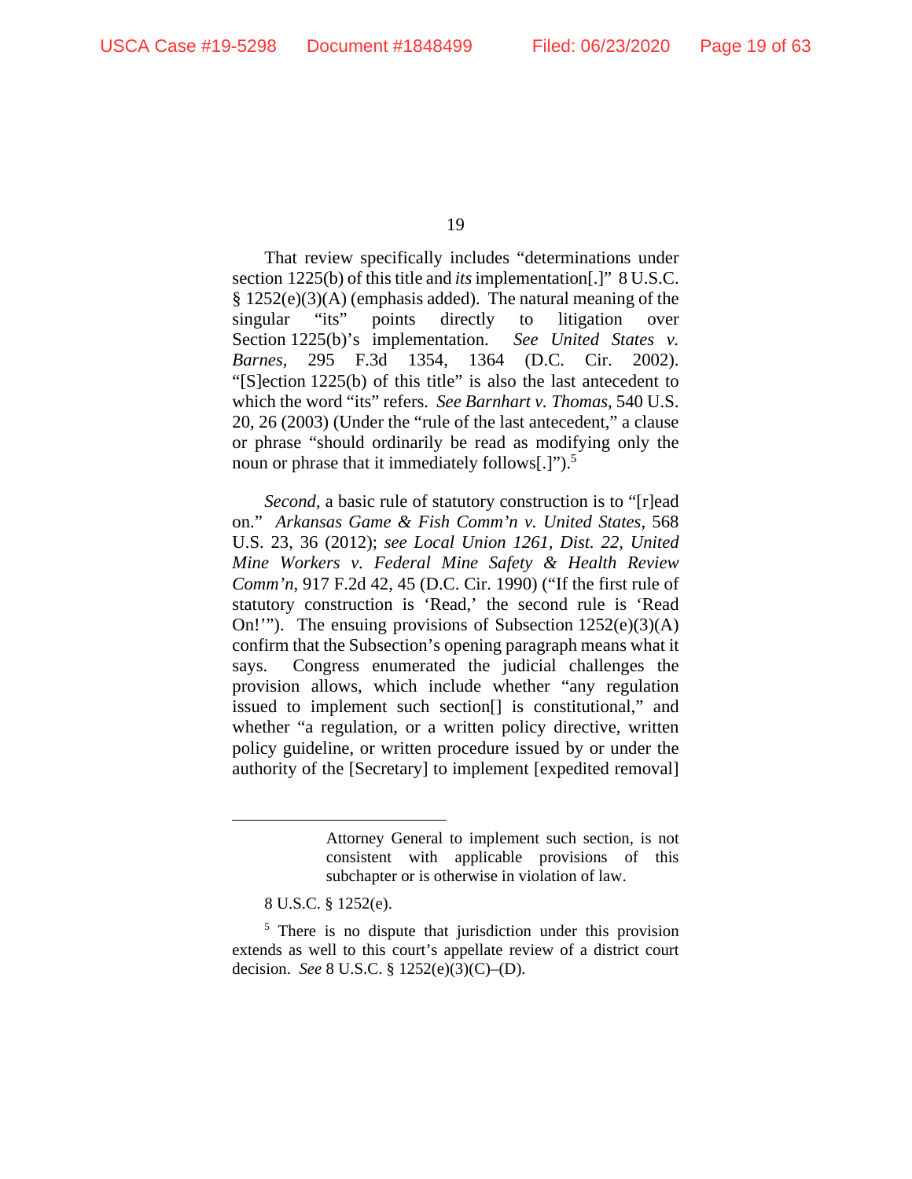That review specifically includes "determinations under section 1225(b) of this title and *its* implementation[.]" 8 U.S.C. § 1252(e)(3)(A) (emphasis added). The natural meaning of the singular "its" points directly to litigation over Section 1225(b)'s implementation. *See United States v. Barnes*, 295 F.3d 1354, 1364 (D.C. Cir. 2002). "[S]ection 1225(b) of this title" is also the last antecedent to which the word "its" refers. *See Barnhart v. Thomas*, 540 U.S. 20, 26 (2003) (Under the "rule of the last antecedent," a clause or phrase "should ordinarily be read as modifying only the noun or phrase that it immediately follows[.]").[5]

*Second*, a basic rule of statutory construction is to "[r]ead on." *Arkansas Game & Fish Comm'n v. United States*, 568 U.S. 23, 36 (2012); *see Local Union 1261, Dist. 22, United Mine Workers v. Federal Mine Safety & Health Review Comm'n*, 917 F.2d 42, 45 (D.C. Cir. 1990) ("If the first rule of statutory construction is 'Read,' the second rule is 'Read On!'"). The ensuing provisions of Subsection 1252(e)(3)(A) confirm that the Subsection's opening paragraph means what it says. Congress enumerated the judicial challenges the provision allows, which include whether "any regulation issued to implement such section[] is constitutional," and whether "a regulation, or a written policy directive, written policy guideline, or written procedure issued by or under the authority of the [Secretary] to implement [expedited removal]

---

> Attorney General to implement such section, is not consistent with applicable provisions of this subchapter or is otherwise in violation of law.

8 U.S.C. § 1252(e).

[5] There is no dispute that jurisdiction under this provision extends as well to this court's appellate review of a district court decision. *See* 8 U.S.C. § 1252(e)(3)(C)–(D).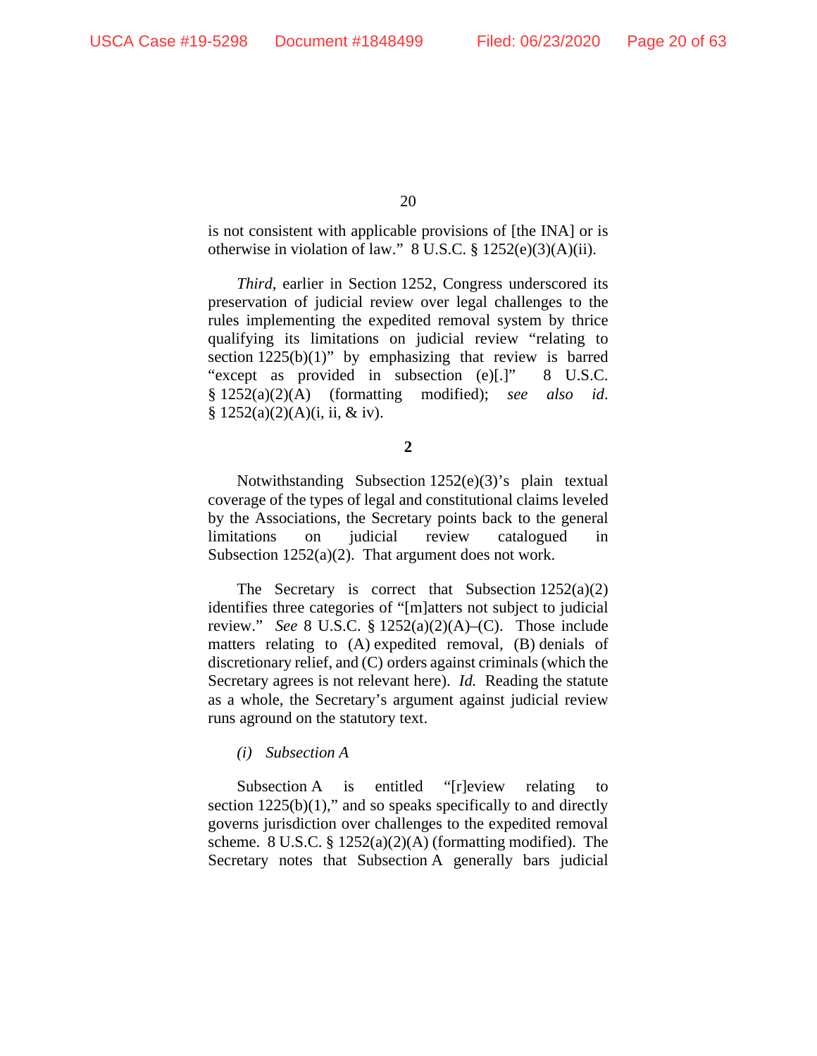is not consistent with applicable provisions of [the INA] or is otherwise in violation of law." 8 U.S.C. § 1252(e)(3)(A)(ii).

*Third*, earlier in Section 1252, Congress underscored its preservation of judicial review over legal challenges to the rules implementing the expedited removal system by thrice qualifying its limitations on judicial review "relating to section 1225(b)(1)" by emphasizing that review is barred "except as provided in subsection (e)[.]" 8 U.S.C. § 1252(a)(2)(A) (formatting modified); *see also id*. § 1252(a)(2)(A)(i, ii, & iv).

**2**

Notwithstanding Subsection 1252(e)(3)'s plain textual coverage of the types of legal and constitutional claims leveled by the Associations, the Secretary points back to the general limitations on judicial review catalogued in Subsection 1252(a)(2). That argument does not work.

The Secretary is correct that Subsection 1252(a)(2) identifies three categories of "[m]atters not subject to judicial review." *See* 8 U.S.C. § 1252(a)(2)(A)–(C). Those include matters relating to (A) expedited removal, (B) denials of discretionary relief, and (C) orders against criminals (which the Secretary agrees is not relevant here). *Id.* Reading the statute as a whole, the Secretary's argument against judicial review runs aground on the statutory text.

*(i) Subsection A*

Subsection A is entitled "[r]eview relating to section 1225(b)(1)," and so speaks specifically to and directly governs jurisdiction over challenges to the expedited removal scheme. 8 U.S.C. § 1252(a)(2)(A) (formatting modified). The Secretary notes that Subsection A generally bars judicial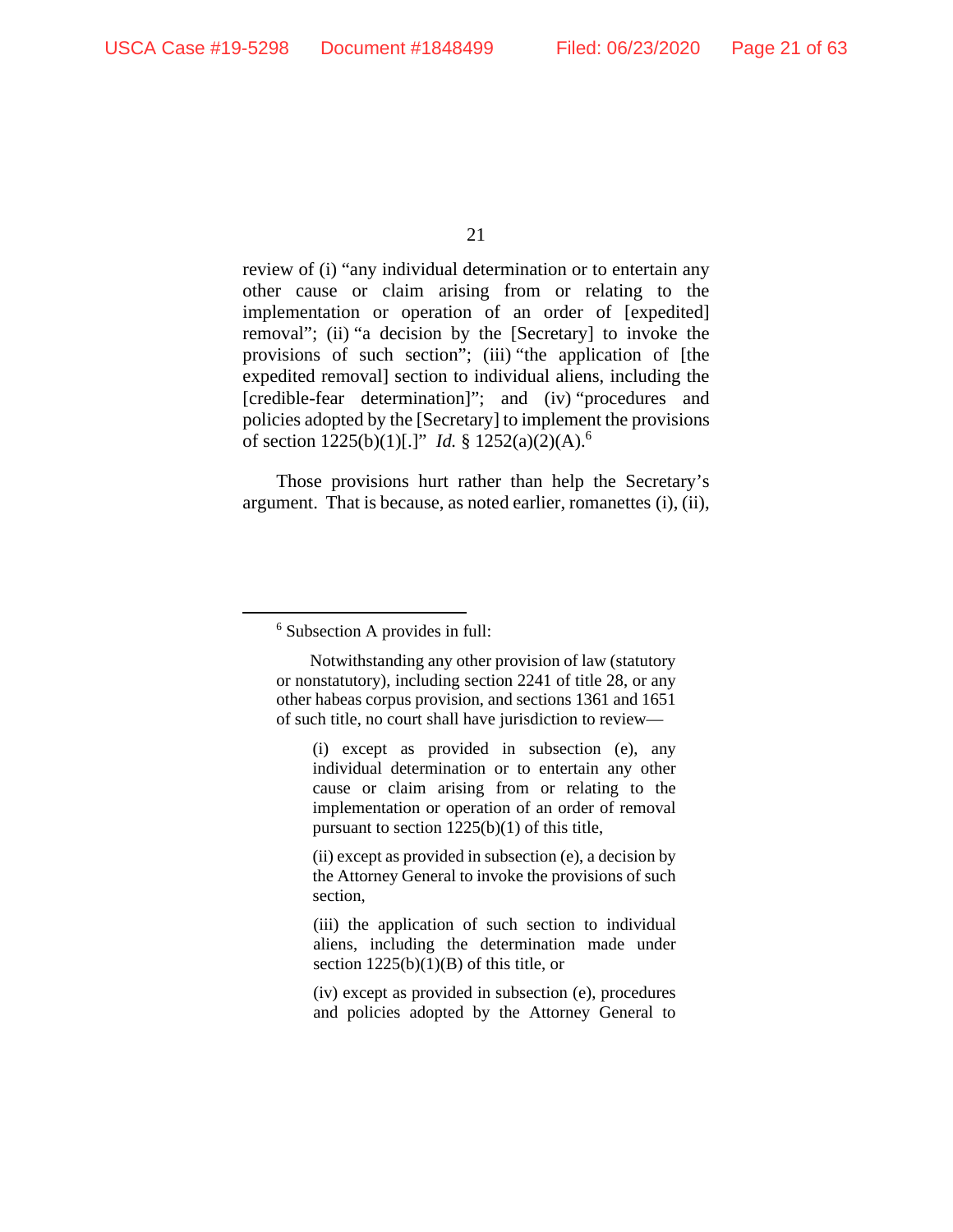review of (i) "any individual determination or to entertain any other cause or claim arising from or relating to the implementation or operation of an order of [expedited] removal"; (ii) "a decision by the [Secretary] to invoke the provisions of such section"; (iii) "the application of [the expedited removal] section to individual aliens, including the [credible-fear determination]"; and (iv) "procedures and policies adopted by the [Secretary] to implement the provisions of section 1225(b)(1)[.]" *Id.* § 1252(a)(2)(A).[6]

Those provisions hurt rather than help the Secretary's argument. That is because, as noted earlier, romanettes (i), (ii),

---

[6] Subsection A provides in full:

> Notwithstanding any other provision of law (statutory or nonstatutory), including section 2241 of title 28, or any other habeas corpus provision, and sections 1361 and 1651 of such title, no court shall have jurisdiction to review—
>
> > (i) except as provided in subsection (e), any individual determination or to entertain any other cause or claim arising from or relating to the implementation or operation of an order of removal pursuant to section 1225(b)(1) of this title,
> >
> > (ii) except as provided in subsection (e), a decision by the Attorney General to invoke the provisions of such section,
> >
> > (iii) the application of such section to individual aliens, including the determination made under section 1225(b)(1)(B) of this title, or
> >
> > (iv) except as provided in subsection (e), procedures and policies adopted by the Attorney General to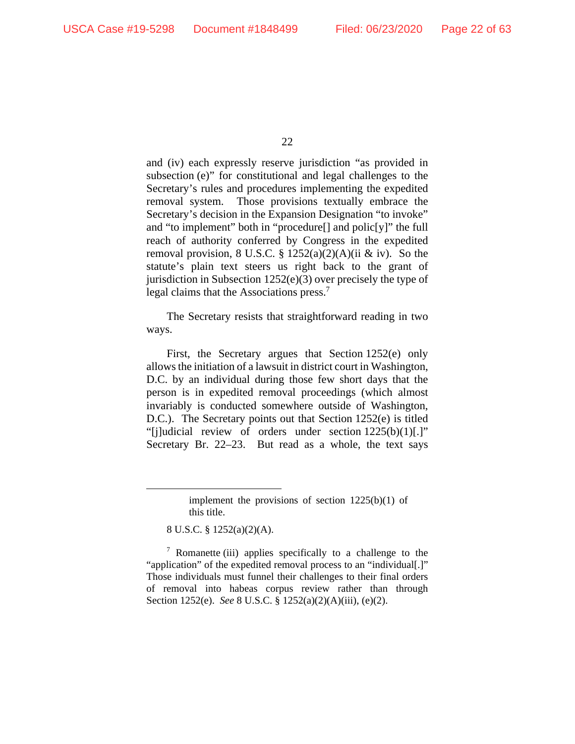and (iv) each expressly reserve jurisdiction "as provided in subsection (e)" for constitutional and legal challenges to the Secretary's rules and procedures implementing the expedited removal system. Those provisions textually embrace the Secretary's decision in the Expansion Designation "to invoke" and "to implement" both in "procedure[] and polic[y]" the full reach of authority conferred by Congress in the expedited removal provision, 8 U.S.C. § 1252(a)(2)(A)(ii & iv). So the statute's plain text steers us right back to the grant of jurisdiction in Subsection 1252(e)(3) over precisely the type of legal claims that the Associations press.[7]

The Secretary resists that straightforward reading in two ways.

First, the Secretary argues that Section 1252(e) only allows the initiation of a lawsuit in district court in Washington, D.C. by an individual during those few short days that the person is in expedited removal proceedings (which almost invariably is conducted somewhere outside of Washington, D.C.). The Secretary points out that Section 1252(e) is titled "[j]udicial review of orders under section 1225(b)(1)[.]" Secretary Br. 22–23. But read as a whole, the text says

---

> implement the provisions of section 1225(b)(1) of this title.

8 U.S.C. § 1252(a)(2)(A).

[7] Romanette (iii) applies specifically to a challenge to the "application" of the expedited removal process to an "individual[.]" Those individuals must funnel their challenges to their final orders of removal into habeas corpus review rather than through Section 1252(e). *See* 8 U.S.C. § 1252(a)(2)(A)(iii), (e)(2).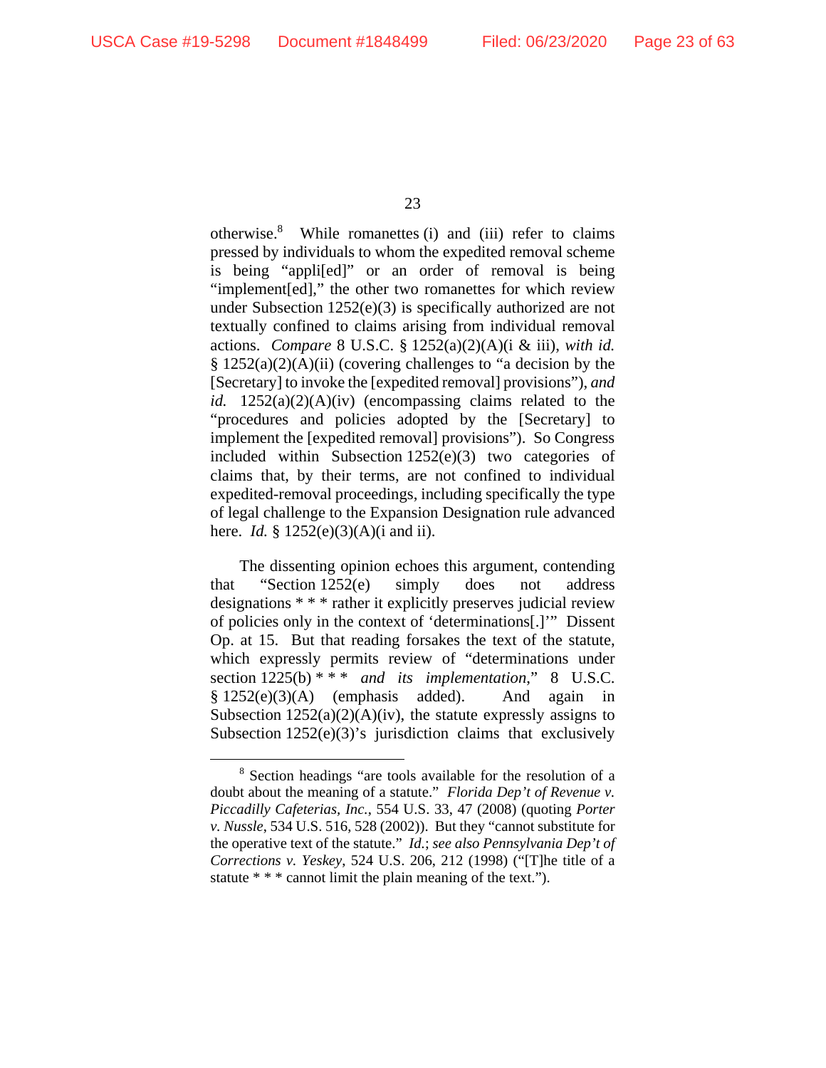otherwise.[8] While romanettes (i) and (iii) refer to claims pressed by individuals to whom the expedited removal scheme is being "appli[ed]" or an order of removal is being "implement[ed]," the other two romanettes for which review under Subsection 1252(e)(3) is specifically authorized are not textually confined to claims arising from individual removal actions. *Compare* 8 U.S.C. § 1252(a)(2)(A)(i & iii), *with id.* § 1252(a)(2)(A)(ii) (covering challenges to "a decision by the [Secretary] to invoke the [expedited removal] provisions"), *and id.* 1252(a)(2)(A)(iv) (encompassing claims related to the "procedures and policies adopted by the [Secretary] to implement the [expedited removal] provisions"). So Congress included within Subsection 1252(e)(3) two categories of claims that, by their terms, are not confined to individual expedited-removal proceedings, including specifically the type of legal challenge to the Expansion Designation rule advanced here. *Id.* § 1252(e)(3)(A)(i and ii).

The dissenting opinion echoes this argument, contending that "Section 1252(e) simply does not address designations * * * rather it explicitly preserves judicial review of policies only in the context of 'determinations[.]'" Dissent Op. at 15. But that reading forsakes the text of the statute, which expressly permits review of "determinations under section 1225(b) * * * *and its implementation*," 8 U.S.C. § 1252(e)(3)(A) (emphasis added). And again in Subsection 1252(a)(2)(A)(iv), the statute expressly assigns to Subsection 1252(e)(3)'s jurisdiction claims that exclusively

[8] Section headings "are tools available for the resolution of a doubt about the meaning of a statute." *Florida Dep't of Revenue v. Piccadilly Cafeterias, Inc.*, 554 U.S. 33, 47 (2008) (quoting *Porter v. Nussle*, 534 U.S. 516, 528 (2002)). But they "cannot substitute for the operative text of the statute." *Id.*; *see also Pennsylvania Dep't of Corrections v. Yeskey*, 524 U.S. 206, 212 (1998) ("[T]he title of a statute * * * cannot limit the plain meaning of the text.").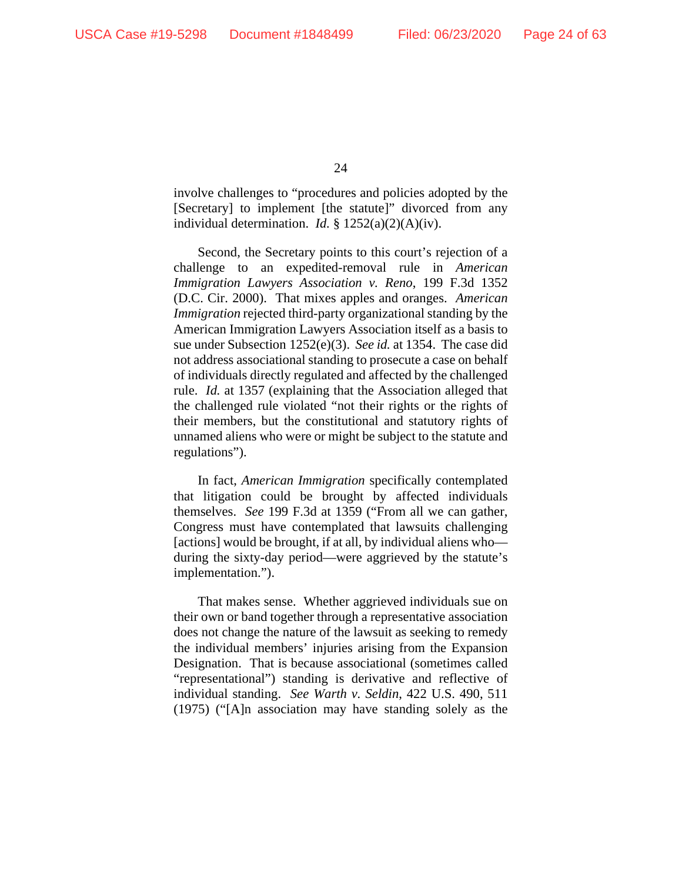involve challenges to "procedures and policies adopted by the [Secretary] to implement [the statute]" divorced from any individual determination. *Id.* § 1252(a)(2)(A)(iv).

Second, the Secretary points to this court's rejection of a challenge to an expedited-removal rule in *American Immigration Lawyers Association v. Reno*, 199 F.3d 1352 (D.C. Cir. 2000). That mixes apples and oranges. *American Immigration* rejected third-party organizational standing by the American Immigration Lawyers Association itself as a basis to sue under Subsection 1252(e)(3). *See id.* at 1354. The case did not address associational standing to prosecute a case on behalf of individuals directly regulated and affected by the challenged rule. *Id.* at 1357 (explaining that the Association alleged that the challenged rule violated "not their rights or the rights of their members, but the constitutional and statutory rights of unnamed aliens who were or might be subject to the statute and regulations").

In fact, *American Immigration* specifically contemplated that litigation could be brought by affected individuals themselves. *See* 199 F.3d at 1359 ("From all we can gather, Congress must have contemplated that lawsuits challenging [actions] would be brought, if at all, by individual aliens who—during the sixty-day period—were aggrieved by the statute's implementation.").

That makes sense. Whether aggrieved individuals sue on their own or band together through a representative association does not change the nature of the lawsuit as seeking to remedy the individual members' injuries arising from the Expansion Designation. That is because associational (sometimes called "representational") standing is derivative and reflective of individual standing. *See Warth v. Seldin*, 422 U.S. 490, 511 (1975) ("[A]n association may have standing solely as the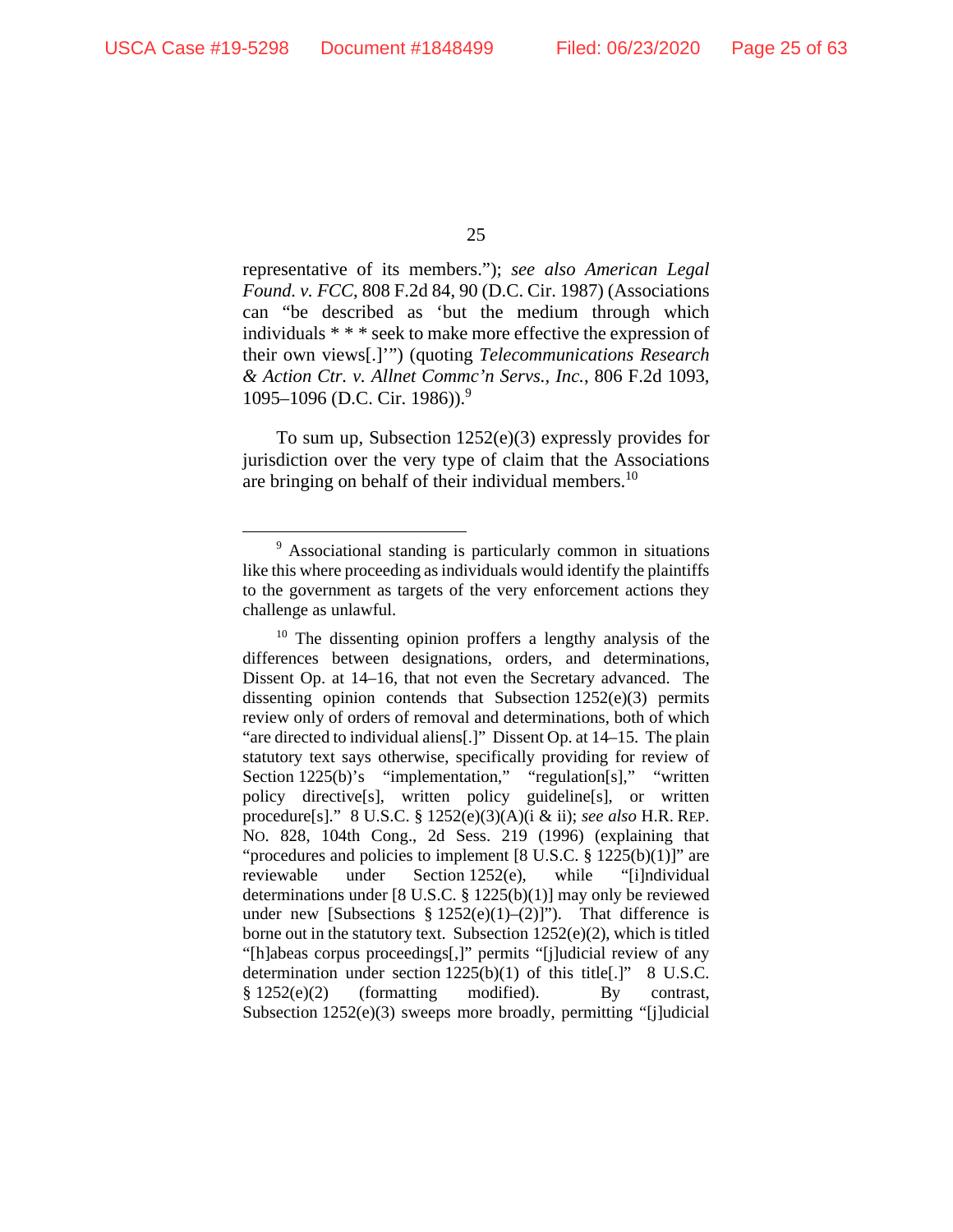representative of its members."); *see also American Legal Found. v. FCC*, 808 F.2d 84, 90 (D.C. Cir. 1987) (Associations can "be described as 'but the medium through which individuals * * * seek to make more effective the expression of their own views[.]'") (quoting *Telecommunications Research & Action Ctr. v. Allnet Commc'n Servs., Inc.*, 806 F.2d 1093, 1095–1096 (D.C. Cir. 1986)).[9]

To sum up, Subsection 1252(e)(3) expressly provides for jurisdiction over the very type of claim that the Associations are bringing on behalf of their individual members.[10]

---

[9] Associational standing is particularly common in situations like this where proceeding as individuals would identify the plaintiffs to the government as targets of the very enforcement actions they challenge as unlawful.

[10] The dissenting opinion proffers a lengthy analysis of the differences between designations, orders, and determinations, Dissent Op. at 14–16, that not even the Secretary advanced. The dissenting opinion contends that Subsection 1252(e)(3) permits review only of orders of removal and determinations, both of which "are directed to individual aliens[.]" Dissent Op. at 14–15. The plain statutory text says otherwise, specifically providing for review of Section 1225(b)'s "implementation," "regulation[s]," "written policy directive[s], written policy guideline[s], or written procedure[s]." 8 U.S.C. § 1252(e)(3)(A)(i & ii); *see also* H.R. REP. NO. 828, 104th Cong., 2d Sess. 219 (1996) (explaining that "procedures and policies to implement [8 U.S.C. § 1225(b)(1)]" are reviewable under Section 1252(e), while "[i]ndividual determinations under [8 U.S.C. § 1225(b)(1)] may only be reviewed under new [Subsections § 1252(e)(1)–(2)]"). That difference is borne out in the statutory text. Subsection 1252(e)(2), which is titled "[h]abeas corpus proceedings[,]" permits "[j]udicial review of any determination under section 1225(b)(1) of this title[.]" 8 U.S.C. § 1252(e)(2) (formatting modified). By contrast, Subsection 1252(e)(3) sweeps more broadly, permitting "[j]udicial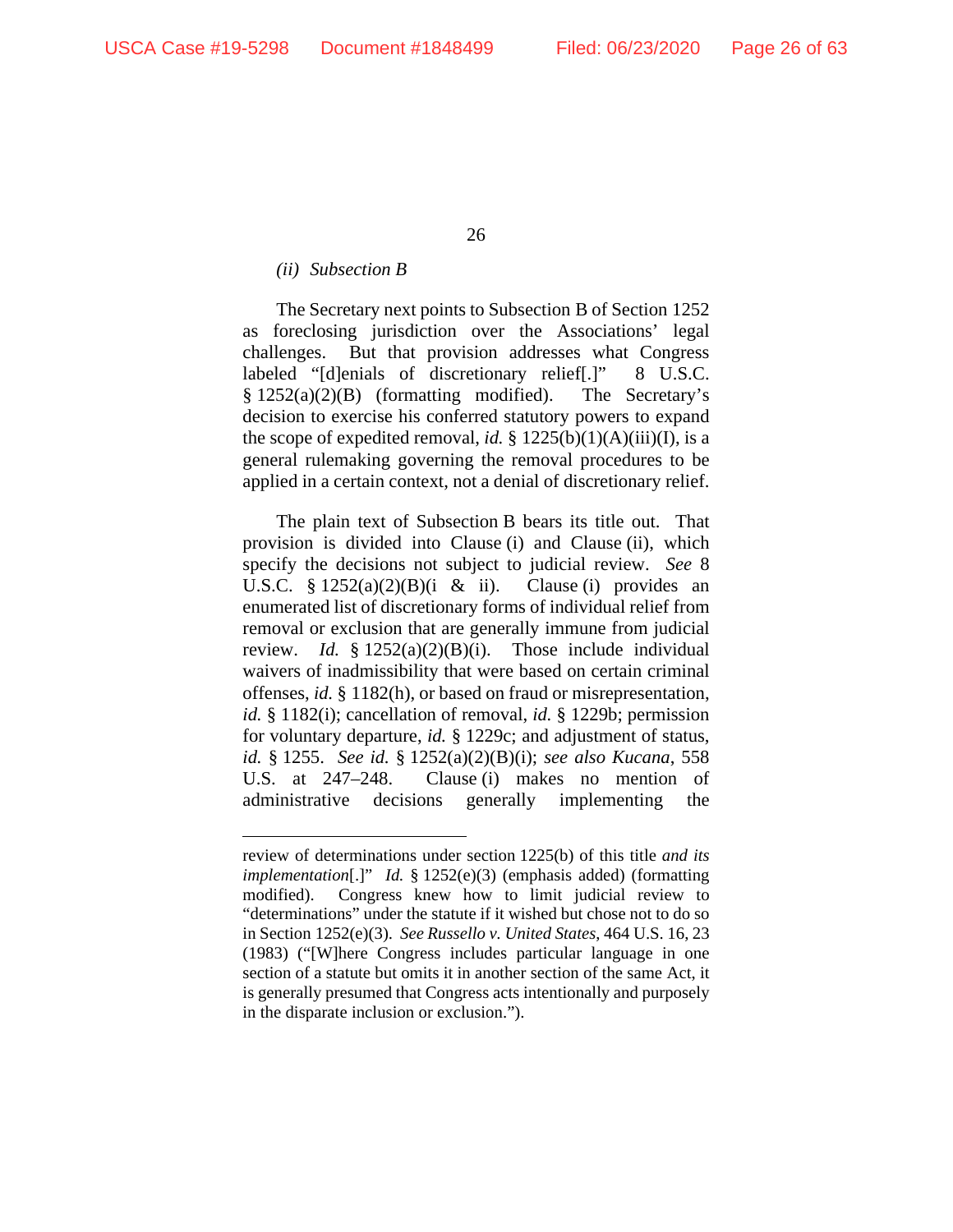*(ii) Subsection B*

The Secretary next points to Subsection B of Section 1252 as foreclosing jurisdiction over the Associations' legal challenges. But that provision addresses what Congress labeled "[d]enials of discretionary relief[.]" 8 U.S.C. § 1252(a)(2)(B) (formatting modified). The Secretary's decision to exercise his conferred statutory powers to expand the scope of expedited removal, *id.* § 1225(b)(1)(A)(iii)(I), is a general rulemaking governing the removal procedures to be applied in a certain context, not a denial of discretionary relief.

The plain text of Subsection B bears its title out. That provision is divided into Clause (i) and Clause (ii), which specify the decisions not subject to judicial review. *See* 8 U.S.C. § 1252(a)(2)(B)(i & ii). Clause (i) provides an enumerated list of discretionary forms of individual relief from removal or exclusion that are generally immune from judicial review. *Id.* § 1252(a)(2)(B)(i). Those include individual waivers of inadmissibility that were based on certain criminal offenses, *id.* § 1182(h), or based on fraud or misrepresentation, *id.* § 1182(i); cancellation of removal, *id.* § 1229b; permission for voluntary departure, *id.* § 1229c; and adjustment of status, *id.* § 1255. *See id.* § 1252(a)(2)(B)(i); *see also Kucana*, 558 U.S. at 247–248. Clause (i) makes no mention of administrative decisions generally implementing the

---

review of determinations under section 1225(b) of this title *and its implementation*[.]" *Id.* § 1252(e)(3) (emphasis added) (formatting modified). Congress knew how to limit judicial review to "determinations" under the statute if it wished but chose not to do so in Section 1252(e)(3). *See Russello v. United States*, 464 U.S. 16, 23 (1983) ("[W]here Congress includes particular language in one section of a statute but omits it in another section of the same Act, it is generally presumed that Congress acts intentionally and purposely in the disparate inclusion or exclusion.").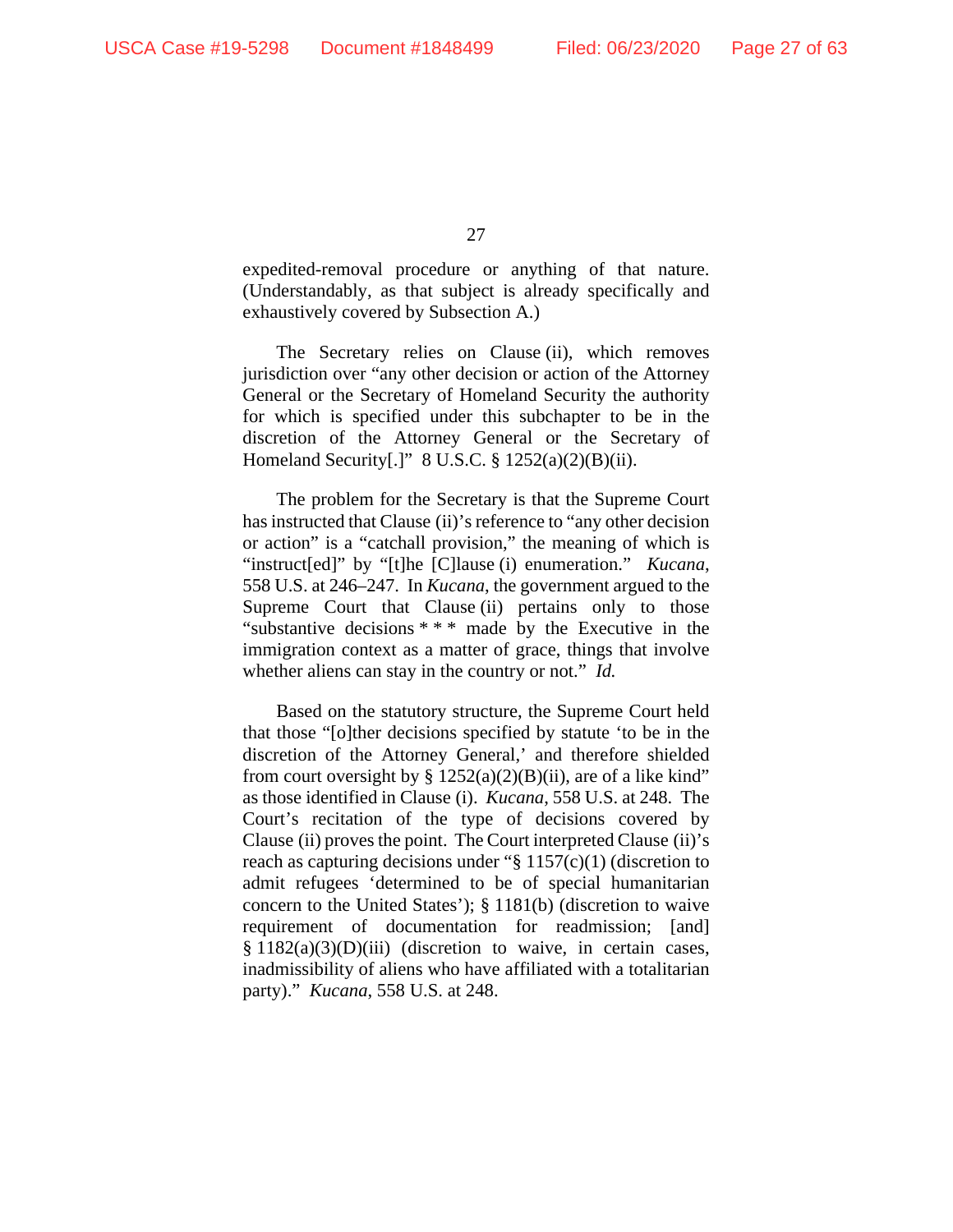expedited-removal procedure or anything of that nature. (Understandably, as that subject is already specifically and exhaustively covered by Subsection A.)

The Secretary relies on Clause (ii), which removes jurisdiction over "any other decision or action of the Attorney General or the Secretary of Homeland Security the authority for which is specified under this subchapter to be in the discretion of the Attorney General or the Secretary of Homeland Security[.]" 8 U.S.C. § 1252(a)(2)(B)(ii).

The problem for the Secretary is that the Supreme Court has instructed that Clause (ii)'s reference to "any other decision or action" is a "catchall provision," the meaning of which is "instruct[ed]" by "[t]he [C]lause (i) enumeration." *Kucana*, 558 U.S. at 246–247. In *Kucana*, the government argued to the Supreme Court that Clause (ii) pertains only to those "substantive decisions * * * made by the Executive in the immigration context as a matter of grace, things that involve whether aliens can stay in the country or not." *Id.*

Based on the statutory structure, the Supreme Court held that those "[o]ther decisions specified by statute 'to be in the discretion of the Attorney General,' and therefore shielded from court oversight by § 1252(a)(2)(B)(ii), are of a like kind" as those identified in Clause (i). *Kucana*, 558 U.S. at 248. The Court's recitation of the type of decisions covered by Clause (ii) proves the point. The Court interpreted Clause (ii)'s reach as capturing decisions under "§ 1157(c)(1) (discretion to admit refugees 'determined to be of special humanitarian concern to the United States'); § 1181(b) (discretion to waive requirement of documentation for readmission; [and] § 1182(a)(3)(D)(iii) (discretion to waive, in certain cases, inadmissibility of aliens who have affiliated with a totalitarian party)." *Kucana*, 558 U.S. at 248.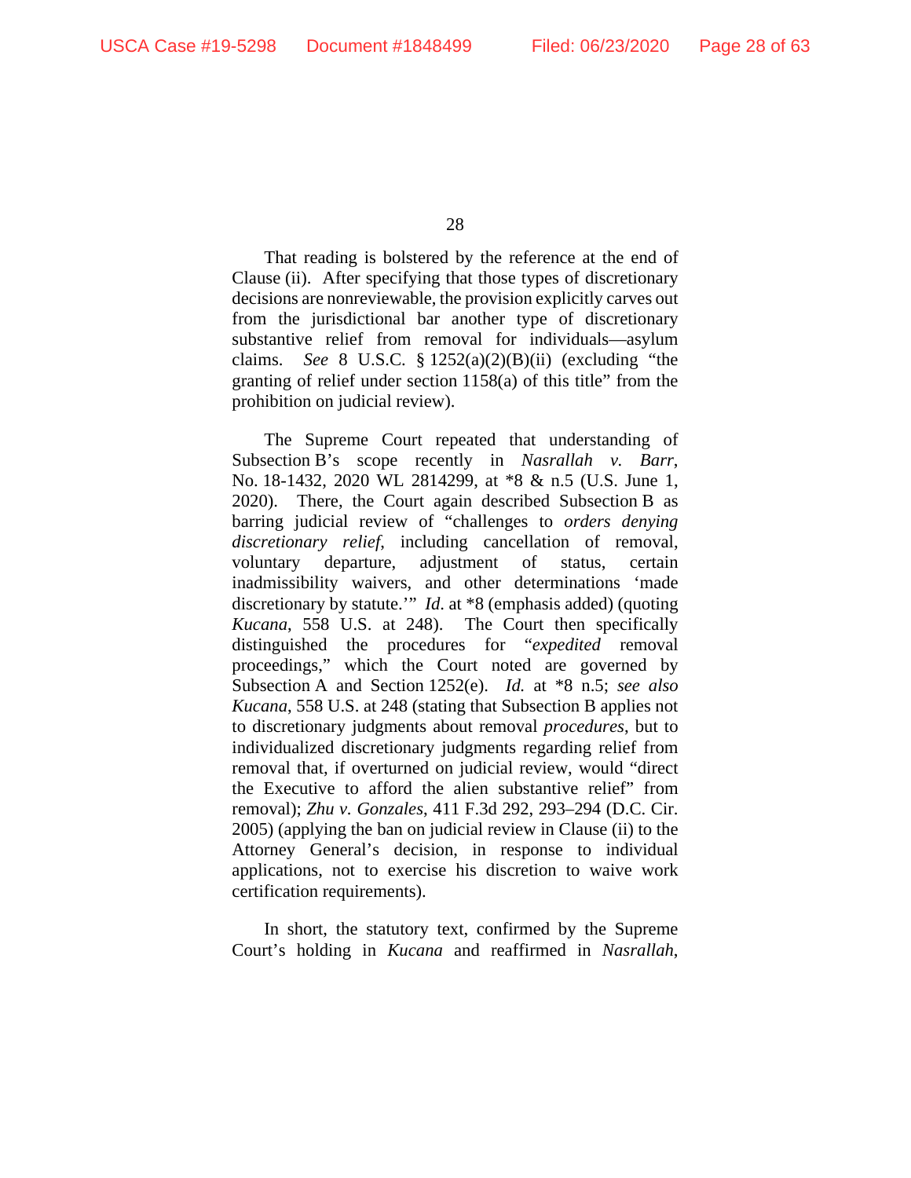That reading is bolstered by the reference at the end of Clause (ii). After specifying that those types of discretionary decisions are nonreviewable, the provision explicitly carves out from the jurisdictional bar another type of discretionary substantive relief from removal for individuals—asylum claims. *See* 8 U.S.C. § 1252(a)(2)(B)(ii) (excluding "the granting of relief under section 1158(a) of this title" from the prohibition on judicial review).

The Supreme Court repeated that understanding of Subsection B's scope recently in *Nasrallah v. Barr*, No. 18-1432, 2020 WL 2814299, at *8 & n.5 (U.S. June 1, 2020). There, the Court again described Subsection B as barring judicial review of "challenges to *orders denying discretionary relief*, including cancellation of removal, voluntary departure, adjustment of status, certain inadmissibility waivers, and other determinations 'made discretionary by statute.'" *Id.* at *8 (emphasis added) (quoting *Kucana*, 558 U.S. at 248). The Court then specifically distinguished the procedures for "*expedited* removal proceedings," which the Court noted are governed by Subsection A and Section 1252(e). *Id.* at *8 n.5; *see also Kucana*, 558 U.S. at 248 (stating that Subsection B applies not to discretionary judgments about removal *procedures*, but to individualized discretionary judgments regarding relief from removal that, if overturned on judicial review, would "direct the Executive to afford the alien substantive relief" from removal); *Zhu v. Gonzales*, 411 F.3d 292, 293–294 (D.C. Cir. 2005) (applying the ban on judicial review in Clause (ii) to the Attorney General's decision, in response to individual applications, not to exercise his discretion to waive work certification requirements).

In short, the statutory text, confirmed by the Supreme Court's holding in *Kucana* and reaffirmed in *Nasrallah*,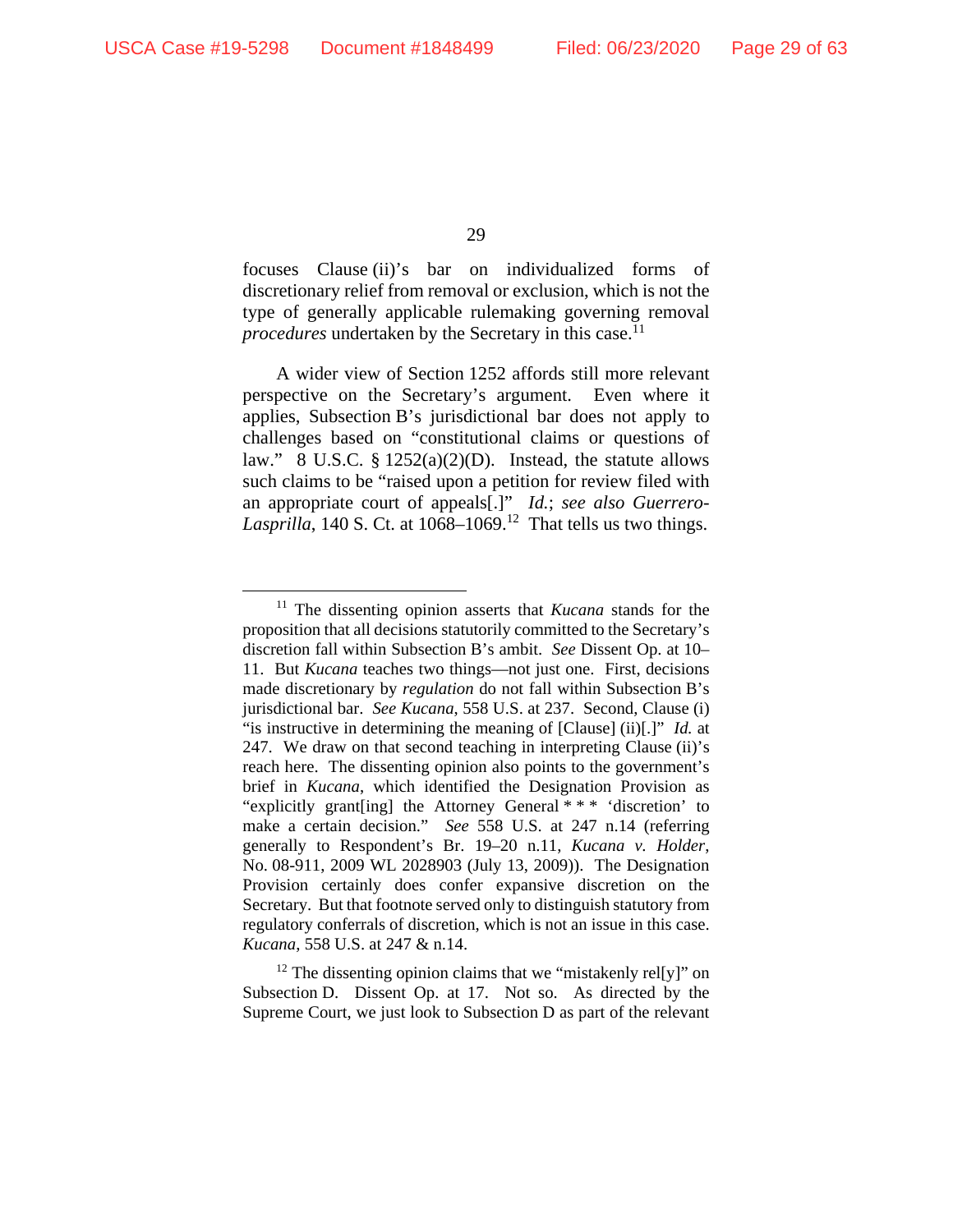focuses Clause (ii)'s bar on individualized forms of discretionary relief from removal or exclusion, which is not the type of generally applicable rulemaking governing removal *procedures* undertaken by the Secretary in this case.[11]

A wider view of Section 1252 affords still more relevant perspective on the Secretary's argument. Even where it applies, Subsection B's jurisdictional bar does not apply to challenges based on "constitutional claims or questions of law." 8 U.S.C. § 1252(a)(2)(D). Instead, the statute allows such claims to be "raised upon a petition for review filed with an appropriate court of appeals[.]" *Id.*; *see also Guerrero-Lasprilla*, 140 S. Ct. at 1068–1069.[12] That tells us two things.

---

[11] The dissenting opinion asserts that *Kucana* stands for the proposition that all decisions statutorily committed to the Secretary's discretion fall within Subsection B's ambit. *See* Dissent Op. at 10–11. But *Kucana* teaches two things—not just one. First, decisions made discretionary by *regulation* do not fall within Subsection B's jurisdictional bar. *See Kucana*, 558 U.S. at 237. Second, Clause (i) "is instructive in determining the meaning of [Clause] (ii)[.]" *Id.* at 247. We draw on that second teaching in interpreting Clause (ii)'s reach here. The dissenting opinion also points to the government's brief in *Kucana*, which identified the Designation Provision as "explicitly grant[ing] the Attorney General * * * 'discretion' to make a certain decision." *See* 558 U.S. at 247 n.14 (referring generally to Respondent's Br. 19–20 n.11, *Kucana v. Holder*, No. 08-911, 2009 WL 2028903 (July 13, 2009)). The Designation Provision certainly does confer expansive discretion on the Secretary. But that footnote served only to distinguish statutory from regulatory conferrals of discretion, which is not an issue in this case. *Kucana*, 558 U.S. at 247 & n.14.

[12] The dissenting opinion claims that we "mistakenly rel[y]" on Subsection D. Dissent Op. at 17. Not so. As directed by the Supreme Court, we just look to Subsection D as part of the relevant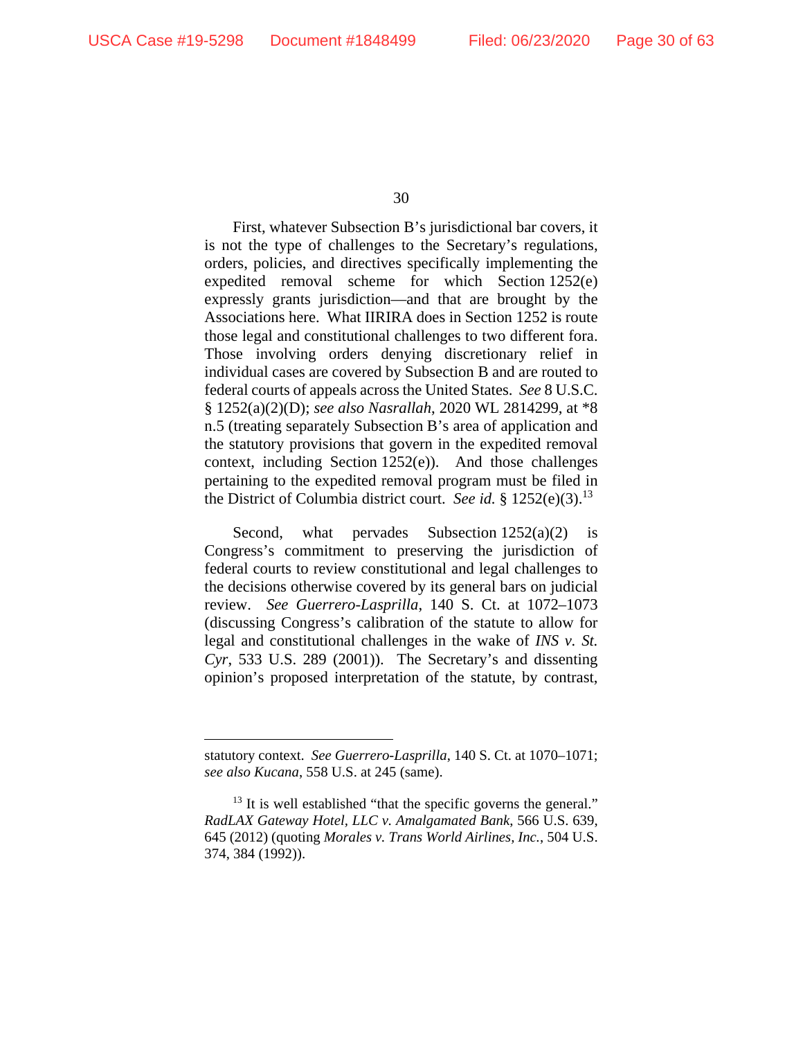First, whatever Subsection B's jurisdictional bar covers, it is not the type of challenges to the Secretary's regulations, orders, policies, and directives specifically implementing the expedited removal scheme for which Section 1252(e) expressly grants jurisdiction—and that are brought by the Associations here. What IIRIRA does in Section 1252 is route those legal and constitutional challenges to two different fora. Those involving orders denying discretionary relief in individual cases are covered by Subsection B and are routed to federal courts of appeals across the United States. *See* 8 U.S.C. § 1252(a)(2)(D); *see also Nasrallah*, 2020 WL 2814299, at *8 n.5 (treating separately Subsection B's area of application and the statutory provisions that govern in the expedited removal context, including Section 1252(e)). And those challenges pertaining to the expedited removal program must be filed in the District of Columbia district court. *See id.* § 1252(e)(3).[13]

Second, what pervades Subsection 1252(a)(2) is Congress's commitment to preserving the jurisdiction of federal courts to review constitutional and legal challenges to the decisions otherwise covered by its general bars on judicial review. *See Guerrero-Lasprilla*, 140 S. Ct. at 1072–1073 (discussing Congress's calibration of the statute to allow for legal and constitutional challenges in the wake of *INS v. St. Cyr*, 533 U.S. 289 (2001)). The Secretary's and dissenting opinion's proposed interpretation of the statute, by contrast,

---

statutory context. *See Guerrero-Lasprilla*, 140 S. Ct. at 1070–1071; *see also Kucana*, 558 U.S. at 245 (same).

[13] It is well established "that the specific governs the general." *RadLAX Gateway Hotel, LLC v. Amalgamated Bank*, 566 U.S. 639, 645 (2012) (quoting *Morales v. Trans World Airlines, Inc.*, 504 U.S. 374, 384 (1992)).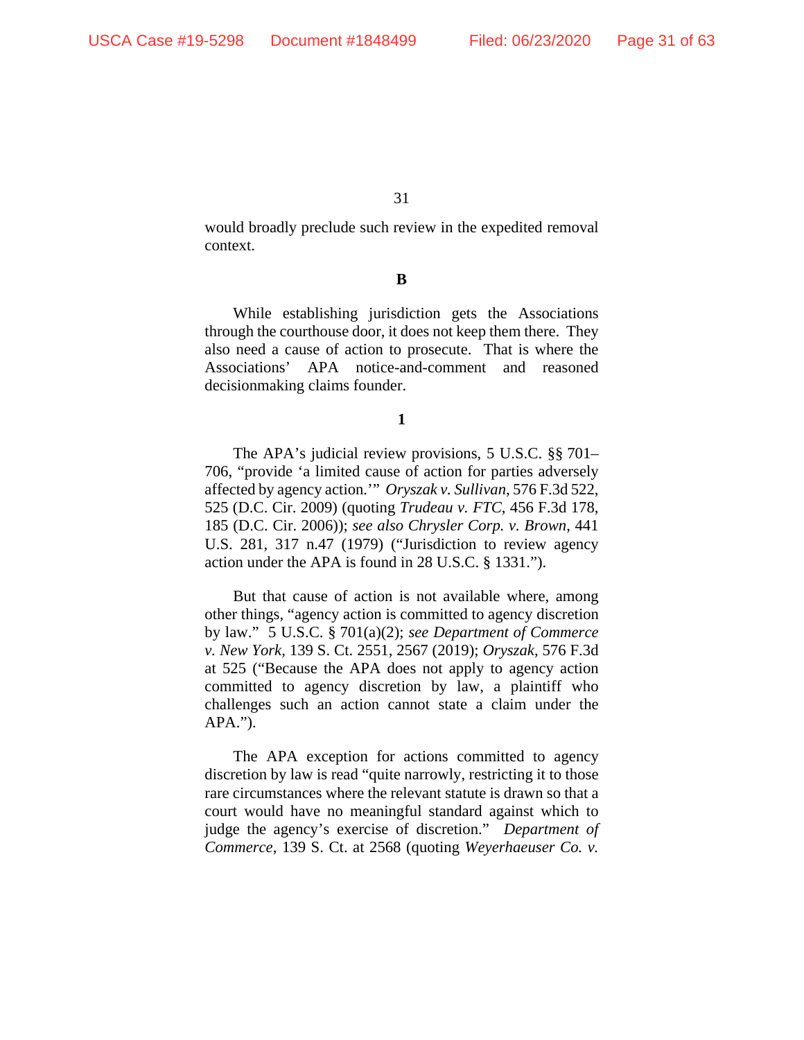would broadly preclude such review in the expedited removal context.

**B**

While establishing jurisdiction gets the Associations through the courthouse door, it does not keep them there. They also need a cause of action to prosecute. That is where the Associations' APA notice-and-comment and reasoned decisionmaking claims founder.

**1**

The APA's judicial review provisions, 5 U.S.C. §§ 701–706, "provide 'a limited cause of action for parties adversely affected by agency action.'" *Oryszak v. Sullivan*, 576 F.3d 522, 525 (D.C. Cir. 2009) (quoting *Trudeau v. FTC*, 456 F.3d 178, 185 (D.C. Cir. 2006)); *see also Chrysler Corp. v. Brown*, 441 U.S. 281, 317 n.47 (1979) ("Jurisdiction to review agency action under the APA is found in 28 U.S.C. § 1331.").

But that cause of action is not available where, among other things, "agency action is committed to agency discretion by law." 5 U.S.C. § 701(a)(2); *see Department of Commerce v. New York*, 139 S. Ct. 2551, 2567 (2019); *Oryszak*, 576 F.3d at 525 ("Because the APA does not apply to agency action committed to agency discretion by law, a plaintiff who challenges such an action cannot state a claim under the APA.").

The APA exception for actions committed to agency discretion by law is read "quite narrowly, restricting it to those rare circumstances where the relevant statute is drawn so that a court would have no meaningful standard against which to judge the agency's exercise of discretion." *Department of Commerce*, 139 S. Ct. at 2568 (quoting *Weyerhaeuser Co. v.*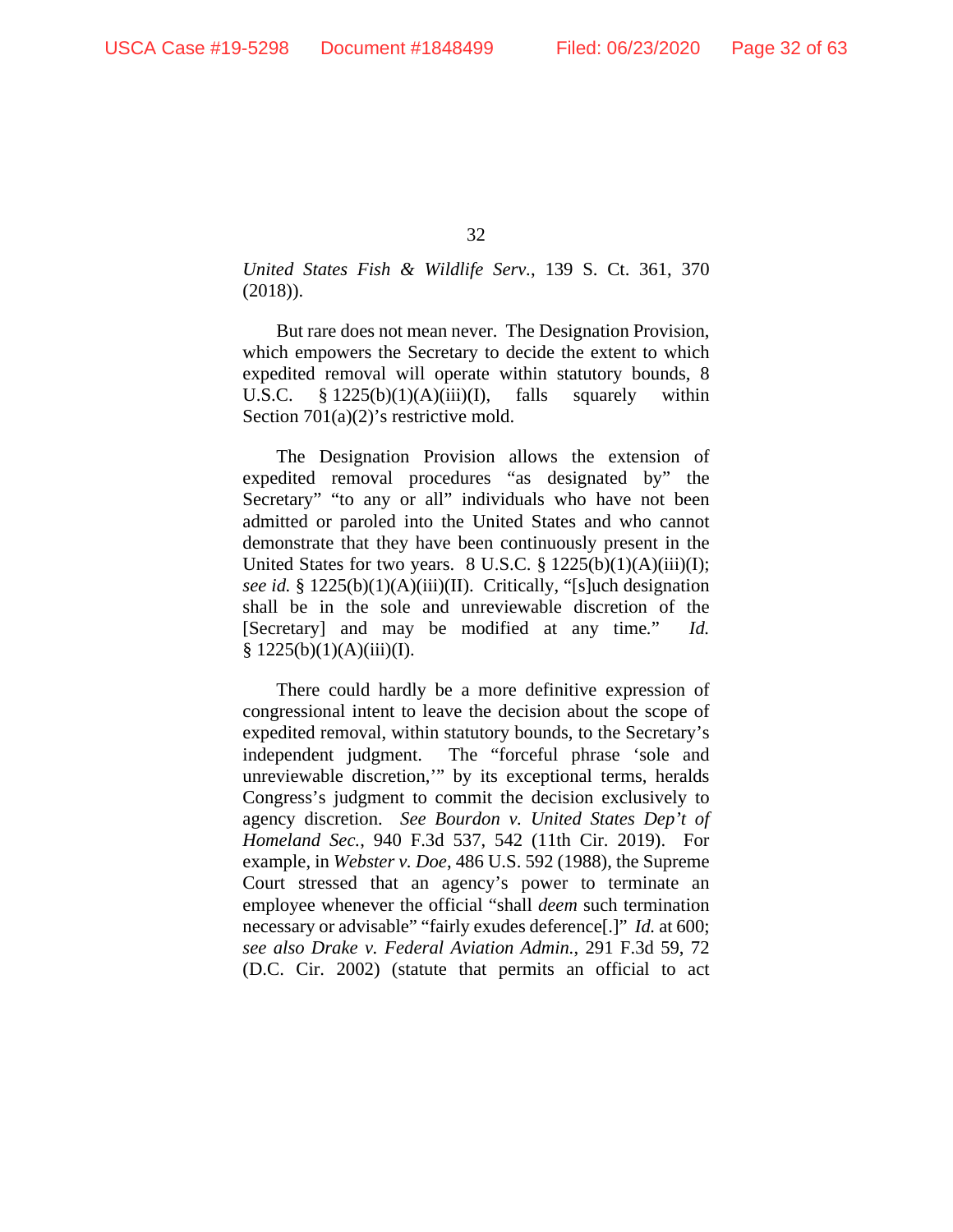*United States Fish & Wildlife Serv.*, 139 S. Ct. 361, 370 (2018)).

But rare does not mean never. The Designation Provision, which empowers the Secretary to decide the extent to which expedited removal will operate within statutory bounds, 8 U.S.C. § 1225(b)(1)(A)(iii)(I), falls squarely within Section 701(a)(2)'s restrictive mold.

The Designation Provision allows the extension of expedited removal procedures "as designated by" the Secretary" "to any or all" individuals who have not been admitted or paroled into the United States and who cannot demonstrate that they have been continuously present in the United States for two years. 8 U.S.C. § 1225(b)(1)(A)(iii)(I); *see id.* § 1225(b)(1)(A)(iii)(II). Critically, "[s]uch designation shall be in the sole and unreviewable discretion of the [Secretary] and may be modified at any time." *Id.* § 1225(b)(1)(A)(iii)(I).

There could hardly be a more definitive expression of congressional intent to leave the decision about the scope of expedited removal, within statutory bounds, to the Secretary's independent judgment. The "forceful phrase 'sole and unreviewable discretion,'" by its exceptional terms, heralds Congress's judgment to commit the decision exclusively to agency discretion. *See Bourdon v. United States Dep't of Homeland Sec.*, 940 F.3d 537, 542 (11th Cir. 2019). For example, in *Webster v. Doe*, 486 U.S. 592 (1988), the Supreme Court stressed that an agency's power to terminate an employee whenever the official "shall *deem* such termination necessary or advisable" "fairly exudes deference[.]" *Id.* at 600; *see also Drake v. Federal Aviation Admin.*, 291 F.3d 59, 72 (D.C. Cir. 2002) (statute that permits an official to act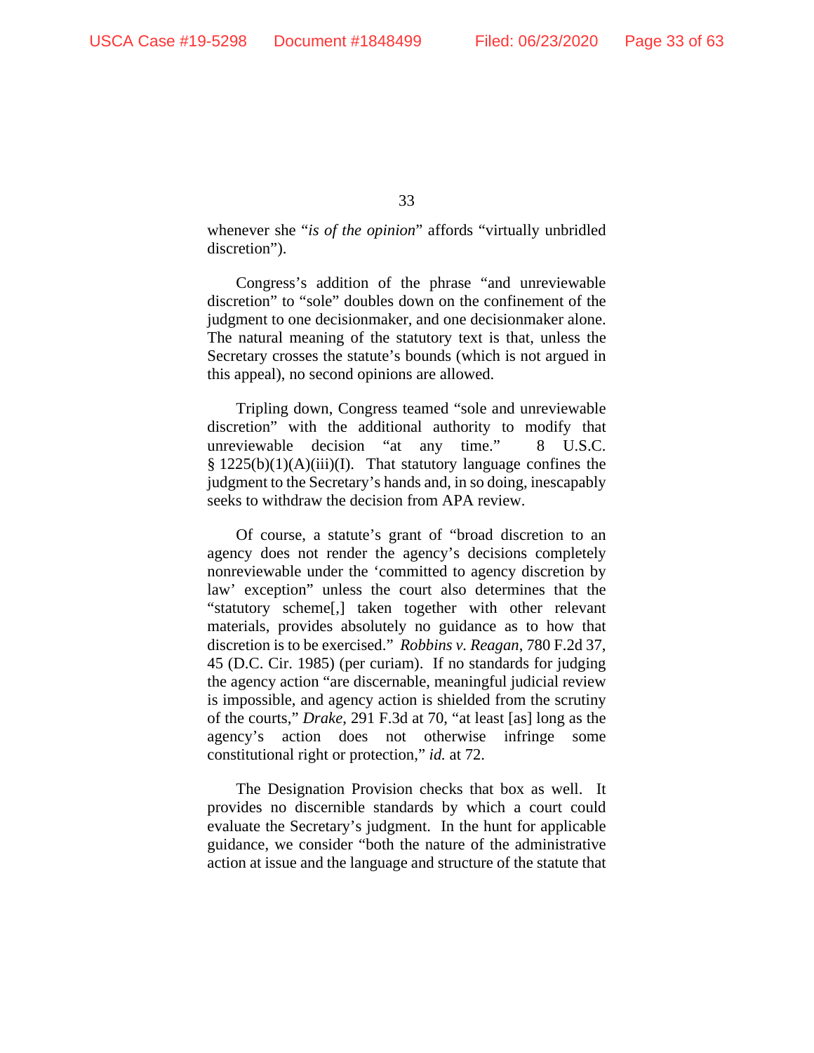whenever she "*is of the opinion*" affords "virtually unbridled discretion").

Congress's addition of the phrase "and unreviewable discretion" to "sole" doubles down on the confinement of the judgment to one decisionmaker, and one decisionmaker alone. The natural meaning of the statutory text is that, unless the Secretary crosses the statute's bounds (which is not argued in this appeal), no second opinions are allowed.

Tripling down, Congress teamed "sole and unreviewable discretion" with the additional authority to modify that unreviewable decision "at any time." 8 U.S.C. § 1225(b)(1)(A)(iii)(I). That statutory language confines the judgment to the Secretary's hands and, in so doing, inescapably seeks to withdraw the decision from APA review.

Of course, a statute's grant of "broad discretion to an agency does not render the agency's decisions completely nonreviewable under the 'committed to agency discretion by law' exception" unless the court also determines that the "statutory scheme[,] taken together with other relevant materials, provides absolutely no guidance as to how that discretion is to be exercised." *Robbins v. Reagan*, 780 F.2d 37, 45 (D.C. Cir. 1985) (per curiam). If no standards for judging the agency action "are discernable, meaningful judicial review is impossible, and agency action is shielded from the scrutiny of the courts," *Drake*, 291 F.3d at 70, "at least [as] long as the agency's action does not otherwise infringe some constitutional right or protection," *id.* at 72.

The Designation Provision checks that box as well. It provides no discernible standards by which a court could evaluate the Secretary's judgment. In the hunt for applicable guidance, we consider "both the nature of the administrative action at issue and the language and structure of the statute that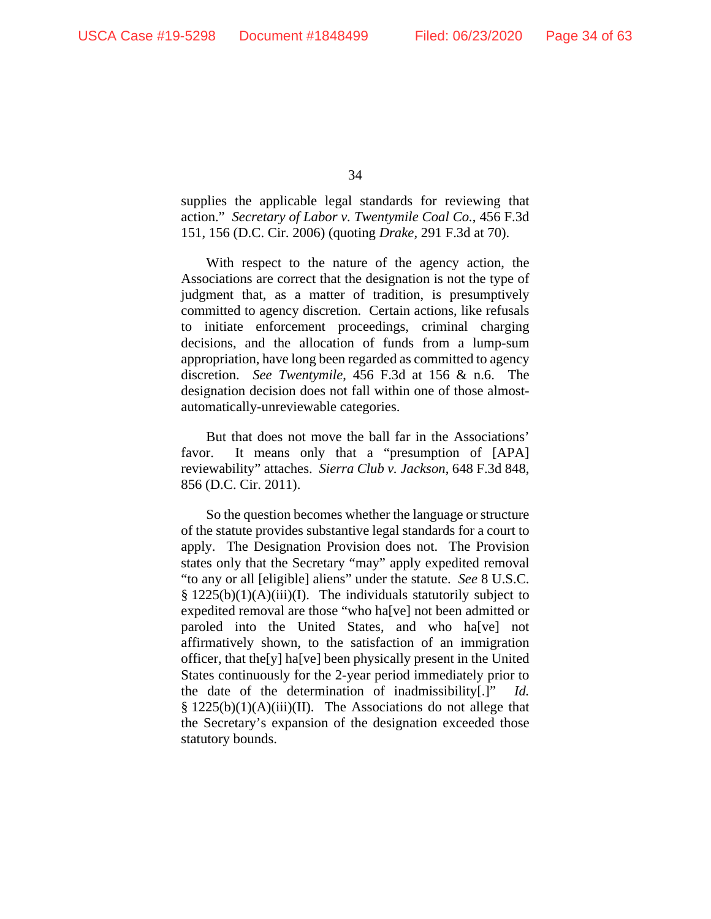supplies the applicable legal standards for reviewing that action." *Secretary of Labor v. Twentymile Coal Co.*, 456 F.3d 151, 156 (D.C. Cir. 2006) (quoting *Drake*, 291 F.3d at 70).

With respect to the nature of the agency action, the Associations are correct that the designation is not the type of judgment that, as a matter of tradition, is presumptively committed to agency discretion. Certain actions, like refusals to initiate enforcement proceedings, criminal charging decisions, and the allocation of funds from a lump-sum appropriation, have long been regarded as committed to agency discretion. *See Twentymile*, 456 F.3d at 156 & n.6. The designation decision does not fall within one of those almost-automatically-unreviewable categories.

But that does not move the ball far in the Associations' favor. It means only that a "presumption of [APA] reviewability" attaches. *Sierra Club v. Jackson*, 648 F.3d 848, 856 (D.C. Cir. 2011).

So the question becomes whether the language or structure of the statute provides substantive legal standards for a court to apply. The Designation Provision does not. The Provision states only that the Secretary "may" apply expedited removal "to any or all [eligible] aliens" under the statute. *See* 8 U.S.C. § 1225(b)(1)(A)(iii)(I). The individuals statutorily subject to expedited removal are those "who ha[ve] not been admitted or paroled into the United States, and who ha[ve] not affirmatively shown, to the satisfaction of an immigration officer, that the[y] ha[ve] been physically present in the United States continuously for the 2-year period immediately prior to the date of the determination of inadmissibility[.]" *Id.* § 1225(b)(1)(A)(iii)(II). The Associations do not allege that the Secretary's expansion of the designation exceeded those statutory bounds.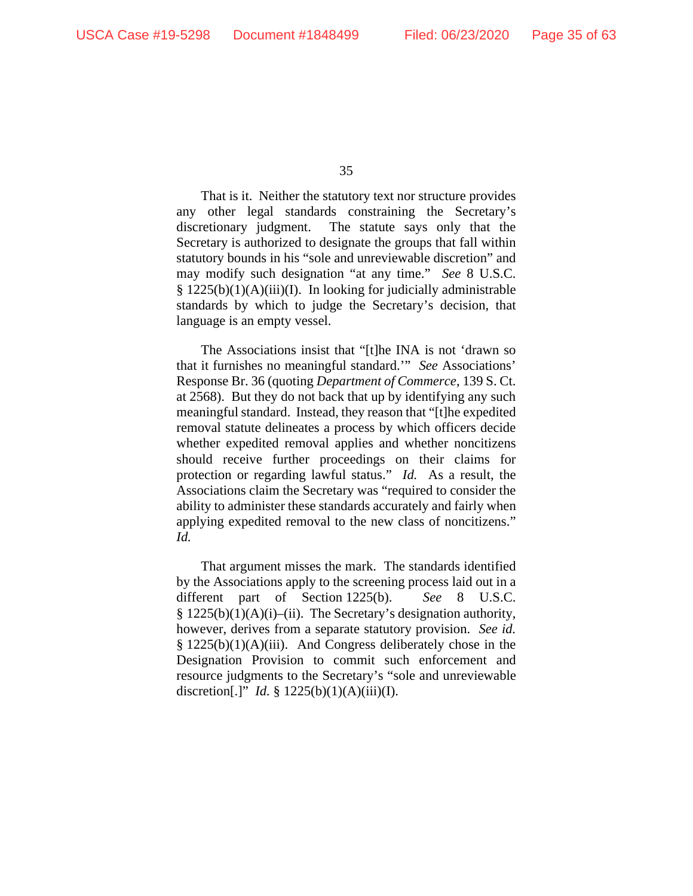That is it. Neither the statutory text nor structure provides any other legal standards constraining the Secretary's discretionary judgment. The statute says only that the Secretary is authorized to designate the groups that fall within statutory bounds in his "sole and unreviewable discretion" and may modify such designation "at any time." *See* 8 U.S.C. § 1225(b)(1)(A)(iii)(I). In looking for judicially administrable standards by which to judge the Secretary's decision, that language is an empty vessel.

The Associations insist that "[t]he INA is not 'drawn so that it furnishes no meaningful standard.'" *See* Associations' Response Br. 36 (quoting *Department of Commerce*, 139 S. Ct. at 2568). But they do not back that up by identifying any such meaningful standard. Instead, they reason that "[t]he expedited removal statute delineates a process by which officers decide whether expedited removal applies and whether noncitizens should receive further proceedings on their claims for protection or regarding lawful status." *Id.* As a result, the Associations claim the Secretary was "required to consider the ability to administer these standards accurately and fairly when applying expedited removal to the new class of noncitizens." *Id.*

That argument misses the mark. The standards identified by the Associations apply to the screening process laid out in a different part of Section 1225(b). *See* 8 U.S.C. § 1225(b)(1)(A)(i)–(ii). The Secretary's designation authority, however, derives from a separate statutory provision. *See id.* § 1225(b)(1)(A)(iii). And Congress deliberately chose in the Designation Provision to commit such enforcement and resource judgments to the Secretary's "sole and unreviewable discretion[.]" *Id.* § 1225(b)(1)(A)(iii)(I).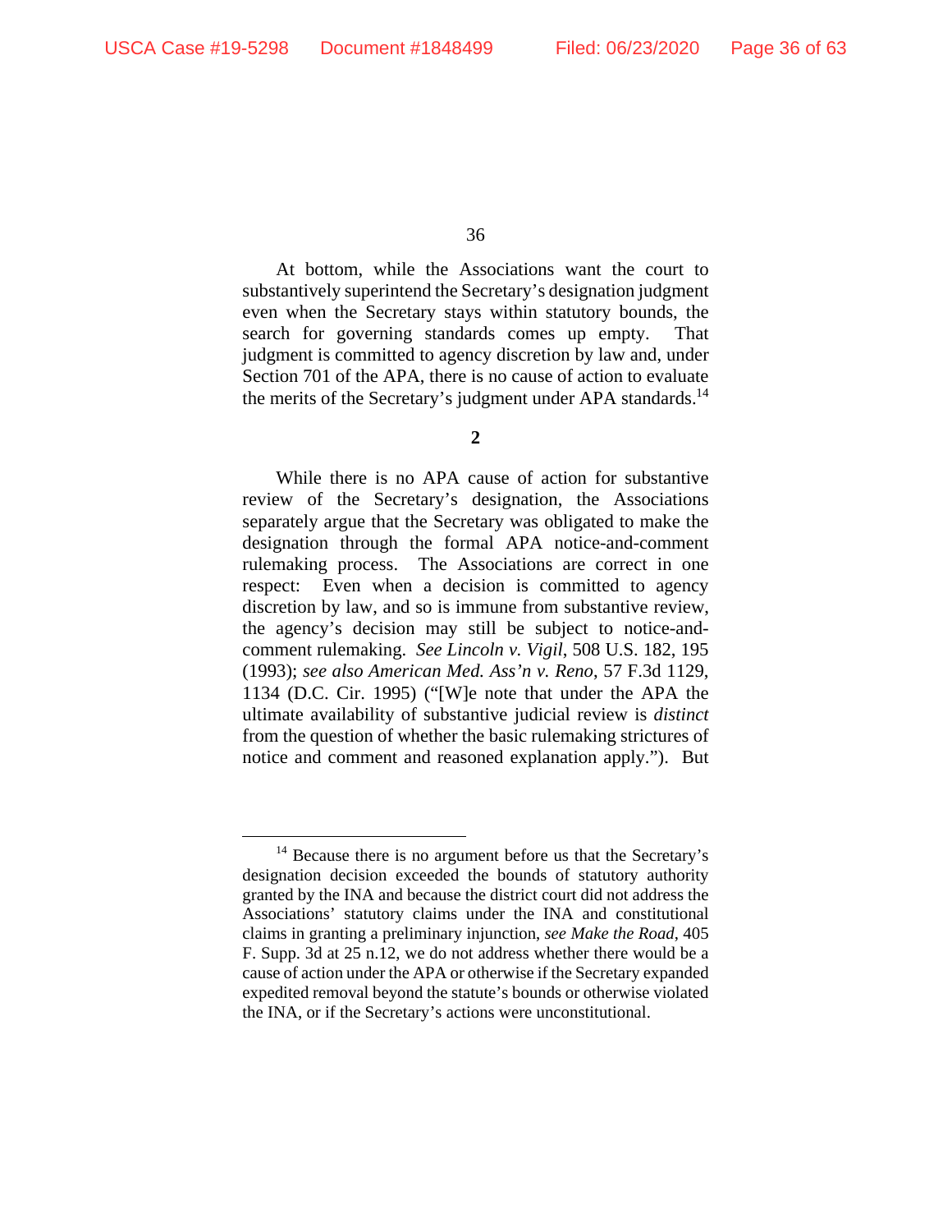At bottom, while the Associations want the court to substantively superintend the Secretary's designation judgment even when the Secretary stays within statutory bounds, the search for governing standards comes up empty. That judgment is committed to agency discretion by law and, under Section 701 of the APA, there is no cause of action to evaluate the merits of the Secretary's judgment under APA standards.[14]

**2**

While there is no APA cause of action for substantive review of the Secretary's designation, the Associations separately argue that the Secretary was obligated to make the designation through the formal APA notice-and-comment rulemaking process. The Associations are correct in one respect: Even when a decision is committed to agency discretion by law, and so is immune from substantive review, the agency's decision may still be subject to notice-and-comment rulemaking. *See Lincoln v. Vigil*, 508 U.S. 182, 195 (1993); *see also American Med. Ass'n v. Reno*, 57 F.3d 1129, 1134 (D.C. Cir. 1995) ("[W]e note that under the APA the ultimate availability of substantive judicial review is *distinct* from the question of whether the basic rulemaking strictures of notice and comment and reasoned explanation apply."). But

---

[14] Because there is no argument before us that the Secretary's designation decision exceeded the bounds of statutory authority granted by the INA and because the district court did not address the Associations' statutory claims under the INA and constitutional claims in granting a preliminary injunction, *see Make the Road*, 405 F. Supp. 3d at 25 n.12, we do not address whether there would be a cause of action under the APA or otherwise if the Secretary expanded expedited removal beyond the statute's bounds or otherwise violated the INA, or if the Secretary's actions were unconstitutional.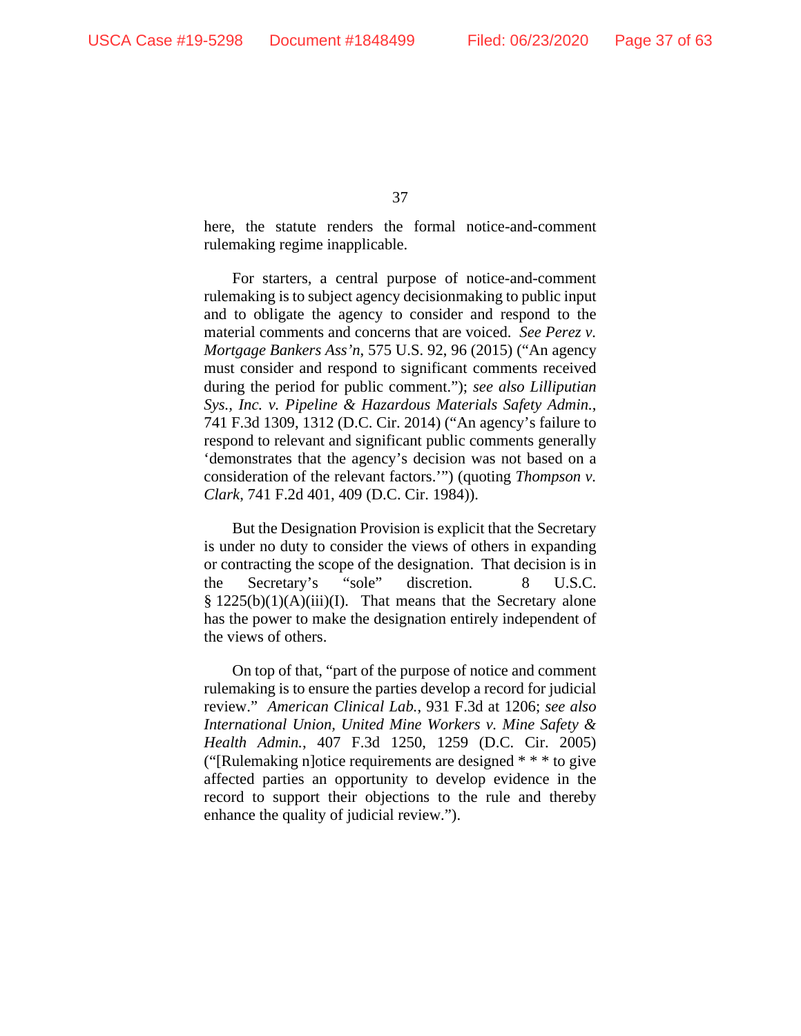here, the statute renders the formal notice-and-comment rulemaking regime inapplicable.

For starters, a central purpose of notice-and-comment rulemaking is to subject agency decisionmaking to public input and to obligate the agency to consider and respond to the material comments and concerns that are voiced. *See Perez v. Mortgage Bankers Ass'n*, 575 U.S. 92, 96 (2015) ("An agency must consider and respond to significant comments received during the period for public comment."); *see also Lilliputian Sys., Inc. v. Pipeline & Hazardous Materials Safety Admin.*, 741 F.3d 1309, 1312 (D.C. Cir. 2014) ("An agency's failure to respond to relevant and significant public comments generally 'demonstrates that the agency's decision was not based on a consideration of the relevant factors.'") (quoting *Thompson v. Clark*, 741 F.2d 401, 409 (D.C. Cir. 1984)).

But the Designation Provision is explicit that the Secretary is under no duty to consider the views of others in expanding or contracting the scope of the designation. That decision is in the Secretary's "sole" discretion. 8 U.S.C. § 1225(b)(1)(A)(iii)(I). That means that the Secretary alone has the power to make the designation entirely independent of the views of others.

On top of that, "part of the purpose of notice and comment rulemaking is to ensure the parties develop a record for judicial review." *American Clinical Lab.*, 931 F.3d at 1206; *see also International Union, United Mine Workers v. Mine Safety & Health Admin.*, 407 F.3d 1250, 1259 (D.C. Cir. 2005) ("[Rulemaking n]otice requirements are designed * * * to give affected parties an opportunity to develop evidence in the record to support their objections to the rule and thereby enhance the quality of judicial review.").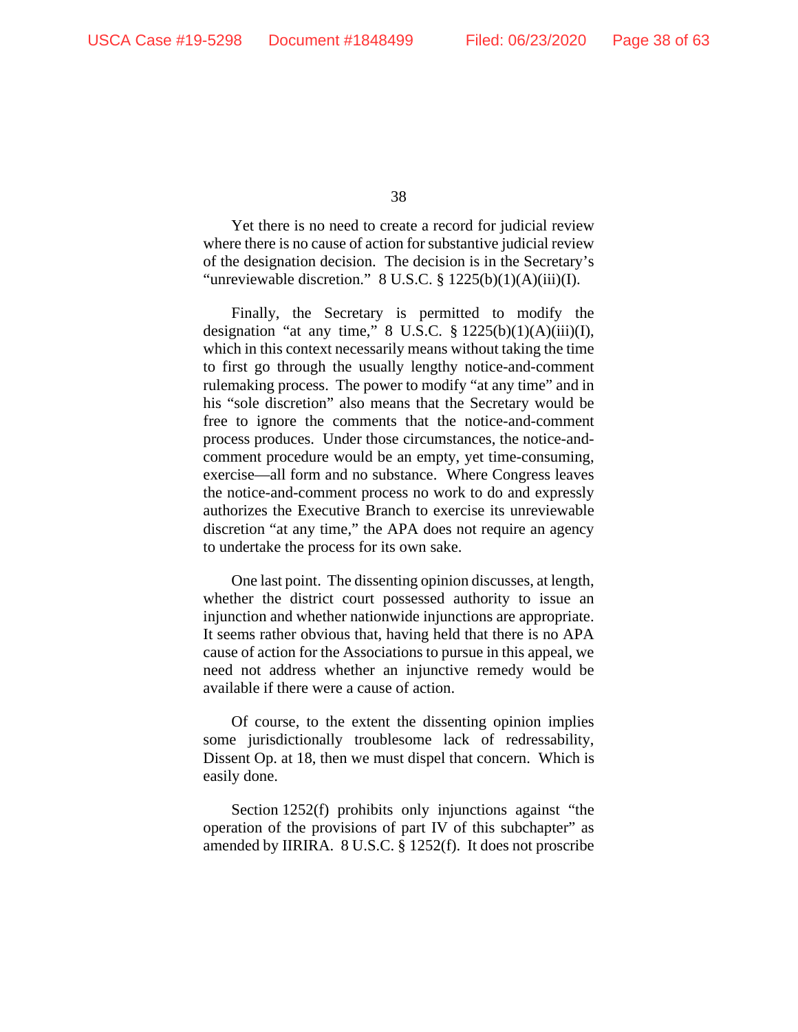Yet there is no need to create a record for judicial review where there is no cause of action for substantive judicial review of the designation decision. The decision is in the Secretary's "unreviewable discretion." 8 U.S.C. § 1225(b)(1)(A)(iii)(I).

Finally, the Secretary is permitted to modify the designation "at any time," 8 U.S.C. § 1225(b)(1)(A)(iii)(I), which in this context necessarily means without taking the time to first go through the usually lengthy notice-and-comment rulemaking process. The power to modify "at any time" and in his "sole discretion" also means that the Secretary would be free to ignore the comments that the notice-and-comment process produces. Under those circumstances, the notice-and-comment procedure would be an empty, yet time-consuming, exercise—all form and no substance. Where Congress leaves the notice-and-comment process no work to do and expressly authorizes the Executive Branch to exercise its unreviewable discretion "at any time," the APA does not require an agency to undertake the process for its own sake.

One last point. The dissenting opinion discusses, at length, whether the district court possessed authority to issue an injunction and whether nationwide injunctions are appropriate. It seems rather obvious that, having held that there is no APA cause of action for the Associations to pursue in this appeal, we need not address whether an injunctive remedy would be available if there were a cause of action.

Of course, to the extent the dissenting opinion implies some jurisdictionally troublesome lack of redressability, Dissent Op. at 18, then we must dispel that concern. Which is easily done.

Section 1252(f) prohibits only injunctions against "the operation of the provisions of part IV of this subchapter" as amended by IIRIRA. 8 U.S.C. § 1252(f). It does not proscribe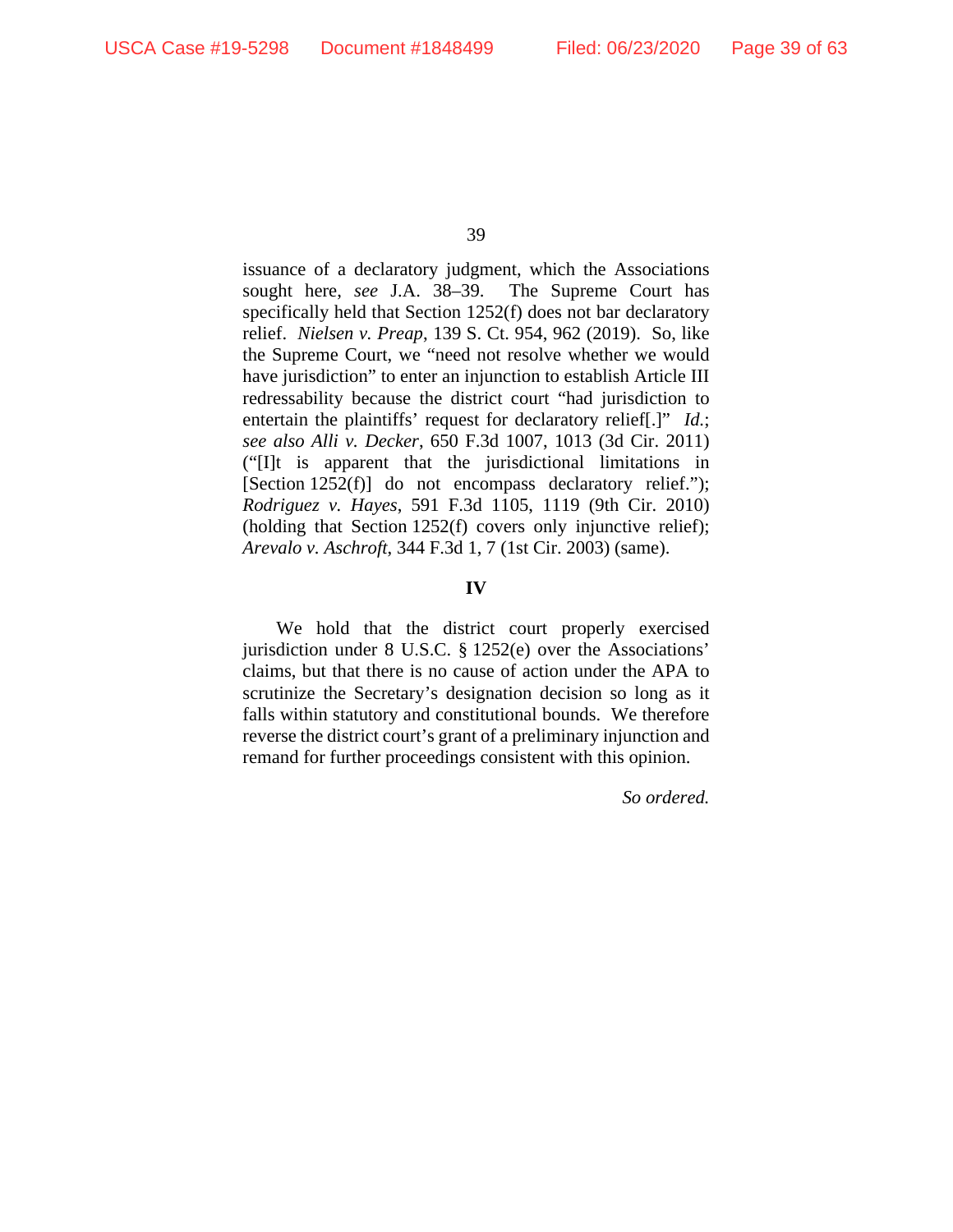issuance of a declaratory judgment, which the Associations sought here, *see* J.A. 38–39. The Supreme Court has specifically held that Section 1252(f) does not bar declaratory relief. *Nielsen v. Preap*, 139 S. Ct. 954, 962 (2019). So, like the Supreme Court, we "need not resolve whether we would have jurisdiction" to enter an injunction to establish Article III redressability because the district court "had jurisdiction to entertain the plaintiffs' request for declaratory relief[.]" *Id.*; *see also Alli v. Decker*, 650 F.3d 1007, 1013 (3d Cir. 2011) ("[I]t is apparent that the jurisdictional limitations in [Section 1252(f)] do not encompass declaratory relief."); *Rodriguez v. Hayes*, 591 F.3d 1105, 1119 (9th Cir. 2010) (holding that Section 1252(f) covers only injunctive relief); *Arevalo v. Aschroft*, 344 F.3d 1, 7 (1st Cir. 2003) (same).

## IV

We hold that the district court properly exercised jurisdiction under 8 U.S.C. § 1252(e) over the Associations' claims, but that there is no cause of action under the APA to scrutinize the Secretary's designation decision so long as it falls within statutory and constitutional bounds. We therefore reverse the district court's grant of a preliminary injunction and remand for further proceedings consistent with this opinion.

*So ordered.*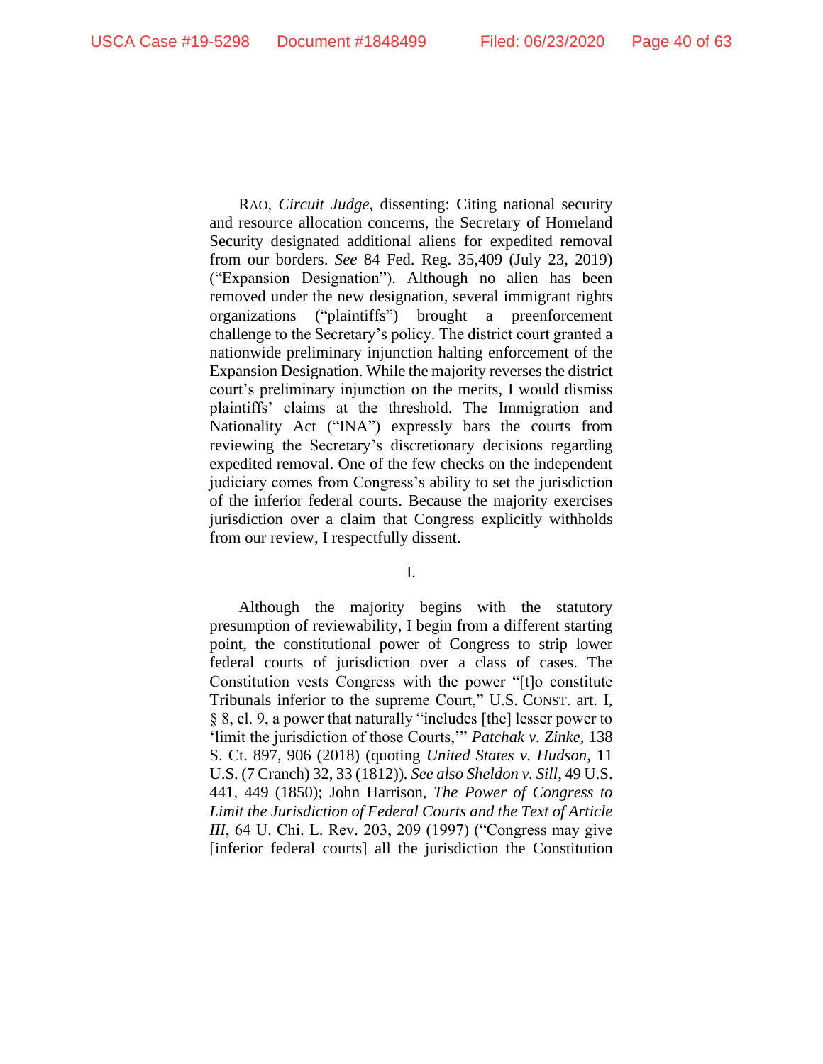RAO, *Circuit Judge*, dissenting: Citing national security and resource allocation concerns, the Secretary of Homeland Security designated additional aliens for expedited removal from our borders. *See* 84 Fed. Reg. 35,409 (July 23, 2019) ("Expansion Designation"). Although no alien has been removed under the new designation, several immigrant rights organizations ("plaintiffs") brought a preenforcement challenge to the Secretary's policy. The district court granted a nationwide preliminary injunction halting enforcement of the Expansion Designation. While the majority reverses the district court's preliminary injunction on the merits, I would dismiss plaintiffs' claims at the threshold. The Immigration and Nationality Act ("INA") expressly bars the courts from reviewing the Secretary's discretionary decisions regarding expedited removal. One of the few checks on the independent judiciary comes from Congress's ability to set the jurisdiction of the inferior federal courts. Because the majority exercises jurisdiction over a claim that Congress explicitly withholds from our review, I respectfully dissent.

I.

Although the majority begins with the statutory presumption of reviewability, I begin from a different starting point, the constitutional power of Congress to strip lower federal courts of jurisdiction over a class of cases. The Constitution vests Congress with the power "[t]o constitute Tribunals inferior to the supreme Court," U.S. CONST. art. I, § 8, cl. 9, a power that naturally "includes [the] lesser power to 'limit the jurisdiction of those Courts,'" *Patchak v. Zinke*, 138 S. Ct. 897, 906 (2018) (quoting *United States v. Hudson*, 11 U.S. (7 Cranch) 32, 33 (1812)). *See also Sheldon v. Sill*, 49 U.S. 441, 449 (1850); John Harrison, *The Power of Congress to Limit the Jurisdiction of Federal Courts and the Text of Article III*, 64 U. Chi. L. Rev. 203, 209 (1997) ("Congress may give [inferior federal courts] all the jurisdiction the Constitution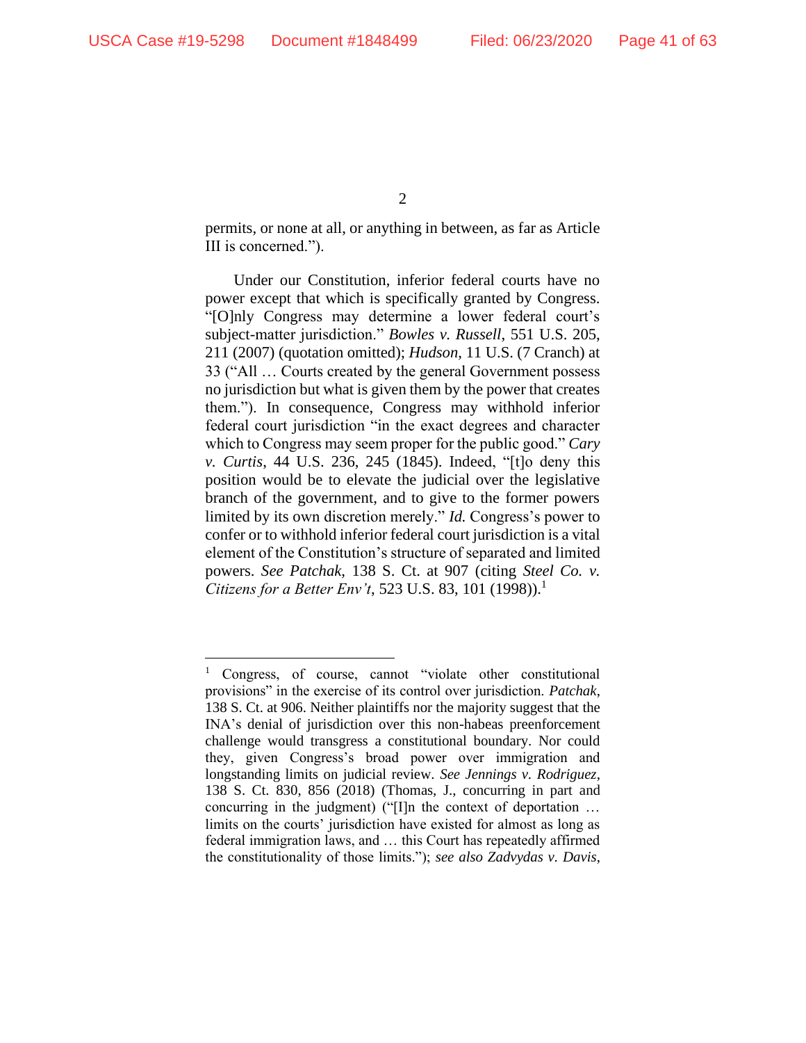permits, or none at all, or anything in between, as far as Article III is concerned.").

Under our Constitution, inferior federal courts have no power except that which is specifically granted by Congress. "[O]nly Congress may determine a lower federal court's subject-matter jurisdiction." *Bowles v. Russell*, 551 U.S. 205, 211 (2007) (quotation omitted); *Hudson*, 11 U.S. (7 Cranch) at 33 ("All … Courts created by the general Government possess no jurisdiction but what is given them by the power that creates them."). In consequence, Congress may withhold inferior federal court jurisdiction "in the exact degrees and character which to Congress may seem proper for the public good." *Cary v. Curtis*, 44 U.S. 236, 245 (1845). Indeed, "[t]o deny this position would be to elevate the judicial over the legislative branch of the government, and to give to the former powers limited by its own discretion merely." *Id.* Congress's power to confer or to withhold inferior federal court jurisdiction is a vital element of the Constitution's structure of separated and limited powers. *See Patchak*, 138 S. Ct. at 907 (citing *Steel Co. v. Citizens for a Better Env't*, 523 U.S. 83, 101 (1998)).[1]

---

[1] Congress, of course, cannot "violate other constitutional provisions" in the exercise of its control over jurisdiction. *Patchak*, 138 S. Ct. at 906. Neither plaintiffs nor the majority suggest that the INA's denial of jurisdiction over this non-habeas preenforcement challenge would transgress a constitutional boundary. Nor could they, given Congress's broad power over immigration and longstanding limits on judicial review. *See Jennings v. Rodriguez*, 138 S. Ct. 830, 856 (2018) (Thomas, J., concurring in part and concurring in the judgment) ("[I]n the context of deportation … limits on the courts' jurisdiction have existed for almost as long as federal immigration laws, and … this Court has repeatedly affirmed the constitutionality of those limits."); *see also Zadvydas v. Davis*,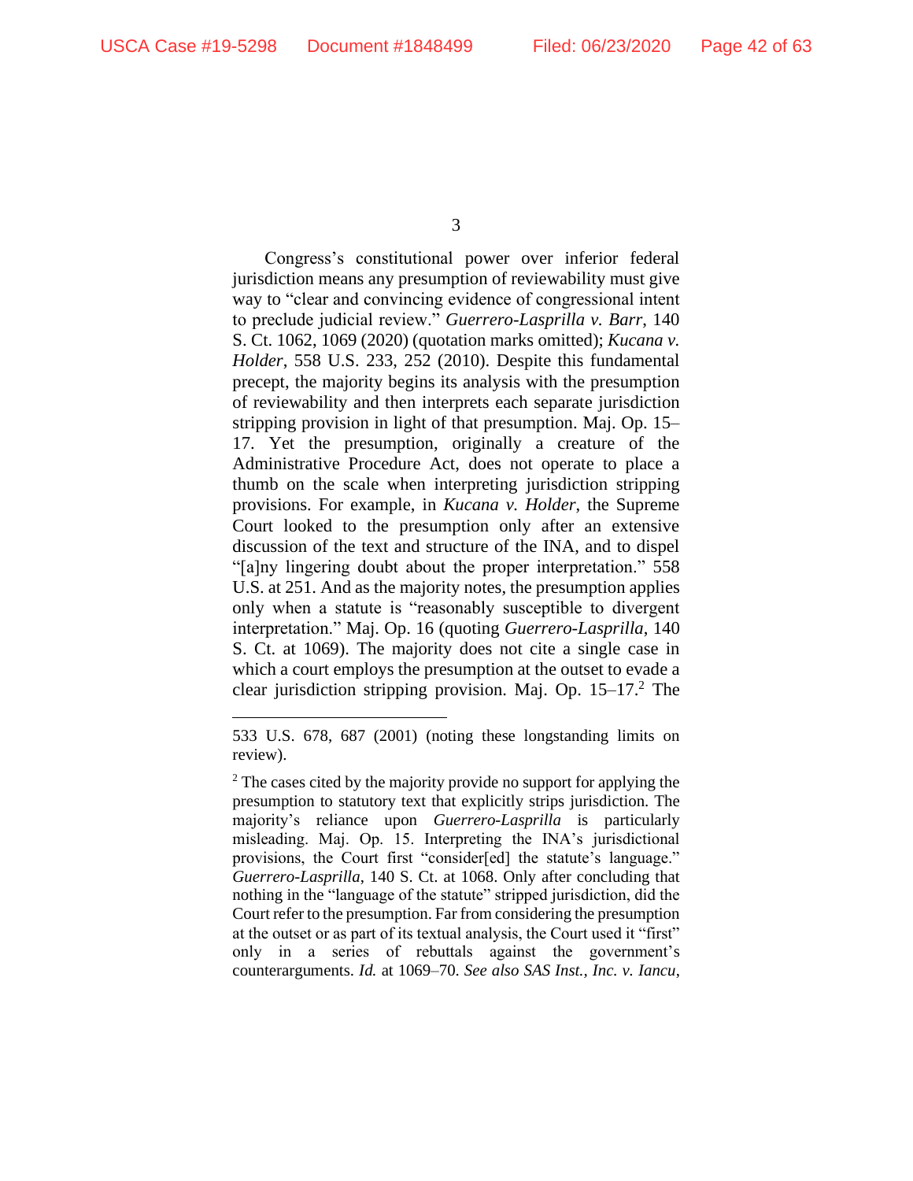Congress's constitutional power over inferior federal jurisdiction means any presumption of reviewability must give way to "clear and convincing evidence of congressional intent to preclude judicial review." *Guerrero-Lasprilla v. Barr*, 140 S. Ct. 1062, 1069 (2020) (quotation marks omitted); *Kucana v. Holder*, 558 U.S. 233, 252 (2010). Despite this fundamental precept, the majority begins its analysis with the presumption of reviewability and then interprets each separate jurisdiction stripping provision in light of that presumption. Maj. Op. 15–17. Yet the presumption, originally a creature of the Administrative Procedure Act, does not operate to place a thumb on the scale when interpreting jurisdiction stripping provisions. For example, in *Kucana v. Holder*, the Supreme Court looked to the presumption only after an extensive discussion of the text and structure of the INA, and to dispel "[a]ny lingering doubt about the proper interpretation." 558 U.S. at 251. And as the majority notes, the presumption applies only when a statute is "reasonably susceptible to divergent interpretation." Maj. Op. 16 (quoting *Guerrero-Lasprilla*, 140 S. Ct. at 1069). The majority does not cite a single case in which a court employs the presumption at the outset to evade a clear jurisdiction stripping provision. Maj. Op. 15–17.[2] The

---

533 U.S. 678, 687 (2001) (noting these longstanding limits on review).

[2] The cases cited by the majority provide no support for applying the presumption to statutory text that explicitly strips jurisdiction. The majority's reliance upon *Guerrero-Lasprilla* is particularly misleading. Maj. Op. 15. Interpreting the INA's jurisdictional provisions, the Court first "consider[ed] the statute's language." *Guerrero-Lasprilla*, 140 S. Ct. at 1068. Only after concluding that nothing in the "language of the statute" stripped jurisdiction, did the Court refer to the presumption. Far from considering the presumption at the outset or as part of its textual analysis, the Court used it "first" only in a series of rebuttals against the government's counterarguments. *Id.* at 1069–70. *See also SAS Inst., Inc. v. Iancu*,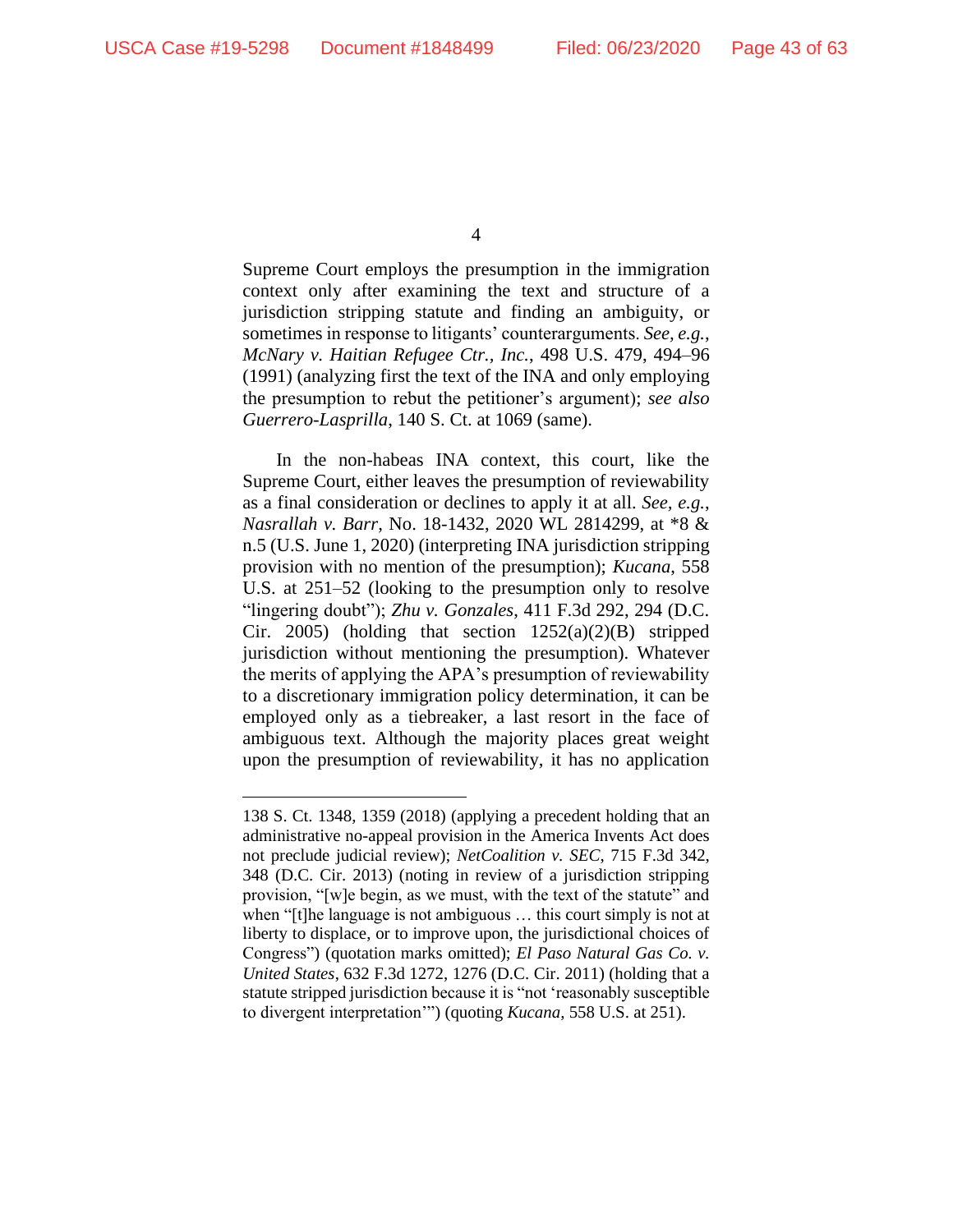Supreme Court employs the presumption in the immigration context only after examining the text and structure of a jurisdiction stripping statute and finding an ambiguity, or sometimes in response to litigants' counterarguments. *See, e.g.*, *McNary v. Haitian Refugee Ctr., Inc.*, 498 U.S. 479, 494–96 (1991) (analyzing first the text of the INA and only employing the presumption to rebut the petitioner's argument); *see also Guerrero-Lasprilla*, 140 S. Ct. at 1069 (same).

In the non-habeas INA context, this court, like the Supreme Court, either leaves the presumption of reviewability as a final consideration or declines to apply it at all. *See, e.g.*, *Nasrallah v. Barr*, No. 18-1432, 2020 WL 2814299, at *8 & n.5 (U.S. June 1, 2020) (interpreting INA jurisdiction stripping provision with no mention of the presumption); *Kucana*, 558 U.S. at 251–52 (looking to the presumption only to resolve "lingering doubt"); *Zhu v. Gonzales*, 411 F.3d 292, 294 (D.C. Cir. 2005) (holding that section 1252(a)(2)(B) stripped jurisdiction without mentioning the presumption). Whatever the merits of applying the APA's presumption of reviewability to a discretionary immigration policy determination, it can be employed only as a tiebreaker, a last resort in the face of ambiguous text. Although the majority places great weight upon the presumption of reviewability, it has no application

---

138 S. Ct. 1348, 1359 (2018) (applying a precedent holding that an administrative no-appeal provision in the America Invents Act does not preclude judicial review); *NetCoalition v. SEC*, 715 F.3d 342, 348 (D.C. Cir. 2013) (noting in review of a jurisdiction stripping provision, "[w]e begin, as we must, with the text of the statute" and when "[t]he language is not ambiguous … this court simply is not at liberty to displace, or to improve upon, the jurisdictional choices of Congress") (quotation marks omitted); *El Paso Natural Gas Co. v. United States*, 632 F.3d 1272, 1276 (D.C. Cir. 2011) (holding that a statute stripped jurisdiction because it is "not 'reasonably susceptible to divergent interpretation'") (quoting *Kucana*, 558 U.S. at 251).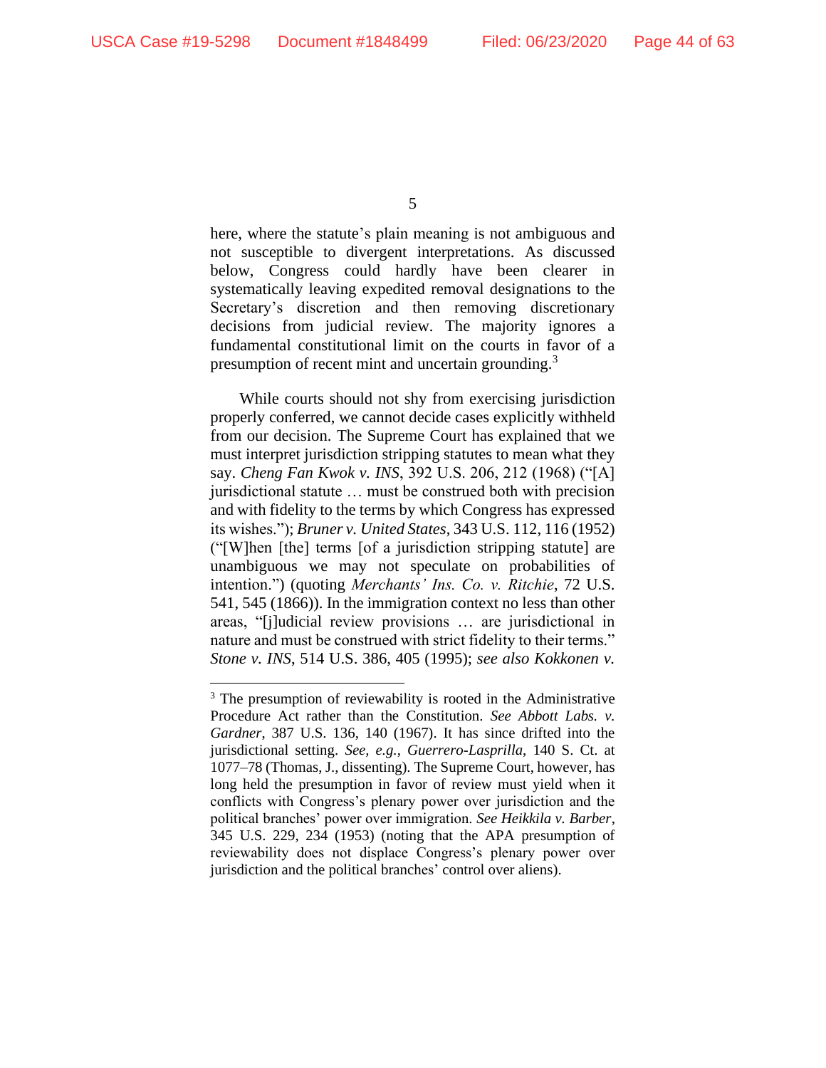here, where the statute's plain meaning is not ambiguous and not susceptible to divergent interpretations. As discussed below, Congress could hardly have been clearer in systematically leaving expedited removal designations to the Secretary's discretion and then removing discretionary decisions from judicial review. The majority ignores a fundamental constitutional limit on the courts in favor of a presumption of recent mint and uncertain grounding.[3]

While courts should not shy from exercising jurisdiction properly conferred, we cannot decide cases explicitly withheld from our decision. The Supreme Court has explained that we must interpret jurisdiction stripping statutes to mean what they say. *Cheng Fan Kwok v. INS*, 392 U.S. 206, 212 (1968) ("[A] jurisdictional statute … must be construed both with precision and with fidelity to the terms by which Congress has expressed its wishes."); *Bruner v. United States*, 343 U.S. 112, 116 (1952) ("[W]hen [the] terms [of a jurisdiction stripping statute] are unambiguous we may not speculate on probabilities of intention.") (quoting *Merchants' Ins. Co. v. Ritchie*, 72 U.S. 541, 545 (1866)). In the immigration context no less than other areas, "[j]udicial review provisions … are jurisdictional in nature and must be construed with strict fidelity to their terms." *Stone v. INS*, 514 U.S. 386, 405 (1995); *see also Kokkonen v.*

[3] The presumption of reviewability is rooted in the Administrative Procedure Act rather than the Constitution. *See Abbott Labs. v. Gardner*, 387 U.S. 136, 140 (1967). It has since drifted into the jurisdictional setting. *See, e.g.*, *Guerrero-Lasprilla*, 140 S. Ct. at 1077–78 (Thomas, J., dissenting). The Supreme Court, however, has long held the presumption in favor of review must yield when it conflicts with Congress's plenary power over jurisdiction and the political branches' power over immigration. *See Heikkila v. Barber*, 345 U.S. 229, 234 (1953) (noting that the APA presumption of reviewability does not displace Congress's plenary power over jurisdiction and the political branches' control over aliens).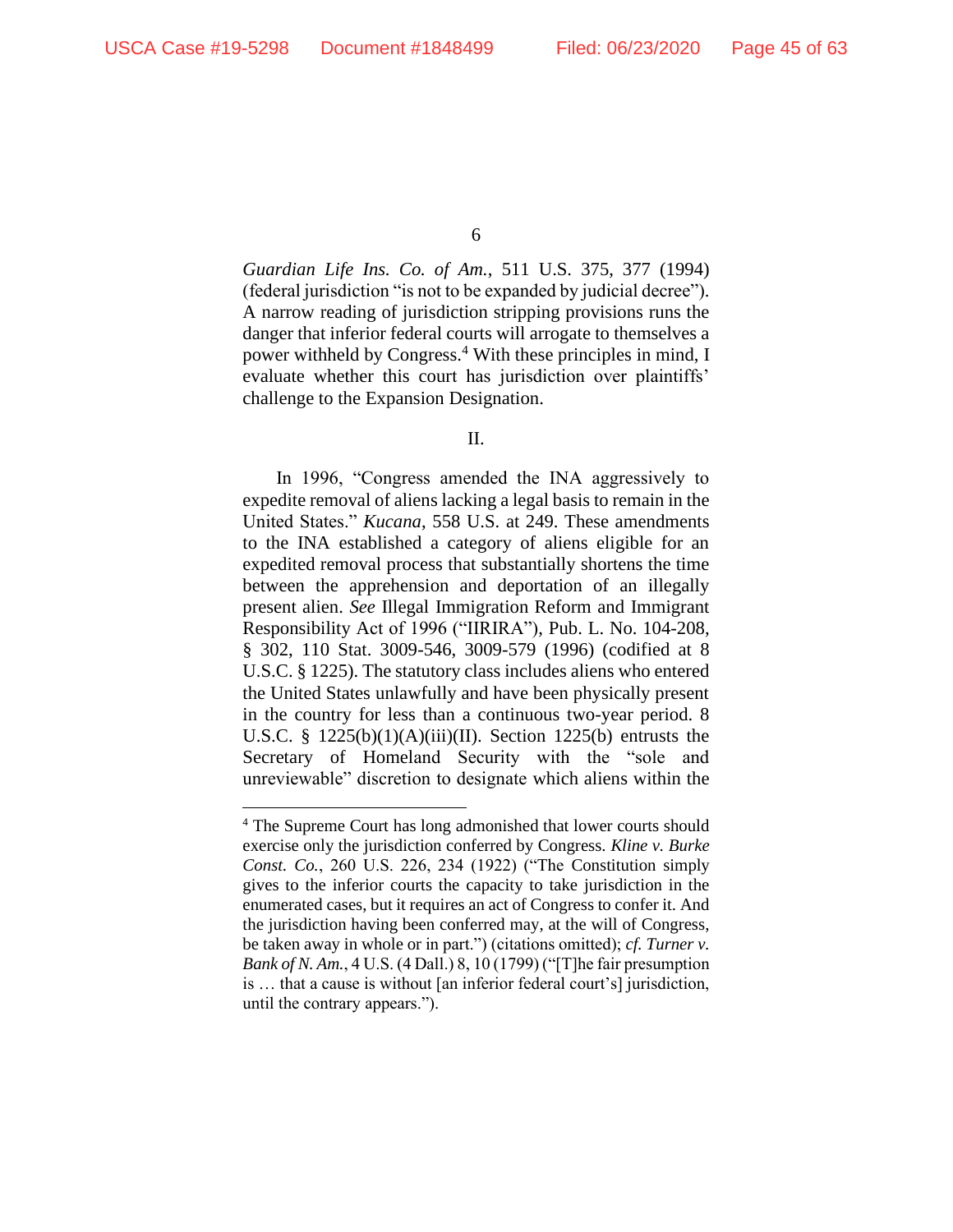*Guardian Life Ins. Co. of Am.*, 511 U.S. 375, 377 (1994) (federal jurisdiction "is not to be expanded by judicial decree"). A narrow reading of jurisdiction stripping provisions runs the danger that inferior federal courts will arrogate to themselves a power withheld by Congress.[4] With these principles in mind, I evaluate whether this court has jurisdiction over plaintiffs' challenge to the Expansion Designation.

II.

In 1996, "Congress amended the INA aggressively to expedite removal of aliens lacking a legal basis to remain in the United States." *Kucana*, 558 U.S. at 249. These amendments to the INA established a category of aliens eligible for an expedited removal process that substantially shortens the time between the apprehension and deportation of an illegally present alien. *See* Illegal Immigration Reform and Immigrant Responsibility Act of 1996 ("IIRIRA"), Pub. L. No. 104-208, § 302, 110 Stat. 3009-546, 3009-579 (1996) (codified at 8 U.S.C. § 1225). The statutory class includes aliens who entered the United States unlawfully and have been physically present in the country for less than a continuous two-year period. 8 U.S.C. § 1225(b)(1)(A)(iii)(II). Section 1225(b) entrusts the Secretary of Homeland Security with the "sole and unreviewable" discretion to designate which aliens within the

---

[4] The Supreme Court has long admonished that lower courts should exercise only the jurisdiction conferred by Congress. *Kline v. Burke Const. Co.*, 260 U.S. 226, 234 (1922) ("The Constitution simply gives to the inferior courts the capacity to take jurisdiction in the enumerated cases, but it requires an act of Congress to confer it. And the jurisdiction having been conferred may, at the will of Congress, be taken away in whole or in part.") (citations omitted); *cf. Turner v. Bank of N. Am.*, 4 U.S. (4 Dall.) 8, 10 (1799) ("[T]he fair presumption is … that a cause is without [an inferior federal court's] jurisdiction, until the contrary appears.").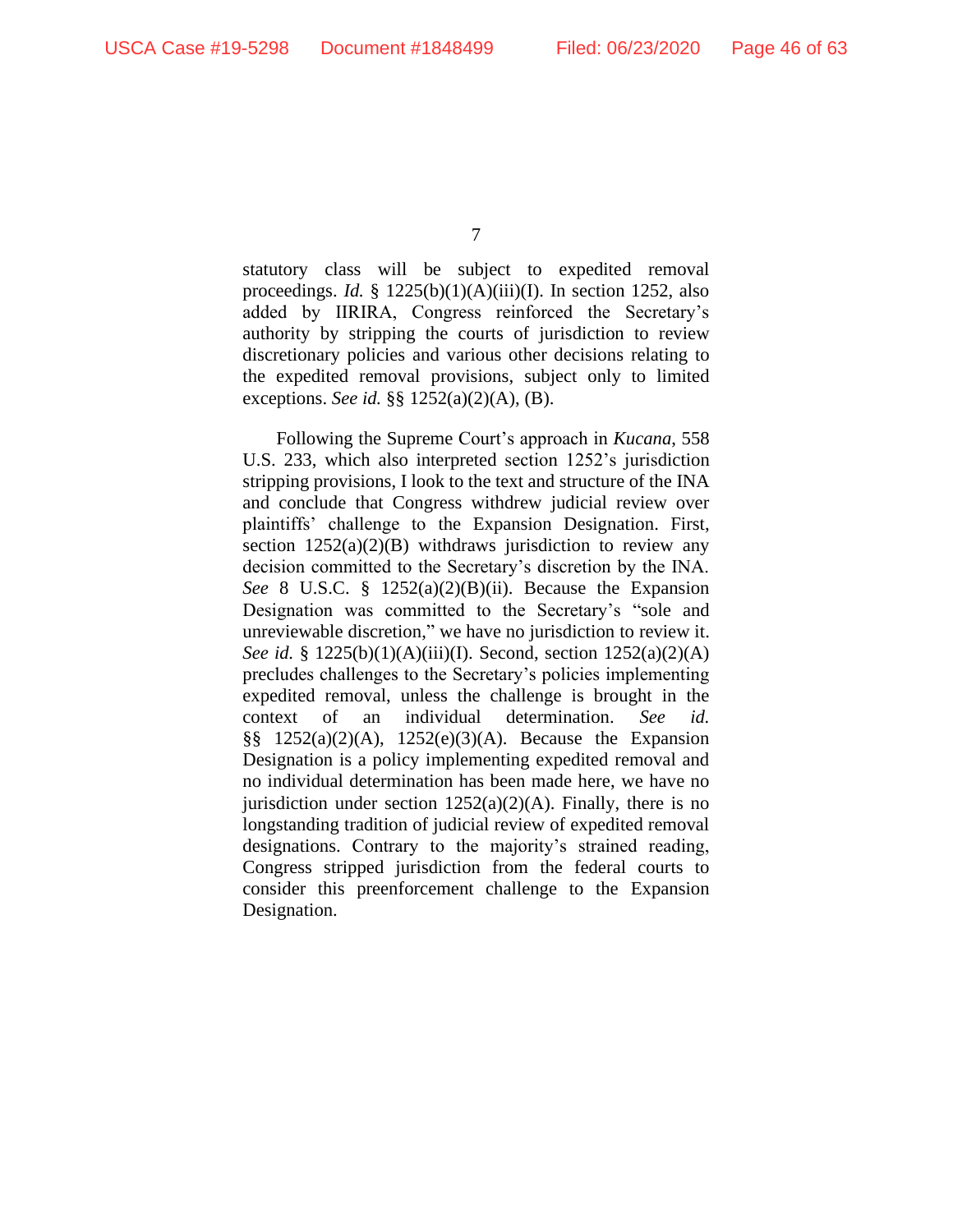statutory class will be subject to expedited removal proceedings. *Id.* § 1225(b)(1)(A)(iii)(I). In section 1252, also added by IIRIRA, Congress reinforced the Secretary's authority by stripping the courts of jurisdiction to review discretionary policies and various other decisions relating to the expedited removal provisions, subject only to limited exceptions. *See id.* §§ 1252(a)(2)(A), (B).

Following the Supreme Court's approach in *Kucana*, 558 U.S. 233, which also interpreted section 1252's jurisdiction stripping provisions, I look to the text and structure of the INA and conclude that Congress withdrew judicial review over plaintiffs' challenge to the Expansion Designation. First, section 1252(a)(2)(B) withdraws jurisdiction to review any decision committed to the Secretary's discretion by the INA. *See* 8 U.S.C. § 1252(a)(2)(B)(ii). Because the Expansion Designation was committed to the Secretary's "sole and unreviewable discretion," we have no jurisdiction to review it. *See id.* § 1225(b)(1)(A)(iii)(I). Second, section 1252(a)(2)(A) precludes challenges to the Secretary's policies implementing expedited removal, unless the challenge is brought in the context of an individual determination. *See id.* §§ 1252(a)(2)(A), 1252(e)(3)(A). Because the Expansion Designation is a policy implementing expedited removal and no individual determination has been made here, we have no jurisdiction under section 1252(a)(2)(A). Finally, there is no longstanding tradition of judicial review of expedited removal designations. Contrary to the majority's strained reading, Congress stripped jurisdiction from the federal courts to consider this preenforcement challenge to the Expansion Designation.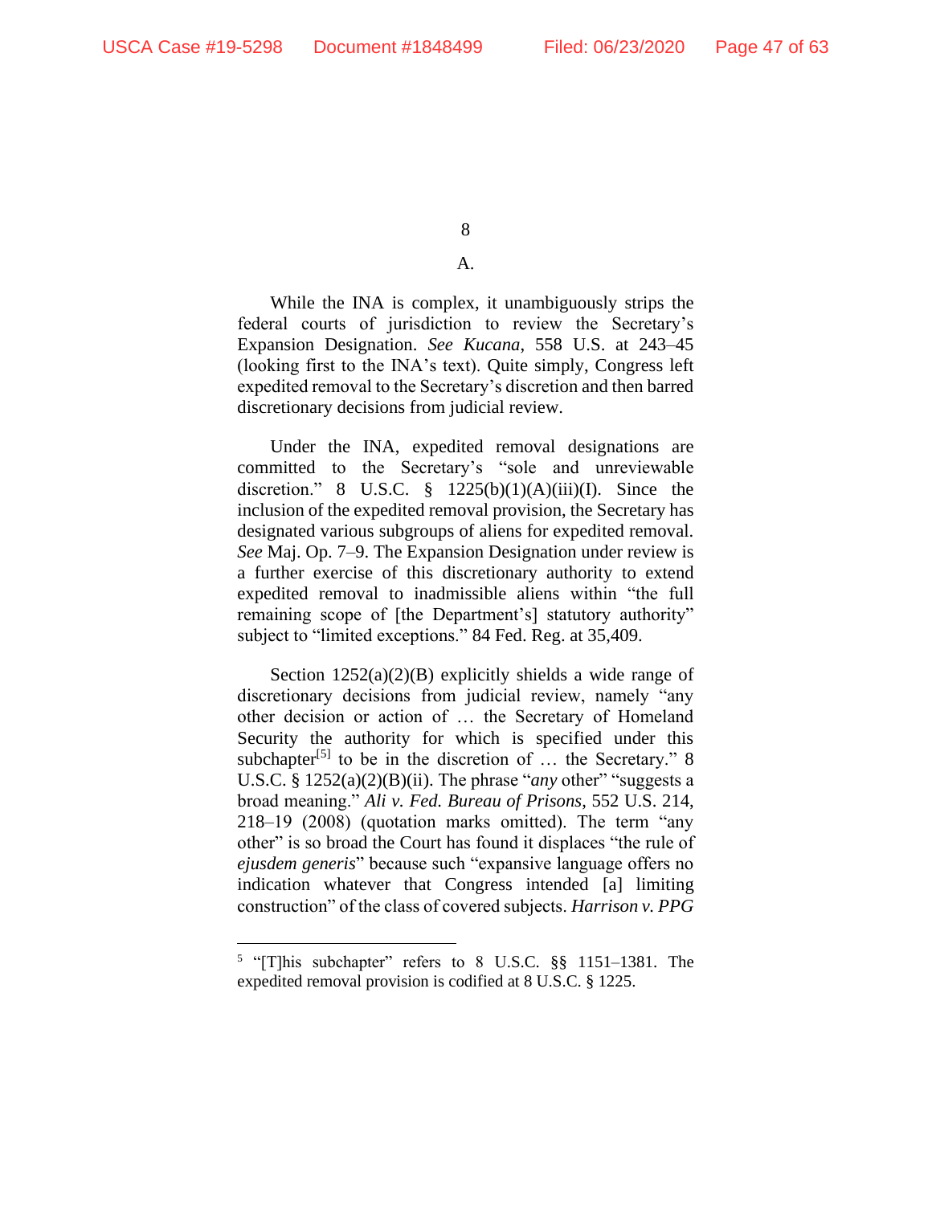A.

While the INA is complex, it unambiguously strips the federal courts of jurisdiction to review the Secretary's Expansion Designation. *See Kucana*, 558 U.S. at 243–45 (looking first to the INA's text). Quite simply, Congress left expedited removal to the Secretary's discretion and then barred discretionary decisions from judicial review.

Under the INA, expedited removal designations are committed to the Secretary's "sole and unreviewable discretion." 8 U.S.C. § 1225(b)(1)(A)(iii)(I). Since the inclusion of the expedited removal provision, the Secretary has designated various subgroups of aliens for expedited removal. *See* Maj. Op. 7–9. The Expansion Designation under review is a further exercise of this discretionary authority to extend expedited removal to inadmissible aliens within "the full remaining scope of [the Department's] statutory authority" subject to "limited exceptions." 84 Fed. Reg. at 35,409.

Section 1252(a)(2)(B) explicitly shields a wide range of discretionary decisions from judicial review, namely "any other decision or action of … the Secretary of Homeland Security the authority for which is specified under this subchapter[5] to be in the discretion of … the Secretary." 8 U.S.C. § 1252(a)(2)(B)(ii). The phrase "*any* other" "suggests a broad meaning." *Ali v. Fed. Bureau of Prisons*, 552 U.S. 214, 218–19 (2008) (quotation marks omitted). The term "any other" is so broad the Court has found it displaces "the rule of *ejusdem generis*" because such "expansive language offers no indication whatever that Congress intended [a] limiting construction" of the class of covered subjects. *Harrison v. PPG*

---

[5] "[T]his subchapter" refers to 8 U.S.C. §§ 1151–1381. The expedited removal provision is codified at 8 U.S.C. § 1225.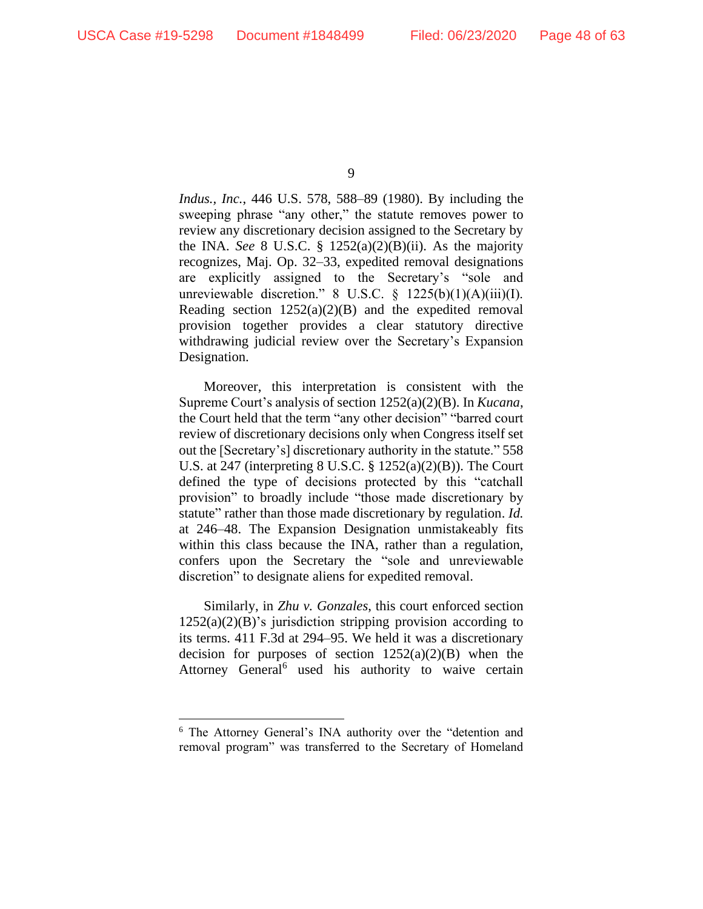*Indus., Inc.*, 446 U.S. 578, 588–89 (1980). By including the sweeping phrase "any other," the statute removes power to review any discretionary decision assigned to the Secretary by the INA. *See* 8 U.S.C. § 1252(a)(2)(B)(ii). As the majority recognizes, Maj. Op. 32–33, expedited removal designations are explicitly assigned to the Secretary's "sole and unreviewable discretion." 8 U.S.C. § 1225(b)(1)(A)(iii)(I). Reading section 1252(a)(2)(B) and the expedited removal provision together provides a clear statutory directive withdrawing judicial review over the Secretary's Expansion Designation.

Moreover, this interpretation is consistent with the Supreme Court's analysis of section 1252(a)(2)(B). In *Kucana*, the Court held that the term "any other decision" "barred court review of discretionary decisions only when Congress itself set out the [Secretary's] discretionary authority in the statute." 558 U.S. at 247 (interpreting 8 U.S.C. § 1252(a)(2)(B)). The Court defined the type of decisions protected by this "catchall provision" to broadly include "those made discretionary by statute" rather than those made discretionary by regulation. *Id.* at 246–48. The Expansion Designation unmistakeably fits within this class because the INA, rather than a regulation, confers upon the Secretary the "sole and unreviewable discretion" to designate aliens for expedited removal.

Similarly, in *Zhu v. Gonzales*, this court enforced section 1252(a)(2)(B)'s jurisdiction stripping provision according to its terms. 411 F.3d at 294–95. We held it was a discretionary decision for purposes of section 1252(a)(2)(B) when the Attorney General[6] used his authority to waive certain

[6] The Attorney General's INA authority over the "detention and removal program" was transferred to the Secretary of Homeland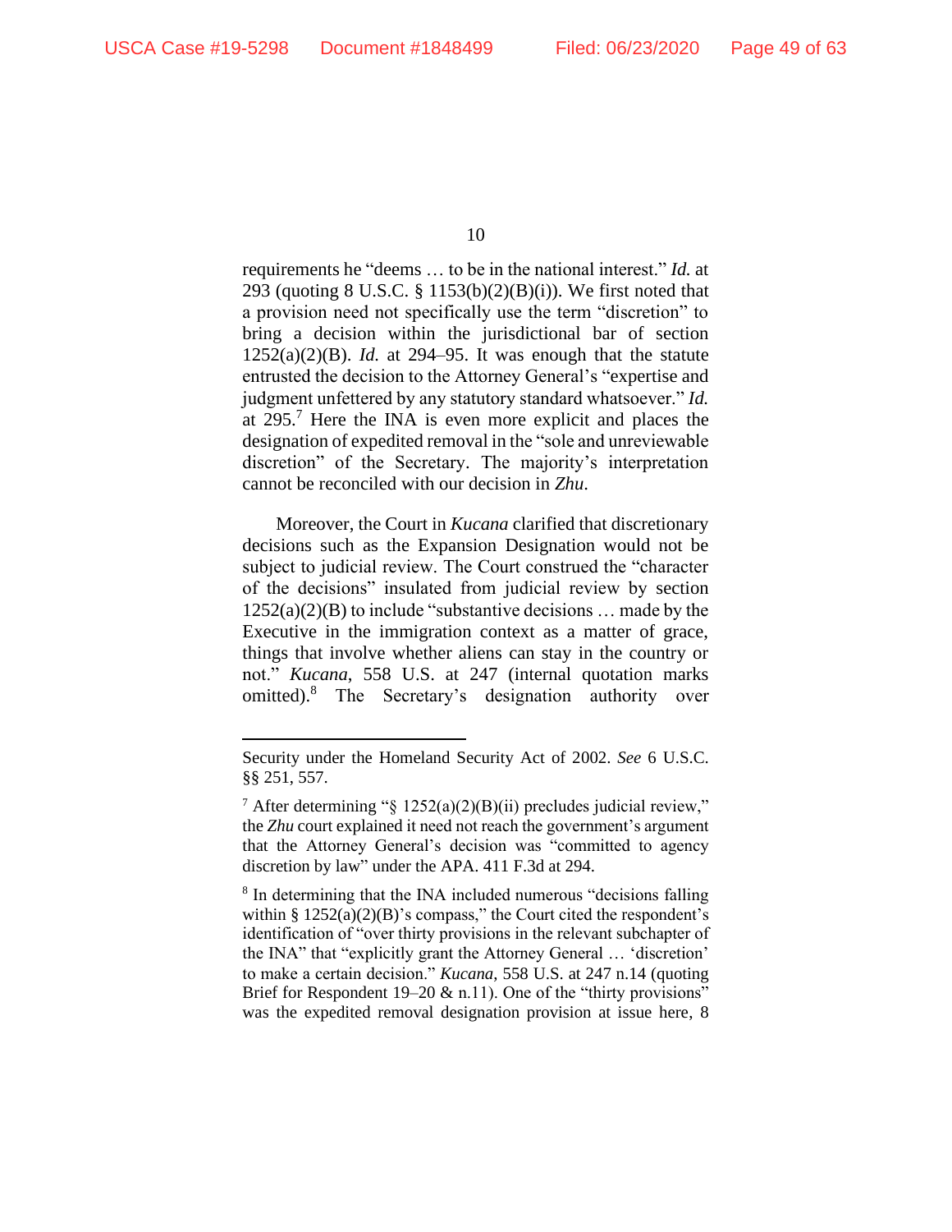requirements he "deems … to be in the national interest." *Id.* at 293 (quoting 8 U.S.C. § 1153(b)(2)(B)(i)). We first noted that a provision need not specifically use the term "discretion" to bring a decision within the jurisdictional bar of section 1252(a)(2)(B). *Id.* at 294–95. It was enough that the statute entrusted the decision to the Attorney General's "expertise and judgment unfettered by any statutory standard whatsoever." *Id.* at 295.[7] Here the INA is even more explicit and places the designation of expedited removal in the "sole and unreviewable discretion" of the Secretary. The majority's interpretation cannot be reconciled with our decision in *Zhu*.

Moreover, the Court in *Kucana* clarified that discretionary decisions such as the Expansion Designation would not be subject to judicial review. The Court construed the "character of the decisions" insulated from judicial review by section 1252(a)(2)(B) to include "substantive decisions … made by the Executive in the immigration context as a matter of grace, things that involve whether aliens can stay in the country or not." *Kucana*, 558 U.S. at 247 (internal quotation marks omitted).[8] The Secretary's designation authority over

---

Security under the Homeland Security Act of 2002. *See* 6 U.S.C. §§ 251, 557.

[7] After determining "§ 1252(a)(2)(B)(ii) precludes judicial review," the *Zhu* court explained it need not reach the government's argument that the Attorney General's decision was "committed to agency discretion by law" under the APA. 411 F.3d at 294.

[8] In determining that the INA included numerous "decisions falling within § 1252(a)(2)(B)'s compass," the Court cited the respondent's identification of "over thirty provisions in the relevant subchapter of the INA" that "explicitly grant the Attorney General … 'discretion' to make a certain decision." *Kucana*, 558 U.S. at 247 n.14 (quoting Brief for Respondent 19–20 & n.11). One of the "thirty provisions" was the expedited removal designation provision at issue here, 8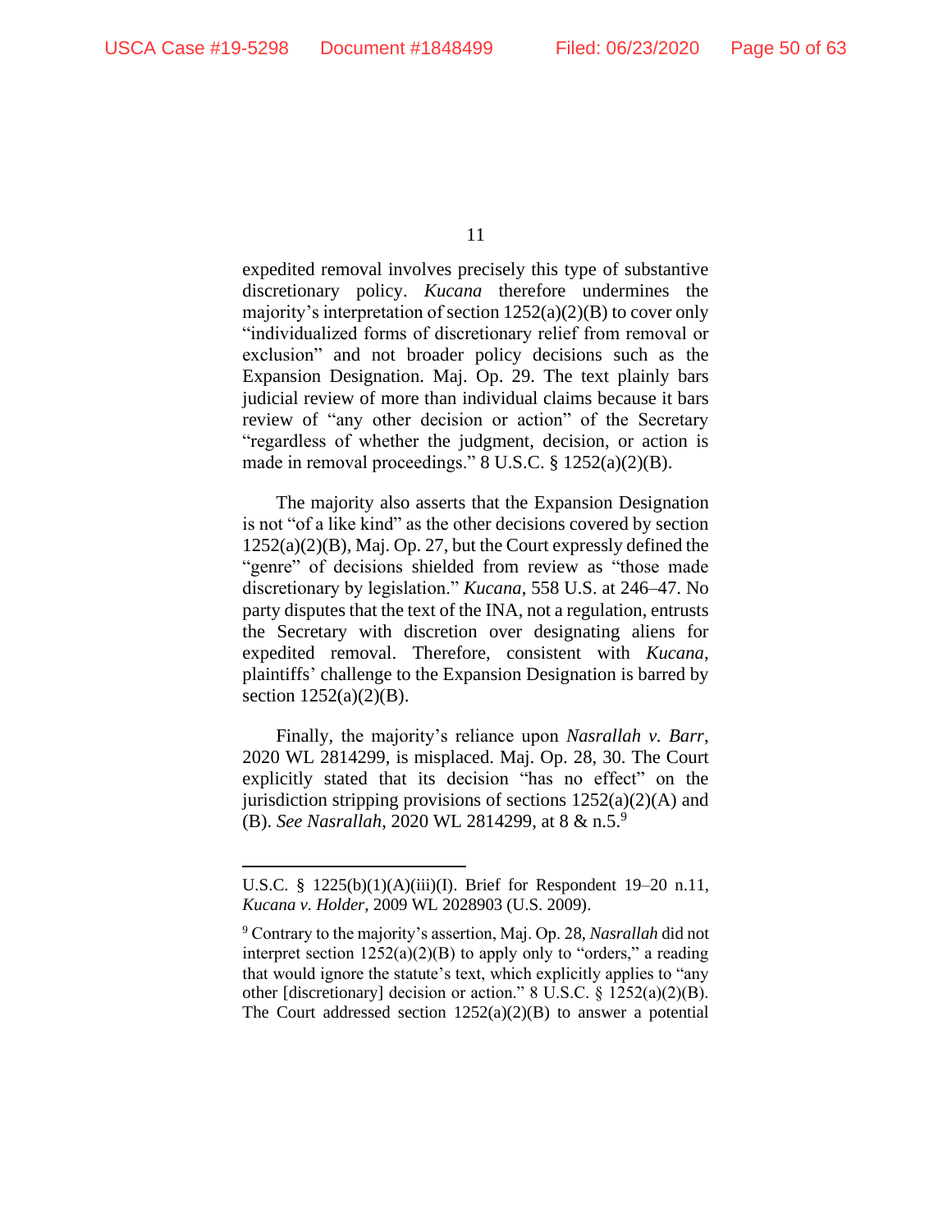expedited removal involves precisely this type of substantive discretionary policy. *Kucana* therefore undermines the majority's interpretation of section 1252(a)(2)(B) to cover only "individualized forms of discretionary relief from removal or exclusion" and not broader policy decisions such as the Expansion Designation. Maj. Op. 29. The text plainly bars judicial review of more than individual claims because it bars review of "any other decision or action" of the Secretary "regardless of whether the judgment, decision, or action is made in removal proceedings." 8 U.S.C. § 1252(a)(2)(B).

The majority also asserts that the Expansion Designation is not "of a like kind" as the other decisions covered by section 1252(a)(2)(B), Maj. Op. 27, but the Court expressly defined the "genre" of decisions shielded from review as "those made discretionary by legislation." *Kucana*, 558 U.S. at 246–47. No party disputes that the text of the INA, not a regulation, entrusts the Secretary with discretion over designating aliens for expedited removal. Therefore, consistent with *Kucana*, plaintiffs' challenge to the Expansion Designation is barred by section 1252(a)(2)(B).

Finally, the majority's reliance upon *Nasrallah v. Barr*, 2020 WL 2814299, is misplaced. Maj. Op. 28, 30. The Court explicitly stated that its decision "has no effect" on the jurisdiction stripping provisions of sections 1252(a)(2)(A) and (B). *See Nasrallah*, 2020 WL 2814299, at 8 & n.5.[9]

---

U.S.C. § 1225(b)(1)(A)(iii)(I). Brief for Respondent 19–20 n.11, *Kucana v. Holder*, 2009 WL 2028903 (U.S. 2009).

[9] Contrary to the majority's assertion, Maj. Op. 28, *Nasrallah* did not interpret section 1252(a)(2)(B) to apply only to "orders," a reading that would ignore the statute's text, which explicitly applies to "any other [discretionary] decision or action." 8 U.S.C. § 1252(a)(2)(B). The Court addressed section 1252(a)(2)(B) to answer a potential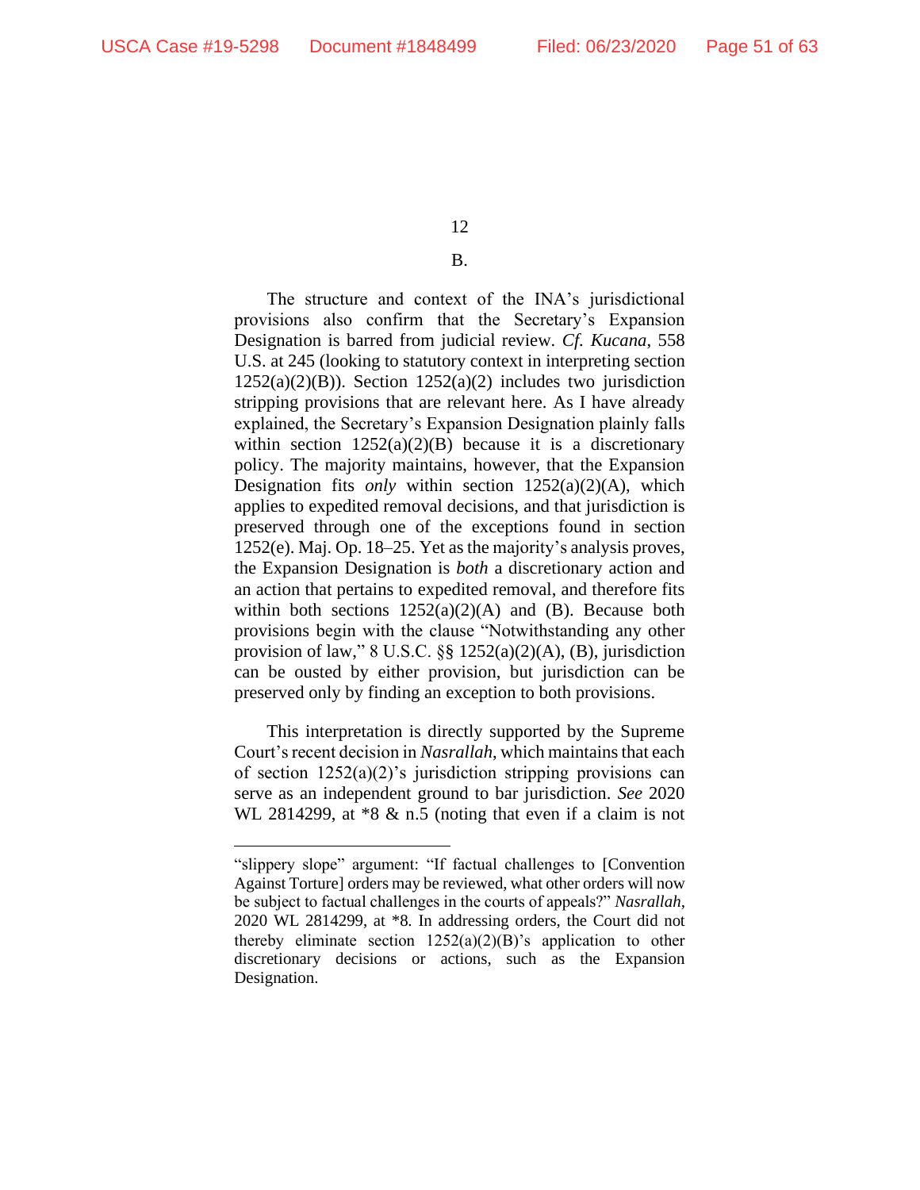B.

The structure and context of the INA's jurisdictional provisions also confirm that the Secretary's Expansion Designation is barred from judicial review. *Cf. Kucana*, 558 U.S. at 245 (looking to statutory context in interpreting section 1252(a)(2)(B)). Section 1252(a)(2) includes two jurisdiction stripping provisions that are relevant here. As I have already explained, the Secretary's Expansion Designation plainly falls within section 1252(a)(2)(B) because it is a discretionary policy. The majority maintains, however, that the Expansion Designation fits *only* within section 1252(a)(2)(A), which applies to expedited removal decisions, and that jurisdiction is preserved through one of the exceptions found in section 1252(e). Maj. Op. 18–25. Yet as the majority's analysis proves, the Expansion Designation is *both* a discretionary action and an action that pertains to expedited removal, and therefore fits within both sections 1252(a)(2)(A) and (B). Because both provisions begin with the clause "Notwithstanding any other provision of law," 8 U.S.C. §§ 1252(a)(2)(A), (B), jurisdiction can be ousted by either provision, but jurisdiction can be preserved only by finding an exception to both provisions.

This interpretation is directly supported by the Supreme Court's recent decision in *Nasrallah*, which maintains that each of section 1252(a)(2)'s jurisdiction stripping provisions can serve as an independent ground to bar jurisdiction. *See* 2020 WL 2814299, at *8 & n.5 (noting that even if a claim is not

---

"slippery slope" argument: "If factual challenges to [Convention Against Torture] orders may be reviewed, what other orders will now be subject to factual challenges in the courts of appeals?" *Nasrallah*, 2020 WL 2814299, at *8. In addressing orders, the Court did not thereby eliminate section 1252(a)(2)(B)'s application to other discretionary decisions or actions, such as the Expansion Designation.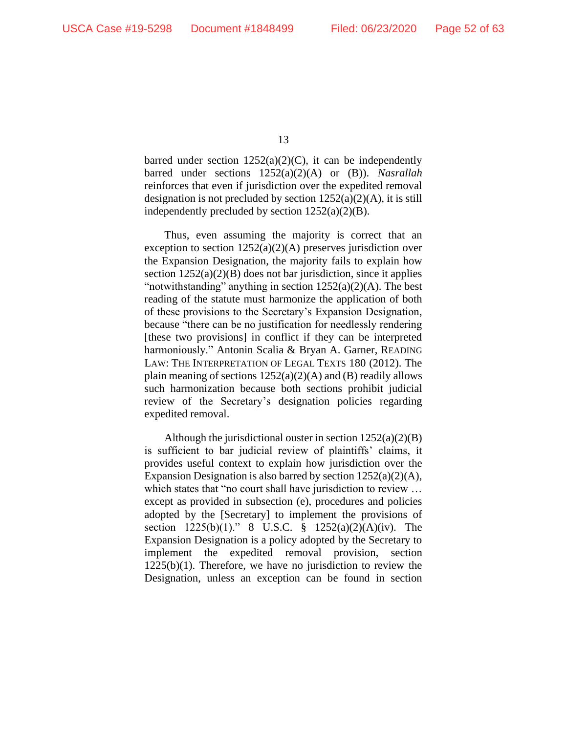barred under section 1252(a)(2)(C), it can be independently barred under sections 1252(a)(2)(A) or (B)). *Nasrallah* reinforces that even if jurisdiction over the expedited removal designation is not precluded by section 1252(a)(2)(A), it is still independently precluded by section 1252(a)(2)(B).

Thus, even assuming the majority is correct that an exception to section 1252(a)(2)(A) preserves jurisdiction over the Expansion Designation, the majority fails to explain how section 1252(a)(2)(B) does not bar jurisdiction, since it applies "notwithstanding" anything in section 1252(a)(2)(A). The best reading of the statute must harmonize the application of both of these provisions to the Secretary's Expansion Designation, because "there can be no justification for needlessly rendering [these two provisions] in conflict if they can be interpreted harmoniously." Antonin Scalia & Bryan A. Garner, READING LAW: THE INTERPRETATION OF LEGAL TEXTS 180 (2012). The plain meaning of sections 1252(a)(2)(A) and (B) readily allows such harmonization because both sections prohibit judicial review of the Secretary's designation policies regarding expedited removal.

Although the jurisdictional ouster in section 1252(a)(2)(B) is sufficient to bar judicial review of plaintiffs' claims, it provides useful context to explain how jurisdiction over the Expansion Designation is also barred by section 1252(a)(2)(A), which states that "no court shall have jurisdiction to review … except as provided in subsection (e), procedures and policies adopted by the [Secretary] to implement the provisions of section 1225(b)(1)." 8 U.S.C. § 1252(a)(2)(A)(iv). The Expansion Designation is a policy adopted by the Secretary to implement the expedited removal provision, section 1225(b)(1). Therefore, we have no jurisdiction to review the Designation, unless an exception can be found in section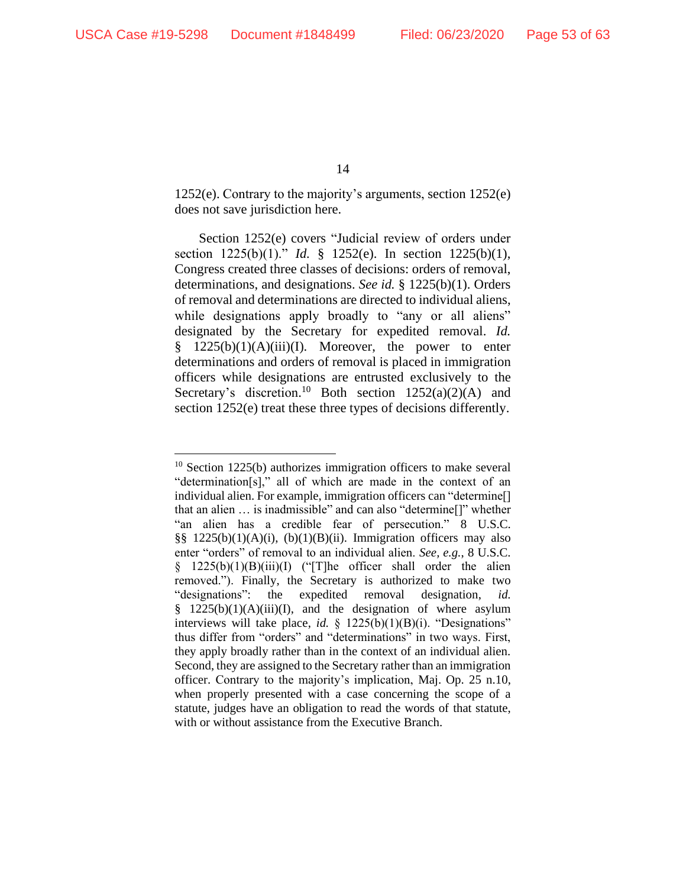1252(e). Contrary to the majority's arguments, section 1252(e) does not save jurisdiction here.

Section 1252(e) covers "Judicial review of orders under section 1225(b)(1)." *Id.* § 1252(e). In section 1225(b)(1), Congress created three classes of decisions: orders of removal, determinations, and designations. *See id.* § 1225(b)(1). Orders of removal and determinations are directed to individual aliens, while designations apply broadly to "any or all aliens" designated by the Secretary for expedited removal. *Id.* § 1225(b)(1)(A)(iii)(I). Moreover, the power to enter determinations and orders of removal is placed in immigration officers while designations are entrusted exclusively to the Secretary's discretion.[10] Both section 1252(a)(2)(A) and section 1252(e) treat these three types of decisions differently.

---

[10] Section 1225(b) authorizes immigration officers to make several "determination[s]," all of which are made in the context of an individual alien. For example, immigration officers can "determine[] that an alien … is inadmissible" and can also "determine[]" whether "an alien has a credible fear of persecution." 8 U.S.C. §§ 1225(b)(1)(A)(i), (b)(1)(B)(ii). Immigration officers may also enter "orders" of removal to an individual alien. *See, e.g.*, 8 U.S.C. § 1225(b)(1)(B)(iii)(I) ("[T]he officer shall order the alien removed."). Finally, the Secretary is authorized to make two "designations": the expedited removal designation, *id.* § 1225(b)(1)(A)(iii)(I), and the designation of where asylum interviews will take place, *id.* § 1225(b)(1)(B)(i). "Designations" thus differ from "orders" and "determinations" in two ways. First, they apply broadly rather than in the context of an individual alien. Second, they are assigned to the Secretary rather than an immigration officer. Contrary to the majority's implication, Maj. Op. 25 n.10, when properly presented with a case concerning the scope of a statute, judges have an obligation to read the words of that statute, with or without assistance from the Executive Branch.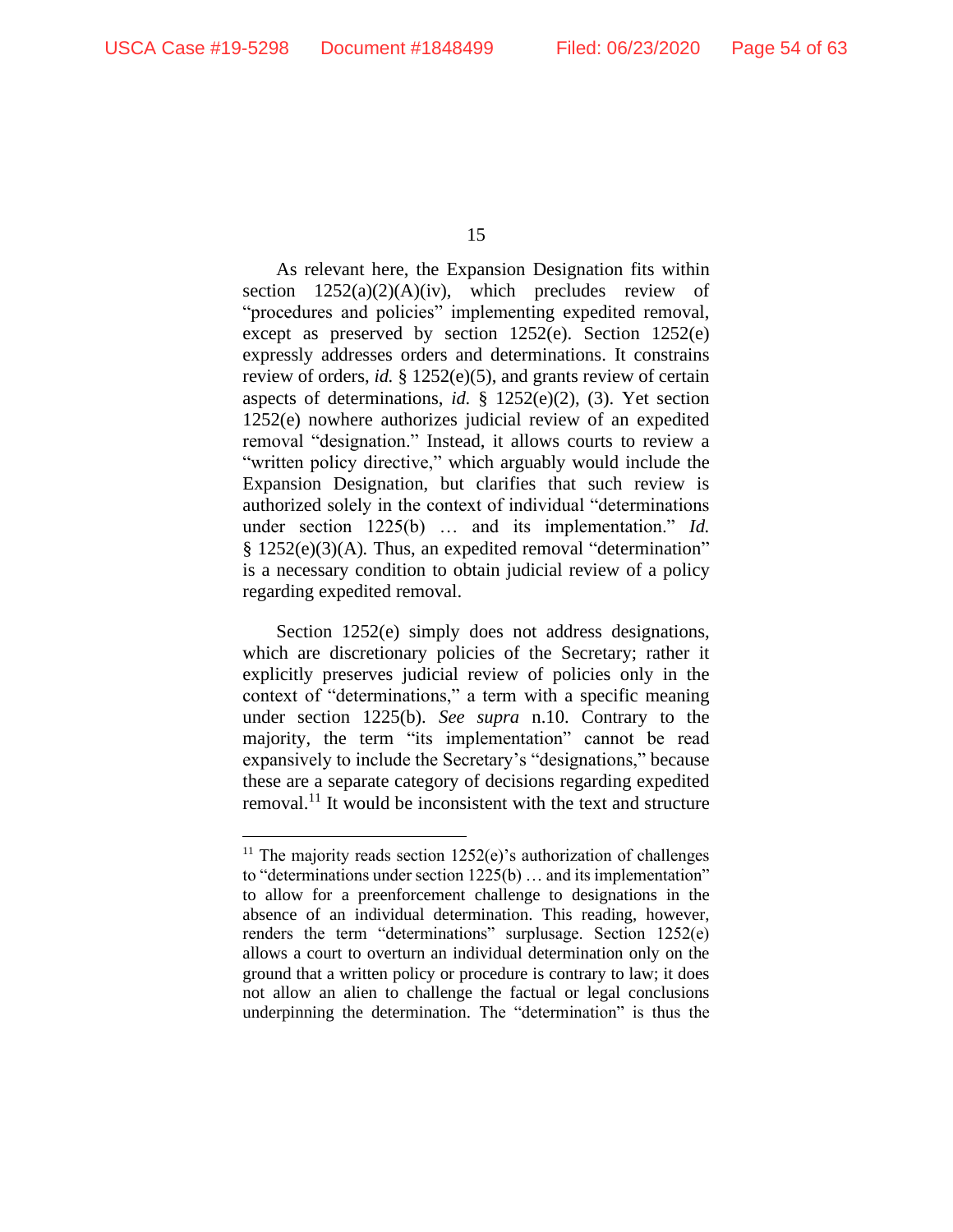As relevant here, the Expansion Designation fits within section 1252(a)(2)(A)(iv), which precludes review of "procedures and policies" implementing expedited removal, except as preserved by section 1252(e). Section 1252(e) expressly addresses orders and determinations. It constrains review of orders, *id.* § 1252(e)(5), and grants review of certain aspects of determinations, *id.* § 1252(e)(2), (3). Yet section 1252(e) nowhere authorizes judicial review of an expedited removal "designation." Instead, it allows courts to review a "written policy directive," which arguably would include the Expansion Designation, but clarifies that such review is authorized solely in the context of individual "determinations under section 1225(b) … and its implementation." *Id.* § 1252(e)(3)(A). Thus, an expedited removal "determination" is a necessary condition to obtain judicial review of a policy regarding expedited removal.

Section 1252(e) simply does not address designations, which are discretionary policies of the Secretary; rather it explicitly preserves judicial review of policies only in the context of "determinations," a term with a specific meaning under section 1225(b). *See supra* n.10. Contrary to the majority, the term "its implementation" cannot be read expansively to include the Secretary's "designations," because these are a separate category of decisions regarding expedited removal.[11] It would be inconsistent with the text and structure

[11] The majority reads section 1252(e)'s authorization of challenges to "determinations under section 1225(b) … and its implementation" to allow for a preenforcement challenge to designations in the absence of an individual determination. This reading, however, renders the term "determinations" surplusage. Section 1252(e) allows a court to overturn an individual determination only on the ground that a written policy or procedure is contrary to law; it does not allow an alien to challenge the factual or legal conclusions underpinning the determination. The "determination" is thus the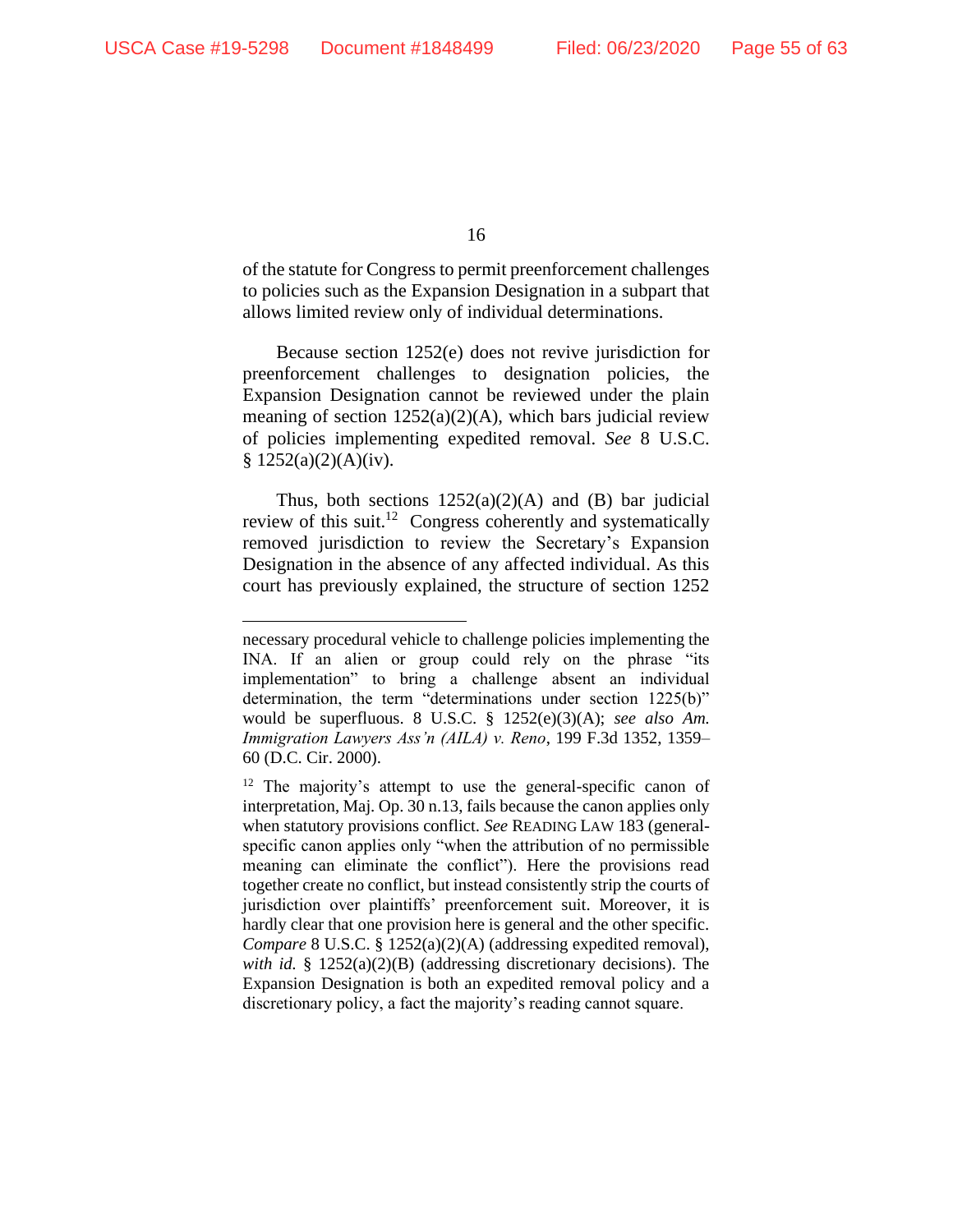of the statute for Congress to permit preenforcement challenges to policies such as the Expansion Designation in a subpart that allows limited review only of individual determinations.

Because section 1252(e) does not revive jurisdiction for preenforcement challenges to designation policies, the Expansion Designation cannot be reviewed under the plain meaning of section 1252(a)(2)(A), which bars judicial review of policies implementing expedited removal. *See* 8 U.S.C. § 1252(a)(2)(A)(iv).

Thus, both sections 1252(a)(2)(A) and (B) bar judicial review of this suit.[12] Congress coherently and systematically removed jurisdiction to review the Secretary's Expansion Designation in the absence of any affected individual. As this court has previously explained, the structure of section 1252

---

necessary procedural vehicle to challenge policies implementing the INA. If an alien or group could rely on the phrase "its implementation" to bring a challenge absent an individual determination, the term "determinations under section 1225(b)" would be superfluous. 8 U.S.C. § 1252(e)(3)(A); *see also Am. Immigration Lawyers Ass'n (AILA) v. Reno*, 199 F.3d 1352, 1359–60 (D.C. Cir. 2000).

[12] The majority's attempt to use the general-specific canon of interpretation, Maj. Op. 30 n.13, fails because the canon applies only when statutory provisions conflict. *See* READING LAW 183 (general-specific canon applies only "when the attribution of no permissible meaning can eliminate the conflict"). Here the provisions read together create no conflict, but instead consistently strip the courts of jurisdiction over plaintiffs' preenforcement suit. Moreover, it is hardly clear that one provision here is general and the other specific. *Compare* 8 U.S.C. § 1252(a)(2)(A) (addressing expedited removal), *with id.* § 1252(a)(2)(B) (addressing discretionary decisions). The Expansion Designation is both an expedited removal policy and a discretionary policy, a fact the majority's reading cannot square.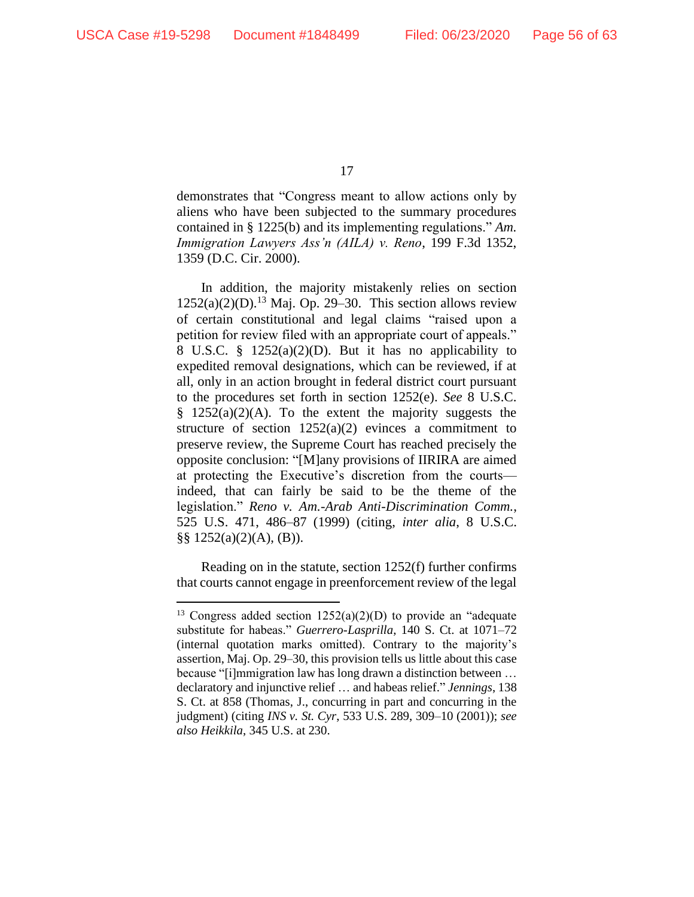demonstrates that "Congress meant to allow actions only by aliens who have been subjected to the summary procedures contained in § 1225(b) and its implementing regulations." *Am. Immigration Lawyers Ass'n (AILA) v. Reno*, 199 F.3d 1352, 1359 (D.C. Cir. 2000).

In addition, the majority mistakenly relies on section 1252(a)(2)(D).[13] Maj. Op. 29–30. This section allows review of certain constitutional and legal claims "raised upon a petition for review filed with an appropriate court of appeals." 8 U.S.C. § 1252(a)(2)(D). But it has no applicability to expedited removal designations, which can be reviewed, if at all, only in an action brought in federal district court pursuant to the procedures set forth in section 1252(e). *See* 8 U.S.C. § 1252(a)(2)(A). To the extent the majority suggests the structure of section 1252(a)(2) evinces a commitment to preserve review, the Supreme Court has reached precisely the opposite conclusion: "[M]any provisions of IIRIRA are aimed at protecting the Executive's discretion from the courts—indeed, that can fairly be said to be the theme of the legislation." *Reno v. Am.-Arab Anti-Discrimination Comm.*, 525 U.S. 471, 486–87 (1999) (citing, *inter alia*, 8 U.S.C. §§ 1252(a)(2)(A), (B)).

Reading on in the statute, section 1252(f) further confirms that courts cannot engage in preenforcement review of the legal

---

[13] Congress added section 1252(a)(2)(D) to provide an "adequate substitute for habeas." *Guerrero-Lasprilla*, 140 S. Ct. at 1071–72 (internal quotation marks omitted). Contrary to the majority's assertion, Maj. Op. 29–30, this provision tells us little about this case because "[i]mmigration law has long drawn a distinction between … declaratory and injunctive relief … and habeas relief." *Jennings*, 138 S. Ct. at 858 (Thomas, J., concurring in part and concurring in the judgment) (citing *INS v. St. Cyr*, 533 U.S. 289, 309–10 (2001)); *see also Heikkila*, 345 U.S. at 230.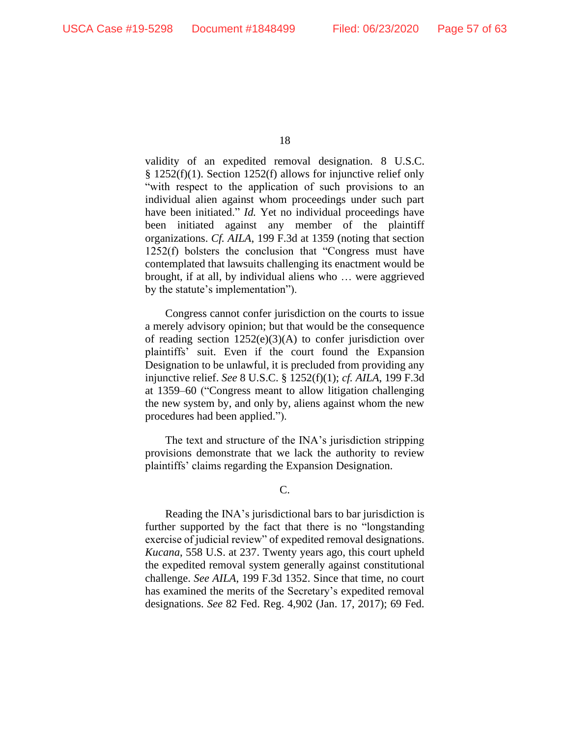validity of an expedited removal designation. 8 U.S.C. § 1252(f)(1). Section 1252(f) allows for injunctive relief only "with respect to the application of such provisions to an individual alien against whom proceedings under such part have been initiated." *Id.* Yet no individual proceedings have been initiated against any member of the plaintiff organizations. *Cf. AILA*, 199 F.3d at 1359 (noting that section 1252(f) bolsters the conclusion that "Congress must have contemplated that lawsuits challenging its enactment would be brought, if at all, by individual aliens who … were aggrieved by the statute's implementation").

Congress cannot confer jurisdiction on the courts to issue a merely advisory opinion; but that would be the consequence of reading section 1252(e)(3)(A) to confer jurisdiction over plaintiffs' suit. Even if the court found the Expansion Designation to be unlawful, it is precluded from providing any injunctive relief. *See* 8 U.S.C. § 1252(f)(1); *cf. AILA*, 199 F.3d at 1359–60 ("Congress meant to allow litigation challenging the new system by, and only by, aliens against whom the new procedures had been applied.").

The text and structure of the INA's jurisdiction stripping provisions demonstrate that we lack the authority to review plaintiffs' claims regarding the Expansion Designation.

C.

Reading the INA's jurisdictional bars to bar jurisdiction is further supported by the fact that there is no "longstanding exercise of judicial review" of expedited removal designations. *Kucana*, 558 U.S. at 237. Twenty years ago, this court upheld the expedited removal system generally against constitutional challenge. *See AILA*, 199 F.3d 1352. Since that time, no court has examined the merits of the Secretary's expedited removal designations. *See* 82 Fed. Reg. 4,902 (Jan. 17, 2017); 69 Fed.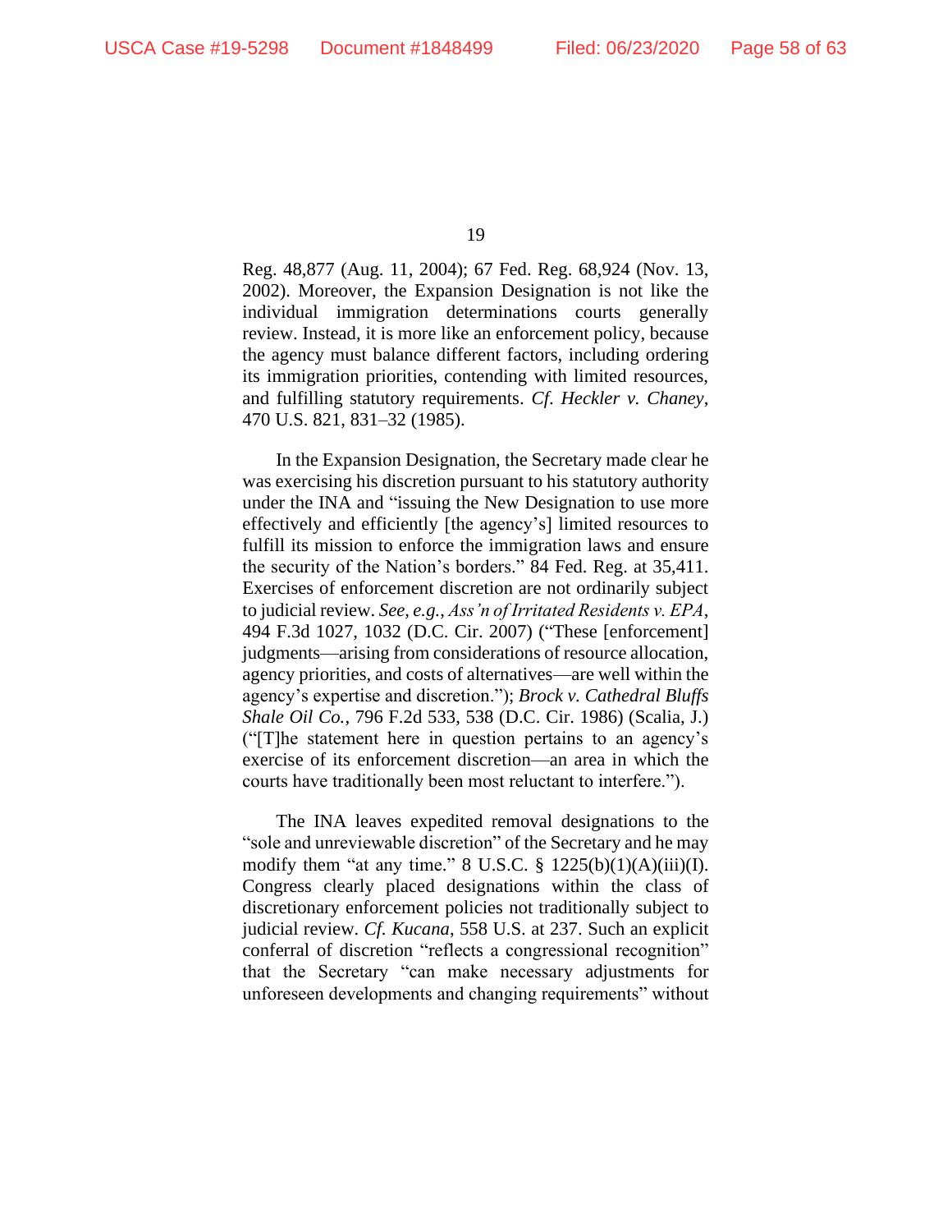Reg. 48,877 (Aug. 11, 2004); 67 Fed. Reg. 68,924 (Nov. 13, 2002). Moreover, the Expansion Designation is not like the individual immigration determinations courts generally review. Instead, it is more like an enforcement policy, because the agency must balance different factors, including ordering its immigration priorities, contending with limited resources, and fulfilling statutory requirements. *Cf. Heckler v. Chaney*, 470 U.S. 821, 831–32 (1985).

In the Expansion Designation, the Secretary made clear he was exercising his discretion pursuant to his statutory authority under the INA and "issuing the New Designation to use more effectively and efficiently [the agency's] limited resources to fulfill its mission to enforce the immigration laws and ensure the security of the Nation's borders." 84 Fed. Reg. at 35,411. Exercises of enforcement discretion are not ordinarily subject to judicial review. *See, e.g.*, *Ass'n of Irritated Residents v. EPA*, 494 F.3d 1027, 1032 (D.C. Cir. 2007) ("These [enforcement] judgments—arising from considerations of resource allocation, agency priorities, and costs of alternatives—are well within the agency's expertise and discretion."); *Brock v. Cathedral Bluffs Shale Oil Co.*, 796 F.2d 533, 538 (D.C. Cir. 1986) (Scalia, J.) ("[T]he statement here in question pertains to an agency's exercise of its enforcement discretion—an area in which the courts have traditionally been most reluctant to interfere.").

The INA leaves expedited removal designations to the "sole and unreviewable discretion" of the Secretary and he may modify them "at any time." 8 U.S.C. § 1225(b)(1)(A)(iii)(I). Congress clearly placed designations within the class of discretionary enforcement policies not traditionally subject to judicial review. *Cf. Kucana*, 558 U.S. at 237. Such an explicit conferral of discretion "reflects a congressional recognition" that the Secretary "can make necessary adjustments for unforeseen developments and changing requirements" without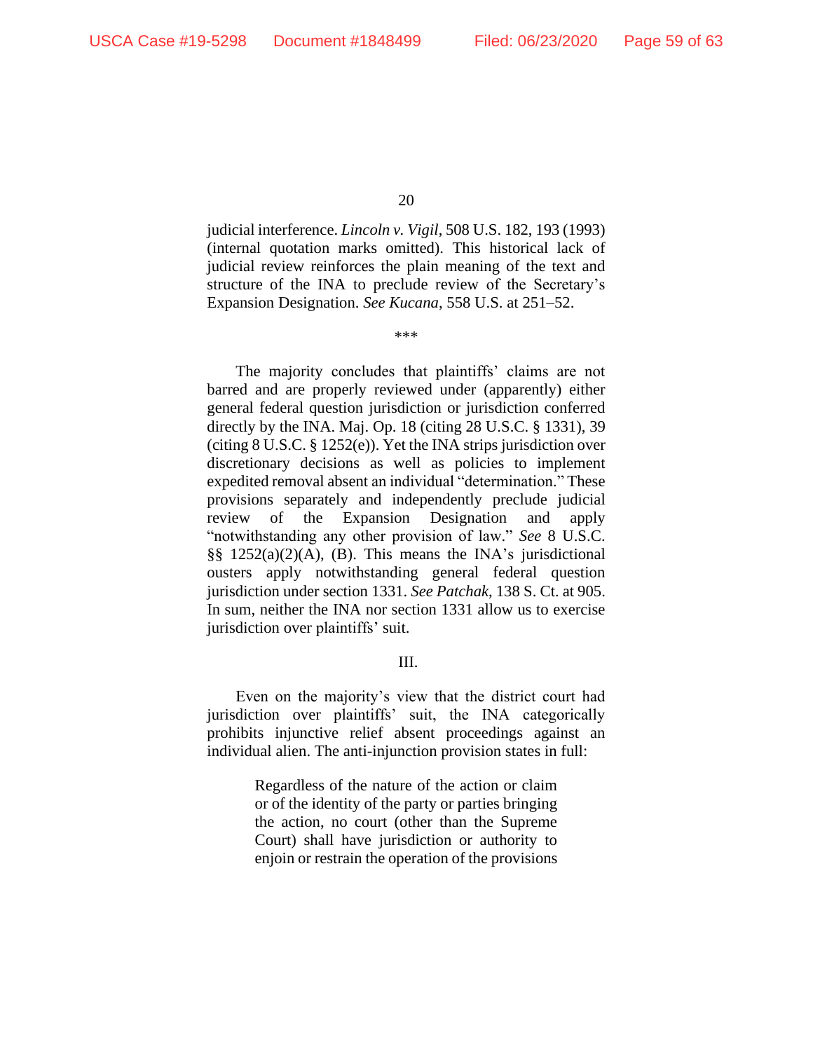judicial interference. *Lincoln v. Vigil*, 508 U.S. 182, 193 (1993) (internal quotation marks omitted). This historical lack of judicial review reinforces the plain meaning of the text and structure of the INA to preclude review of the Secretary's Expansion Designation. *See Kucana*, 558 U.S. at 251–52.

\*\*\*

The majority concludes that plaintiffs' claims are not barred and are properly reviewed under (apparently) either general federal question jurisdiction or jurisdiction conferred directly by the INA. Maj. Op. 18 (citing 28 U.S.C. § 1331), 39 (citing 8 U.S.C. § 1252(e)). Yet the INA strips jurisdiction over discretionary decisions as well as policies to implement expedited removal absent an individual "determination." These provisions separately and independently preclude judicial review of the Expansion Designation and apply "notwithstanding any other provision of law." *See* 8 U.S.C. §§ 1252(a)(2)(A), (B). This means the INA's jurisdictional ousters apply notwithstanding general federal question jurisdiction under section 1331. *See Patchak*, 138 S. Ct. at 905. In sum, neither the INA nor section 1331 allow us to exercise jurisdiction over plaintiffs' suit.

## III.

Even on the majority's view that the district court had jurisdiction over plaintiffs' suit, the INA categorically prohibits injunctive relief absent proceedings against an individual alien. The anti-injunction provision states in full:

> Regardless of the nature of the action or claim or of the identity of the party or parties bringing the action, no court (other than the Supreme Court) shall have jurisdiction or authority to enjoin or restrain the operation of the provisions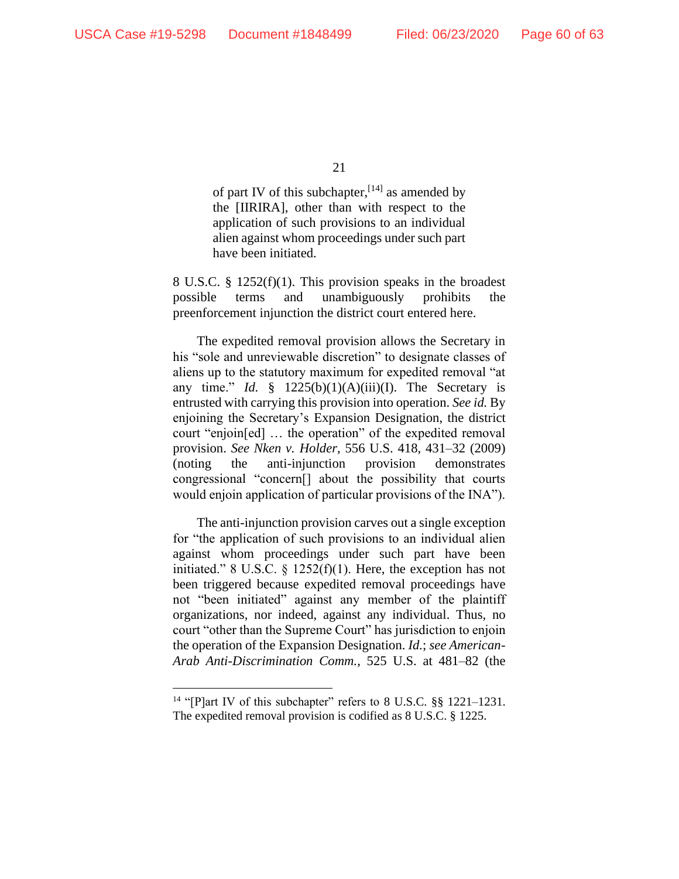> of part IV of this subchapter,[14] as amended by the [IIRIRA], other than with respect to the application of such provisions to an individual alien against whom proceedings under such part have been initiated.

8 U.S.C. § 1252(f)(1). This provision speaks in the broadest possible terms and unambiguously prohibits the preenforcement injunction the district court entered here.

The expedited removal provision allows the Secretary in his "sole and unreviewable discretion" to designate classes of aliens up to the statutory maximum for expedited removal "at any time." *Id.* § 1225(b)(1)(A)(iii)(I). The Secretary is entrusted with carrying this provision into operation. *See id.* By enjoining the Secretary's Expansion Designation, the district court "enjoin[ed] … the operation" of the expedited removal provision. *See Nken v. Holder*, 556 U.S. 418, 431–32 (2009) (noting the anti-injunction provision demonstrates congressional "concern[] about the possibility that courts would enjoin application of particular provisions of the INA").

The anti-injunction provision carves out a single exception for "the application of such provisions to an individual alien against whom proceedings under such part have been initiated." 8 U.S.C. § 1252(f)(1). Here, the exception has not been triggered because expedited removal proceedings have not "been initiated" against any member of the plaintiff organizations, nor indeed, against any individual. Thus, no court "other than the Supreme Court" has jurisdiction to enjoin the operation of the Expansion Designation. *Id.*; *see American-Arab Anti-Discrimination Comm.*, 525 U.S. at 481–82 (the

---

[14] "[P]art IV of this subchapter" refers to 8 U.S.C. §§ 1221–1231. The expedited removal provision is codified as 8 U.S.C. § 1225.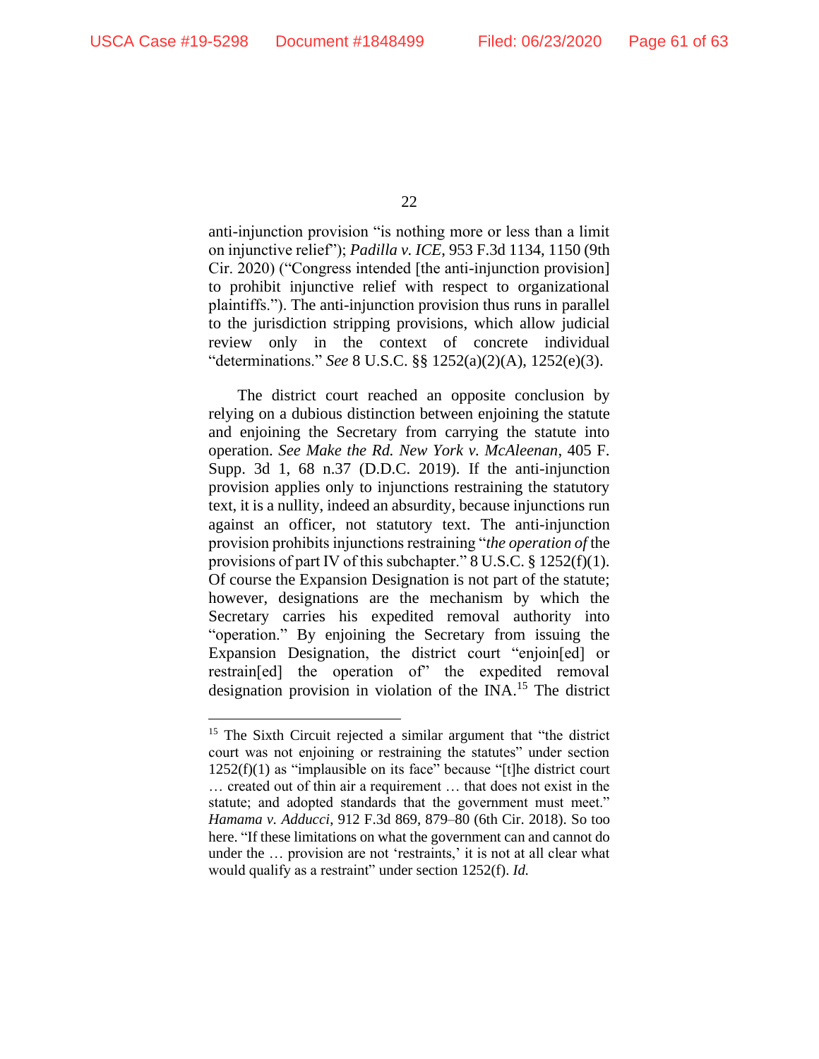anti-injunction provision "is nothing more or less than a limit on injunctive relief"); *Padilla v. ICE*, 953 F.3d 1134, 1150 (9th Cir. 2020) ("Congress intended [the anti-injunction provision] to prohibit injunctive relief with respect to organizational plaintiffs."). The anti-injunction provision thus runs in parallel to the jurisdiction stripping provisions, which allow judicial review only in the context of concrete individual "determinations." *See* 8 U.S.C. §§ 1252(a)(2)(A), 1252(e)(3).

The district court reached an opposite conclusion by relying on a dubious distinction between enjoining the statute and enjoining the Secretary from carrying the statute into operation. *See Make the Rd. New York v. McAleenan*, 405 F. Supp. 3d 1, 68 n.37 (D.D.C. 2019). If the anti-injunction provision applies only to injunctions restraining the statutory text, it is a nullity, indeed an absurdity, because injunctions run against an officer, not statutory text. The anti-injunction provision prohibits injunctions restraining "*the operation of* the provisions of part IV of this subchapter." 8 U.S.C. § 1252(f)(1). Of course the Expansion Designation is not part of the statute; however, designations are the mechanism by which the Secretary carries his expedited removal authority into "operation." By enjoining the Secretary from issuing the Expansion Designation, the district court "enjoin[ed] or restrain[ed] the operation of" the expedited removal designation provision in violation of the INA.[15] The district

[15] The Sixth Circuit rejected a similar argument that "the district court was not enjoining or restraining the statutes" under section 1252(f)(1) as "implausible on its face" because "[t]he district court … created out of thin air a requirement … that does not exist in the statute; and adopted standards that the government must meet." *Hamama v. Adducci*, 912 F.3d 869, 879–80 (6th Cir. 2018). So too here. "If these limitations on what the government can and cannot do under the … provision are not 'restraints,' it is not at all clear what would qualify as a restraint" under section 1252(f). *Id.*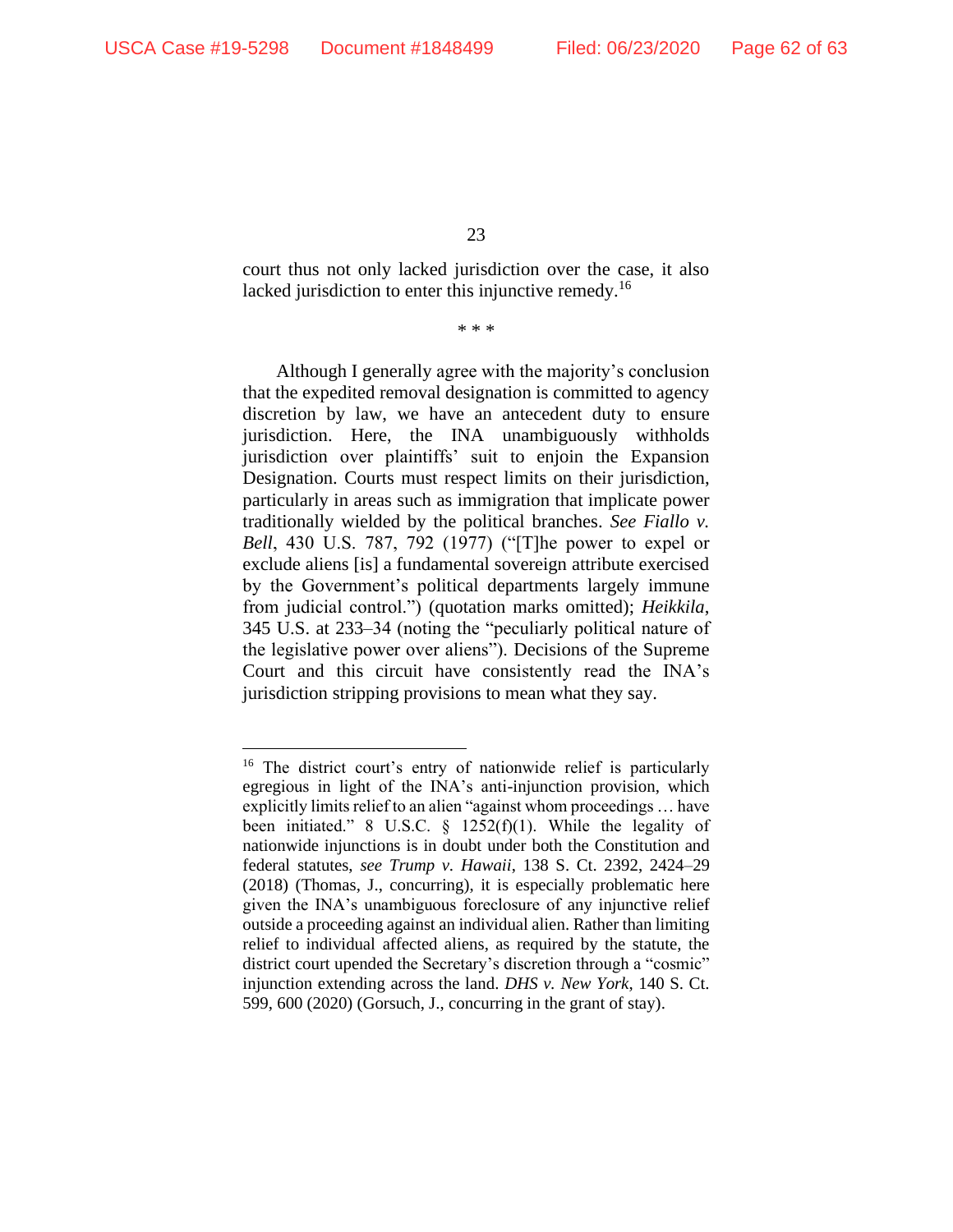court thus not only lacked jurisdiction over the case, it also lacked jurisdiction to enter this injunctive remedy.[16]

\* \* \*

Although I generally agree with the majority's conclusion that the expedited removal designation is committed to agency discretion by law, we have an antecedent duty to ensure jurisdiction. Here, the INA unambiguously withholds jurisdiction over plaintiffs' suit to enjoin the Expansion Designation. Courts must respect limits on their jurisdiction, particularly in areas such as immigration that implicate power traditionally wielded by the political branches. *See Fiallo v. Bell*, 430 U.S. 787, 792 (1977) ("[T]he power to expel or exclude aliens [is] a fundamental sovereign attribute exercised by the Government's political departments largely immune from judicial control.") (quotation marks omitted); *Heikkila*, 345 U.S. at 233–34 (noting the "peculiarly political nature of the legislative power over aliens"). Decisions of the Supreme Court and this circuit have consistently read the INA's jurisdiction stripping provisions to mean what they say.

---

[16] The district court's entry of nationwide relief is particularly egregious in light of the INA's anti-injunction provision, which explicitly limits relief to an alien "against whom proceedings … have been initiated." 8 U.S.C. § 1252(f)(1). While the legality of nationwide injunctions is in doubt under both the Constitution and federal statutes, *see Trump v. Hawaii*, 138 S. Ct. 2392, 2424–29 (2018) (Thomas, J., concurring), it is especially problematic here given the INA's unambiguous foreclosure of any injunctive relief outside a proceeding against an individual alien. Rather than limiting relief to individual affected aliens, as required by the statute, the district court upended the Secretary's discretion through a "cosmic" injunction extending across the land. *DHS v. New York*, 140 S. Ct. 599, 600 (2020) (Gorsuch, J., concurring in the grant of stay).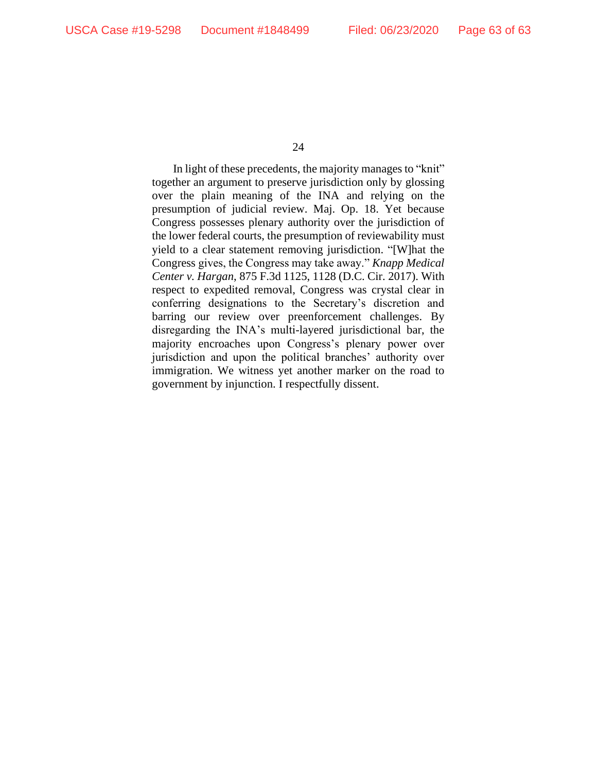In light of these precedents, the majority manages to "knit" together an argument to preserve jurisdiction only by glossing over the plain meaning of the INA and relying on the presumption of judicial review. Maj. Op. 18. Yet because Congress possesses plenary authority over the jurisdiction of the lower federal courts, the presumption of reviewability must yield to a clear statement removing jurisdiction. "[W]hat the Congress gives, the Congress may take away." *Knapp Medical Center v. Hargan*, 875 F.3d 1125, 1128 (D.C. Cir. 2017). With respect to expedited removal, Congress was crystal clear in conferring designations to the Secretary's discretion and barring our review over preenforcement challenges. By disregarding the INA's multi-layered jurisdictional bar, the majority encroaches upon Congress's plenary power over jurisdiction and upon the political branches' authority over immigration. We witness yet another marker on the road to government by injunction. I respectfully dissent.